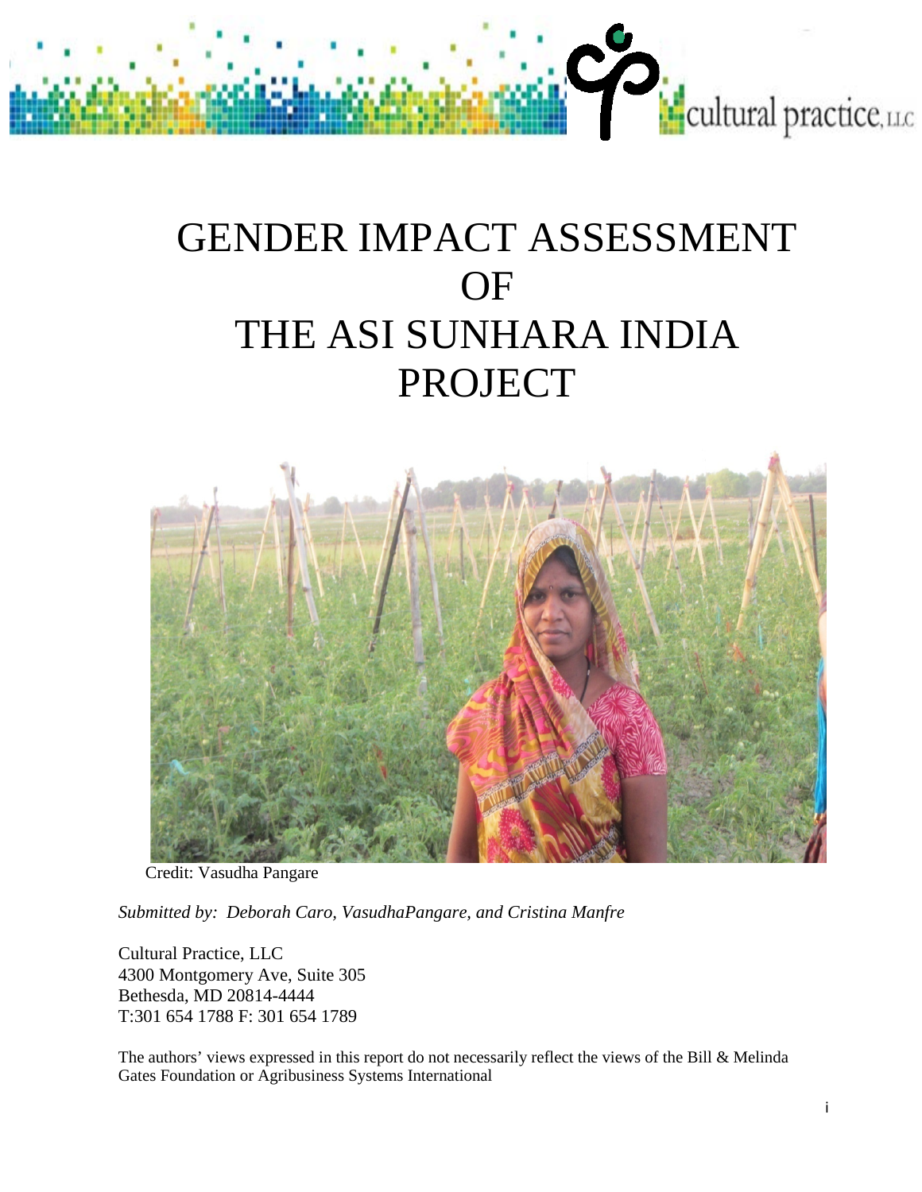cultural practice, LLC

# GENDER IMPACT ASSESSMENT OF THE ASI SUNHARA INDIA PROJECT

Credit: Vasudha Pangare

*Submitted by: Deborah Caro, VasudhaPangare, and Cristina Manfre*

Cultural Practice, LLC
4300 Montgomery Ave, Suite 305
Bethesda, MD 20814-4444
T:301 654 1788 F: 301 654 1789

The authors' views expressed in this report do not necessarily reflect the views of the Bill & Melinda Gates Foundation or Agribusiness Systems International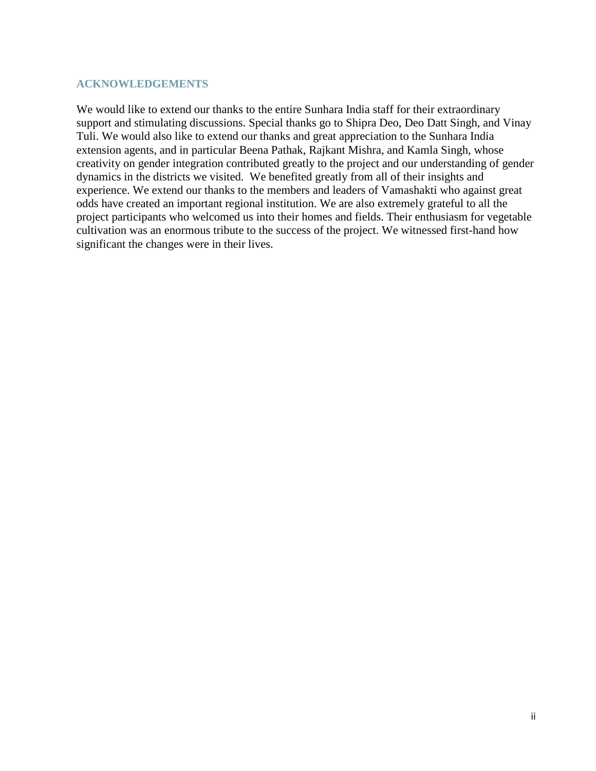## ACKNOWLEDGEMENTS

We would like to extend our thanks to the entire Sunhara India staff for their extraordinary support and stimulating discussions. Special thanks go to Shipra Deo, Deo Datt Singh, and Vinay Tuli. We would also like to extend our thanks and great appreciation to the Sunhara India extension agents, and in particular Beena Pathak, Rajkant Mishra, and Kamla Singh, whose creativity on gender integration contributed greatly to the project and our understanding of gender dynamics in the districts we visited. We benefited greatly from all of their insights and experience. We extend our thanks to the members and leaders of Vamashakti who against great odds have created an important regional institution. We are also extremely grateful to all the project participants who welcomed us into their homes and fields. Their enthusiasm for vegetable cultivation was an enormous tribute to the success of the project. We witnessed first-hand how significant the changes were in their lives.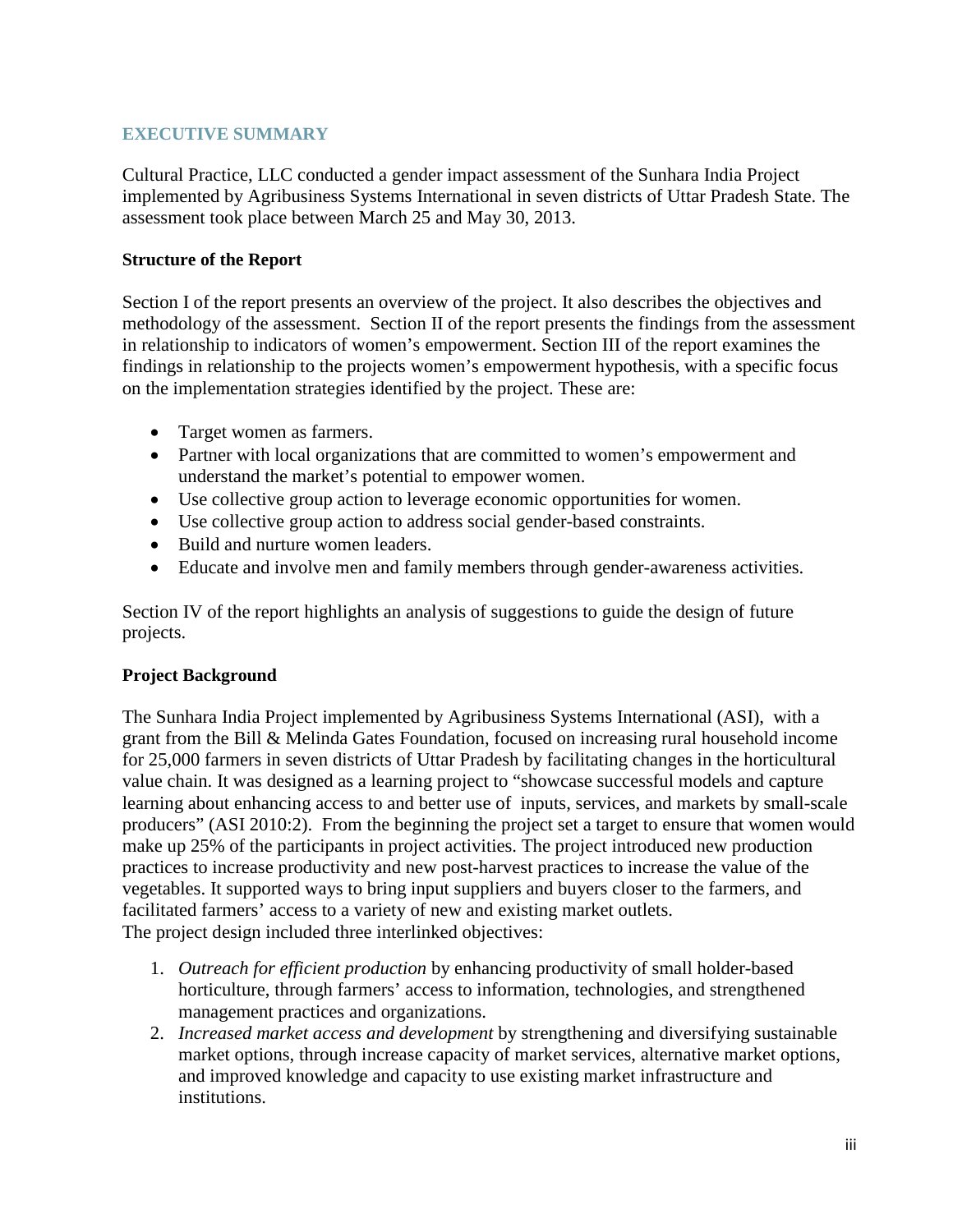## EXECUTIVE SUMMARY

Cultural Practice, LLC conducted a gender impact assessment of the Sunhara India Project implemented by Agribusiness Systems International in seven districts of Uttar Pradesh State. The assessment took place between March 25 and May 30, 2013.

**Structure of the Report**

Section I of the report presents an overview of the project. It also describes the objectives and methodology of the assessment. Section II of the report presents the findings from the assessment in relationship to indicators of women's empowerment. Section III of the report examines the findings in relationship to the projects women's empowerment hypothesis, with a specific focus on the implementation strategies identified by the project. These are:

- Target women as farmers.
- Partner with local organizations that are committed to women's empowerment and understand the market's potential to empower women.
- Use collective group action to leverage economic opportunities for women.
- Use collective group action to address social gender-based constraints.
- Build and nurture women leaders.
- Educate and involve men and family members through gender-awareness activities.

Section IV of the report highlights an analysis of suggestions to guide the design of future projects.

**Project Background**

The Sunhara India Project implemented by Agribusiness Systems International (ASI), with a grant from the Bill & Melinda Gates Foundation, focused on increasing rural household income for 25,000 farmers in seven districts of Uttar Pradesh by facilitating changes in the horticultural value chain. It was designed as a learning project to "showcase successful models and capture learning about enhancing access to and better use of inputs, services, and markets by small-scale producers" (ASI 2010:2). From the beginning the project set a target to ensure that women would make up 25% of the participants in project activities. The project introduced new production practices to increase productivity and new post-harvest practices to increase the value of the vegetables. It supported ways to bring input suppliers and buyers closer to the farmers, and facilitated farmers' access to a variety of new and existing market outlets.
The project design included three interlinked objectives:

1. *Outreach for efficient production* by enhancing productivity of small holder-based horticulture, through farmers' access to information, technologies, and strengthened management practices and organizations.
2. *Increased market access and development* by strengthening and diversifying sustainable market options, through increase capacity of market services, alternative market options, and improved knowledge and capacity to use existing market infrastructure and institutions.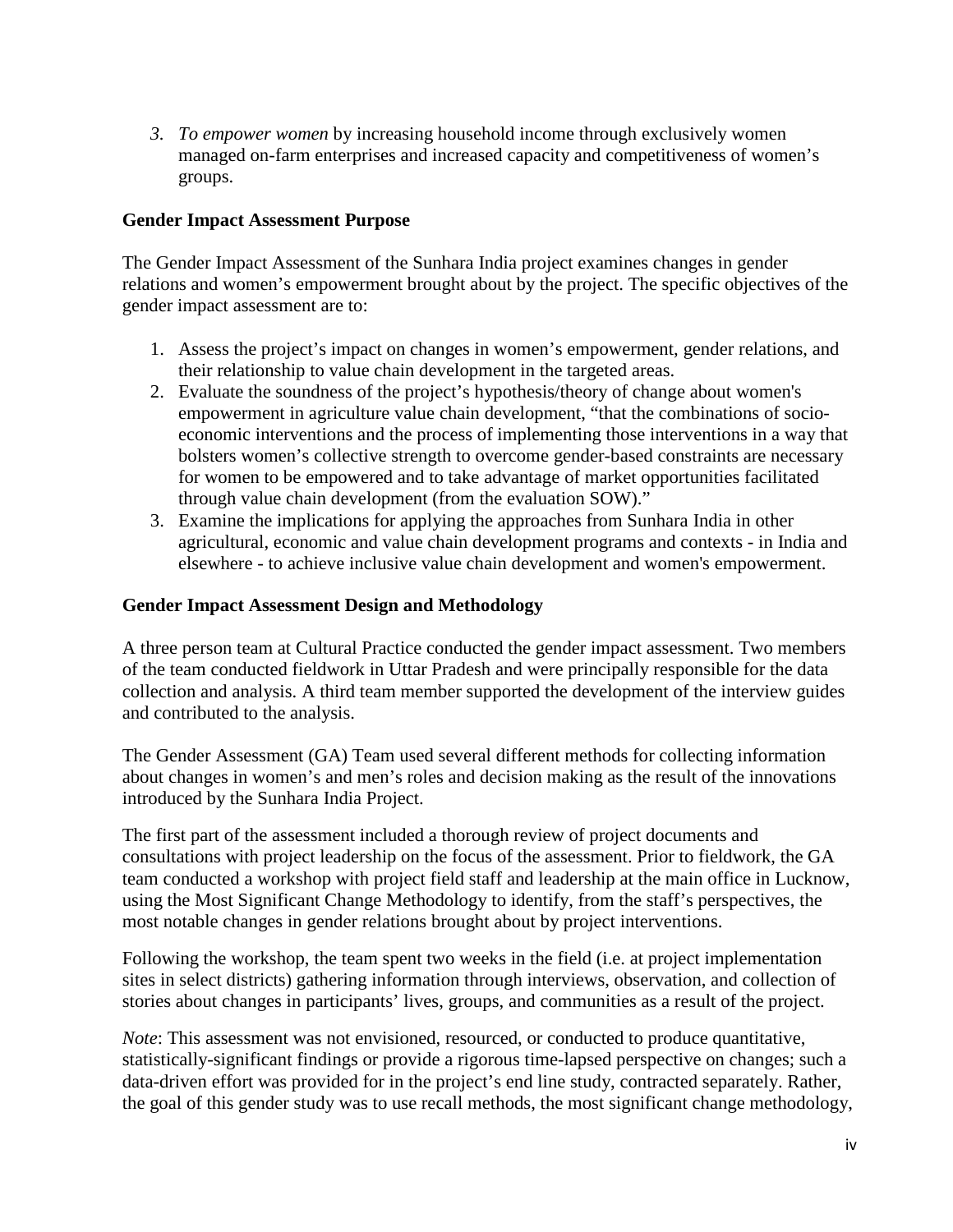3. *To empower women* by increasing household income through exclusively women managed on-farm enterprises and increased capacity and competitiveness of women's groups.

**Gender Impact Assessment Purpose**

The Gender Impact Assessment of the Sunhara India project examines changes in gender relations and women's empowerment brought about by the project. The specific objectives of the gender impact assessment are to:

1. Assess the project's impact on changes in women's empowerment, gender relations, and their relationship to value chain development in the targeted areas.
2. Evaluate the soundness of the project's hypothesis/theory of change about women's empowerment in agriculture value chain development, "that the combinations of socio-economic interventions and the process of implementing those interventions in a way that bolsters women's collective strength to overcome gender-based constraints are necessary for women to be empowered and to take advantage of market opportunities facilitated through value chain development (from the evaluation SOW)."
3. Examine the implications for applying the approaches from Sunhara India in other agricultural, economic and value chain development programs and contexts - in India and elsewhere - to achieve inclusive value chain development and women's empowerment.

**Gender Impact Assessment Design and Methodology**

A three person team at Cultural Practice conducted the gender impact assessment. Two members of the team conducted fieldwork in Uttar Pradesh and were principally responsible for the data collection and analysis. A third team member supported the development of the interview guides and contributed to the analysis.

The Gender Assessment (GA) Team used several different methods for collecting information about changes in women's and men's roles and decision making as the result of the innovations introduced by the Sunhara India Project.

The first part of the assessment included a thorough review of project documents and consultations with project leadership on the focus of the assessment. Prior to fieldwork, the GA team conducted a workshop with project field staff and leadership at the main office in Lucknow, using the Most Significant Change Methodology to identify, from the staff's perspectives, the most notable changes in gender relations brought about by project interventions.

Following the workshop, the team spent two weeks in the field (i.e. at project implementation sites in select districts) gathering information through interviews, observation, and collection of stories about changes in participants' lives, groups, and communities as a result of the project.

*Note*: This assessment was not envisioned, resourced, or conducted to produce quantitative, statistically-significant findings or provide a rigorous time-lapsed perspective on changes; such a data-driven effort was provided for in the project's end line study, contracted separately. Rather, the goal of this gender study was to use recall methods, the most significant change methodology,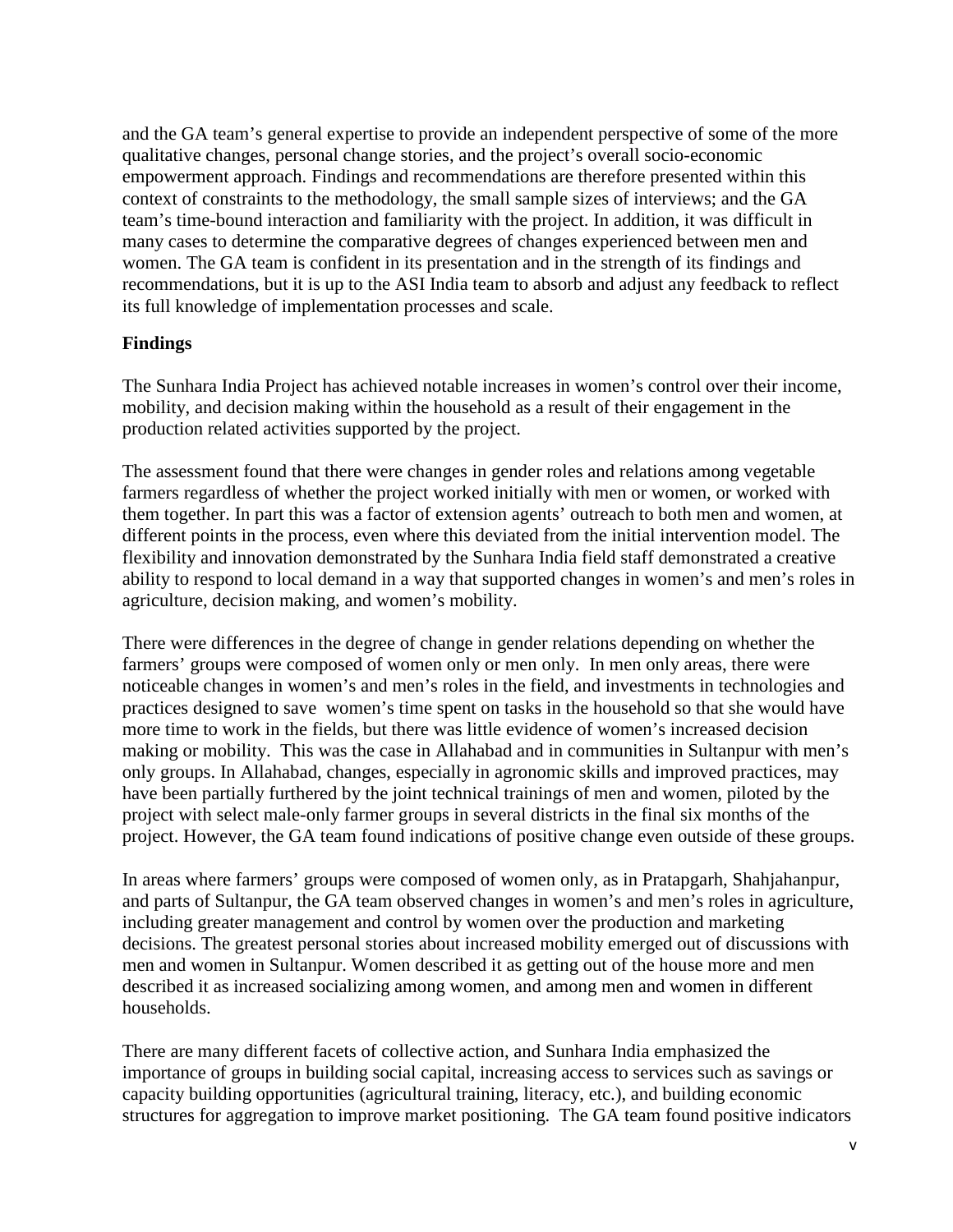and the GA team's general expertise to provide an independent perspective of some of the more qualitative changes, personal change stories, and the project's overall socio-economic empowerment approach. Findings and recommendations are therefore presented within this context of constraints to the methodology, the small sample sizes of interviews; and the GA team's time-bound interaction and familiarity with the project. In addition, it was difficult in many cases to determine the comparative degrees of changes experienced between men and women. The GA team is confident in its presentation and in the strength of its findings and recommendations, but it is up to the ASI India team to absorb and adjust any feedback to reflect its full knowledge of implementation processes and scale.

**Findings**

The Sunhara India Project has achieved notable increases in women's control over their income, mobility, and decision making within the household as a result of their engagement in the production related activities supported by the project.

The assessment found that there were changes in gender roles and relations among vegetable farmers regardless of whether the project worked initially with men or women, or worked with them together. In part this was a factor of extension agents' outreach to both men and women, at different points in the process, even where this deviated from the initial intervention model. The flexibility and innovation demonstrated by the Sunhara India field staff demonstrated a creative ability to respond to local demand in a way that supported changes in women's and men's roles in agriculture, decision making, and women's mobility.

There were differences in the degree of change in gender relations depending on whether the farmers' groups were composed of women only or men only. In men only areas, there were noticeable changes in women's and men's roles in the field, and investments in technologies and practices designed to save women's time spent on tasks in the household so that she would have more time to work in the fields, but there was little evidence of women's increased decision making or mobility. This was the case in Allahabad and in communities in Sultanpur with men's only groups. In Allahabad, changes, especially in agronomic skills and improved practices, may have been partially furthered by the joint technical trainings of men and women, piloted by the project with select male-only farmer groups in several districts in the final six months of the project. However, the GA team found indications of positive change even outside of these groups.

In areas where farmers' groups were composed of women only, as in Pratapgarh, Shahjahanpur, and parts of Sultanpur, the GA team observed changes in women's and men's roles in agriculture, including greater management and control by women over the production and marketing decisions. The greatest personal stories about increased mobility emerged out of discussions with men and women in Sultanpur. Women described it as getting out of the house more and men described it as increased socializing among women, and among men and women in different households.

There are many different facets of collective action, and Sunhara India emphasized the importance of groups in building social capital, increasing access to services such as savings or capacity building opportunities (agricultural training, literacy, etc.), and building economic structures for aggregation to improve market positioning. The GA team found positive indicators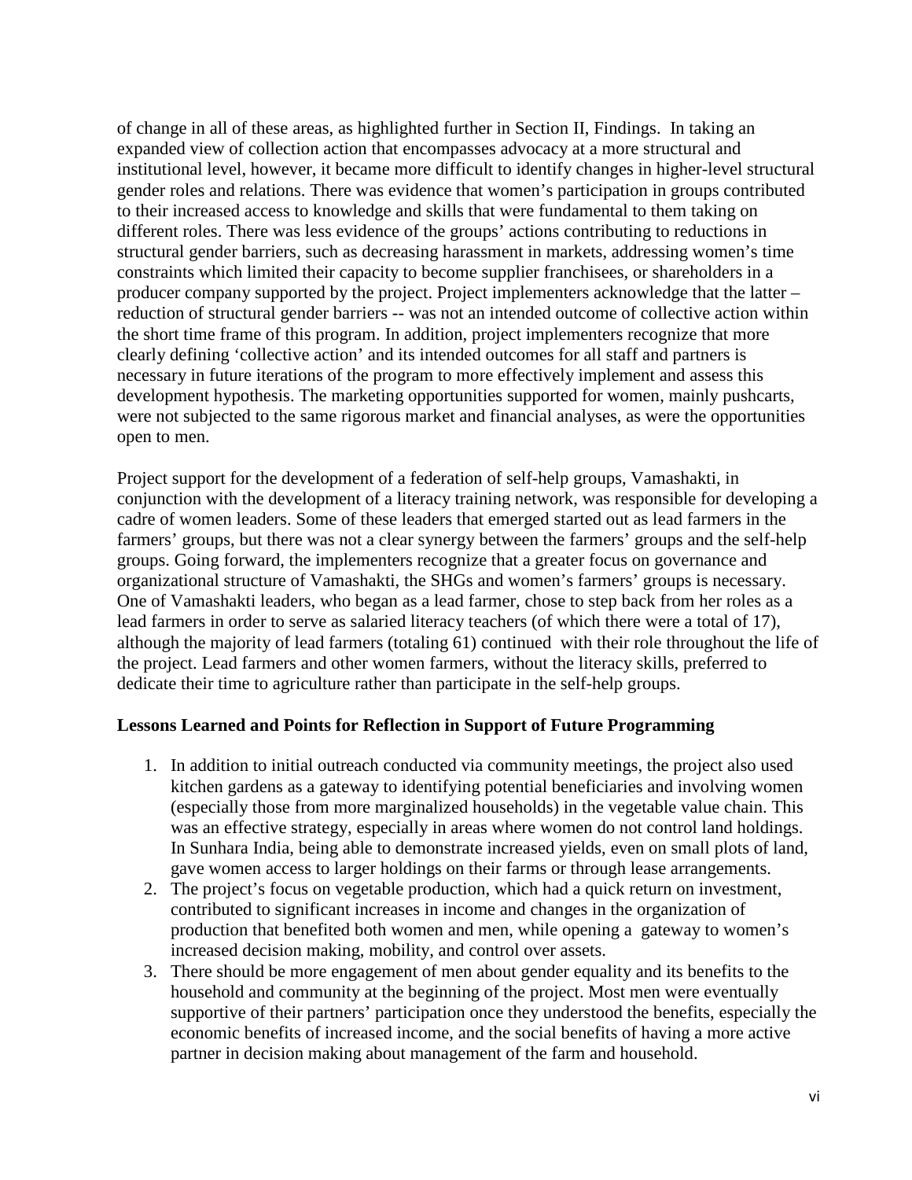of change in all of these areas, as highlighted further in Section II, Findings. In taking an expanded view of collection action that encompasses advocacy at a more structural and institutional level, however, it became more difficult to identify changes in higher-level structural gender roles and relations. There was evidence that women's participation in groups contributed to their increased access to knowledge and skills that were fundamental to them taking on different roles. There was less evidence of the groups' actions contributing to reductions in structural gender barriers, such as decreasing harassment in markets, addressing women's time constraints which limited their capacity to become supplier franchisees, or shareholders in a producer company supported by the project. Project implementers acknowledge that the latter – reduction of structural gender barriers -- was not an intended outcome of collective action within the short time frame of this program. In addition, project implementers recognize that more clearly defining 'collective action' and its intended outcomes for all staff and partners is necessary in future iterations of the program to more effectively implement and assess this development hypothesis. The marketing opportunities supported for women, mainly pushcarts, were not subjected to the same rigorous market and financial analyses, as were the opportunities open to men.

Project support for the development of a federation of self-help groups, Vamashakti, in conjunction with the development of a literacy training network, was responsible for developing a cadre of women leaders. Some of these leaders that emerged started out as lead farmers in the farmers' groups, but there was not a clear synergy between the farmers' groups and the self-help groups. Going forward, the implementers recognize that a greater focus on governance and organizational structure of Vamashakti, the SHGs and women's farmers' groups is necessary. One of Vamashakti leaders, who began as a lead farmer, chose to step back from her roles as a lead farmers in order to serve as salaried literacy teachers (of which there were a total of 17), although the majority of lead farmers (totaling 61) continued with their role throughout the life of the project. Lead farmers and other women farmers, without the literacy skills, preferred to dedicate their time to agriculture rather than participate in the self-help groups.

**Lessons Learned and Points for Reflection in Support of Future Programming**

1. In addition to initial outreach conducted via community meetings, the project also used kitchen gardens as a gateway to identifying potential beneficiaries and involving women (especially those from more marginalized households) in the vegetable value chain. This was an effective strategy, especially in areas where women do not control land holdings. In Sunhara India, being able to demonstrate increased yields, even on small plots of land, gave women access to larger holdings on their farms or through lease arrangements.
2. The project's focus on vegetable production, which had a quick return on investment, contributed to significant increases in income and changes in the organization of production that benefited both women and men, while opening a gateway to women's increased decision making, mobility, and control over assets.
3. There should be more engagement of men about gender equality and its benefits to the household and community at the beginning of the project. Most men were eventually supportive of their partners' participation once they understood the benefits, especially the economic benefits of increased income, and the social benefits of having a more active partner in decision making about management of the farm and household.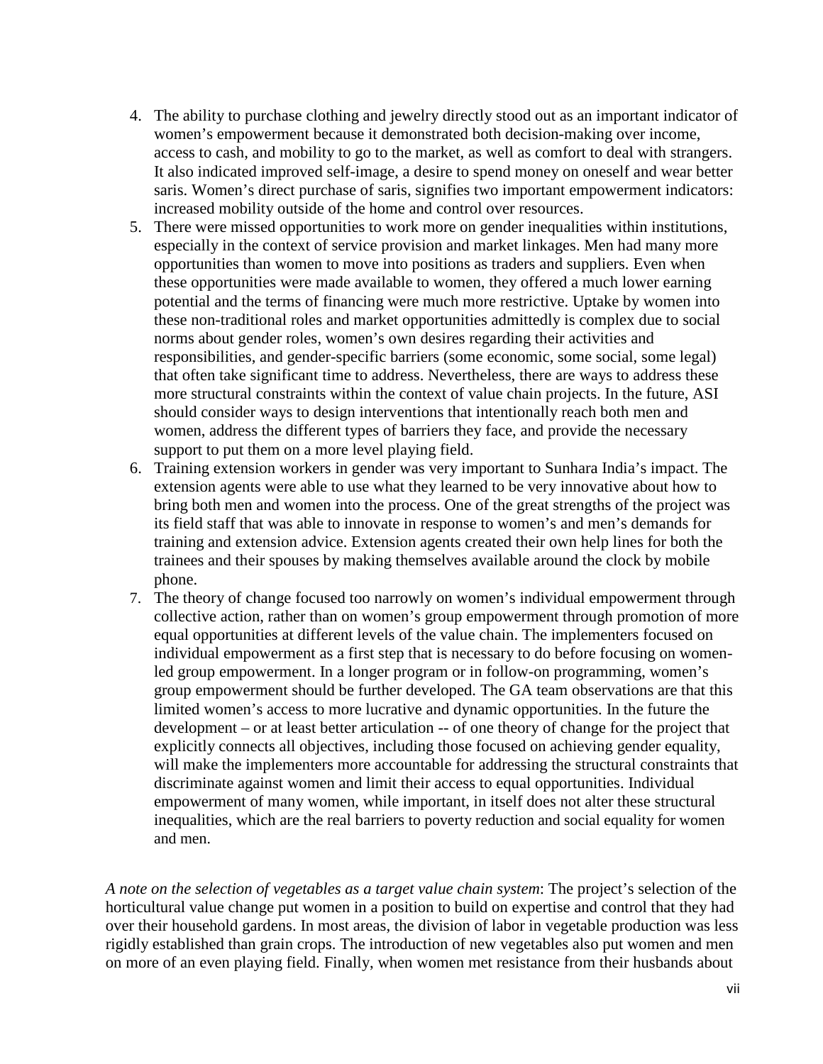4. The ability to purchase clothing and jewelry directly stood out as an important indicator of women's empowerment because it demonstrated both decision-making over income, access to cash, and mobility to go to the market, as well as comfort to deal with strangers. It also indicated improved self-image, a desire to spend money on oneself and wear better saris. Women's direct purchase of saris, signifies two important empowerment indicators: increased mobility outside of the home and control over resources.
5. There were missed opportunities to work more on gender inequalities within institutions, especially in the context of service provision and market linkages. Men had many more opportunities than women to move into positions as traders and suppliers. Even when these opportunities were made available to women, they offered a much lower earning potential and the terms of financing were much more restrictive. Uptake by women into these non-traditional roles and market opportunities admittedly is complex due to social norms about gender roles, women's own desires regarding their activities and responsibilities, and gender-specific barriers (some economic, some social, some legal) that often take significant time to address. Nevertheless, there are ways to address these more structural constraints within the context of value chain projects. In the future, ASI should consider ways to design interventions that intentionally reach both men and women, address the different types of barriers they face, and provide the necessary support to put them on a more level playing field.
6. Training extension workers in gender was very important to Sunhara India's impact. The extension agents were able to use what they learned to be very innovative about how to bring both men and women into the process. One of the great strengths of the project was its field staff that was able to innovate in response to women's and men's demands for training and extension advice. Extension agents created their own help lines for both the trainees and their spouses by making themselves available around the clock by mobile phone.
7. The theory of change focused too narrowly on women's individual empowerment through collective action, rather than on women's group empowerment through promotion of more equal opportunities at different levels of the value chain. The implementers focused on individual empowerment as a first step that is necessary to do before focusing on women-led group empowerment. In a longer program or in follow-on programming, women's group empowerment should be further developed. The GA team observations are that this limited women's access to more lucrative and dynamic opportunities. In the future the development – or at least better articulation -- of one theory of change for the project that explicitly connects all objectives, including those focused on achieving gender equality, will make the implementers more accountable for addressing the structural constraints that discriminate against women and limit their access to equal opportunities. Individual empowerment of many women, while important, in itself does not alter these structural inequalities, which are the real barriers to poverty reduction and social equality for women and men.

*A note on the selection of vegetables as a target value chain system*: The project's selection of the horticultural value change put women in a position to build on expertise and control that they had over their household gardens. In most areas, the division of labor in vegetable production was less rigidly established than grain crops. The introduction of new vegetables also put women and men on more of an even playing field. Finally, when women met resistance from their husbands about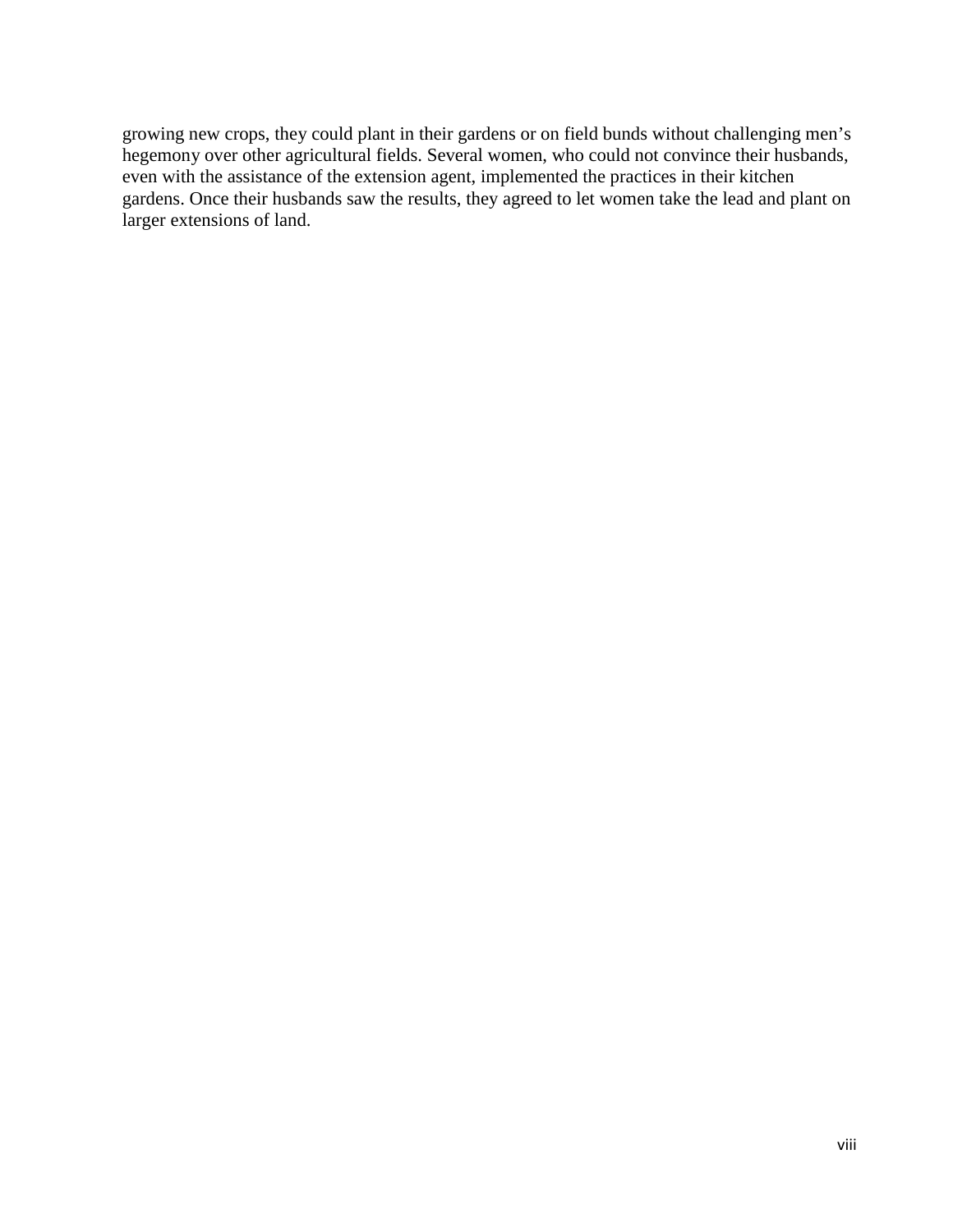growing new crops, they could plant in their gardens or on field bunds without challenging men's hegemony over other agricultural fields. Several women, who could not convince their husbands, even with the assistance of the extension agent, implemented the practices in their kitchen gardens. Once their husbands saw the results, they agreed to let women take the lead and plant on larger extensions of land.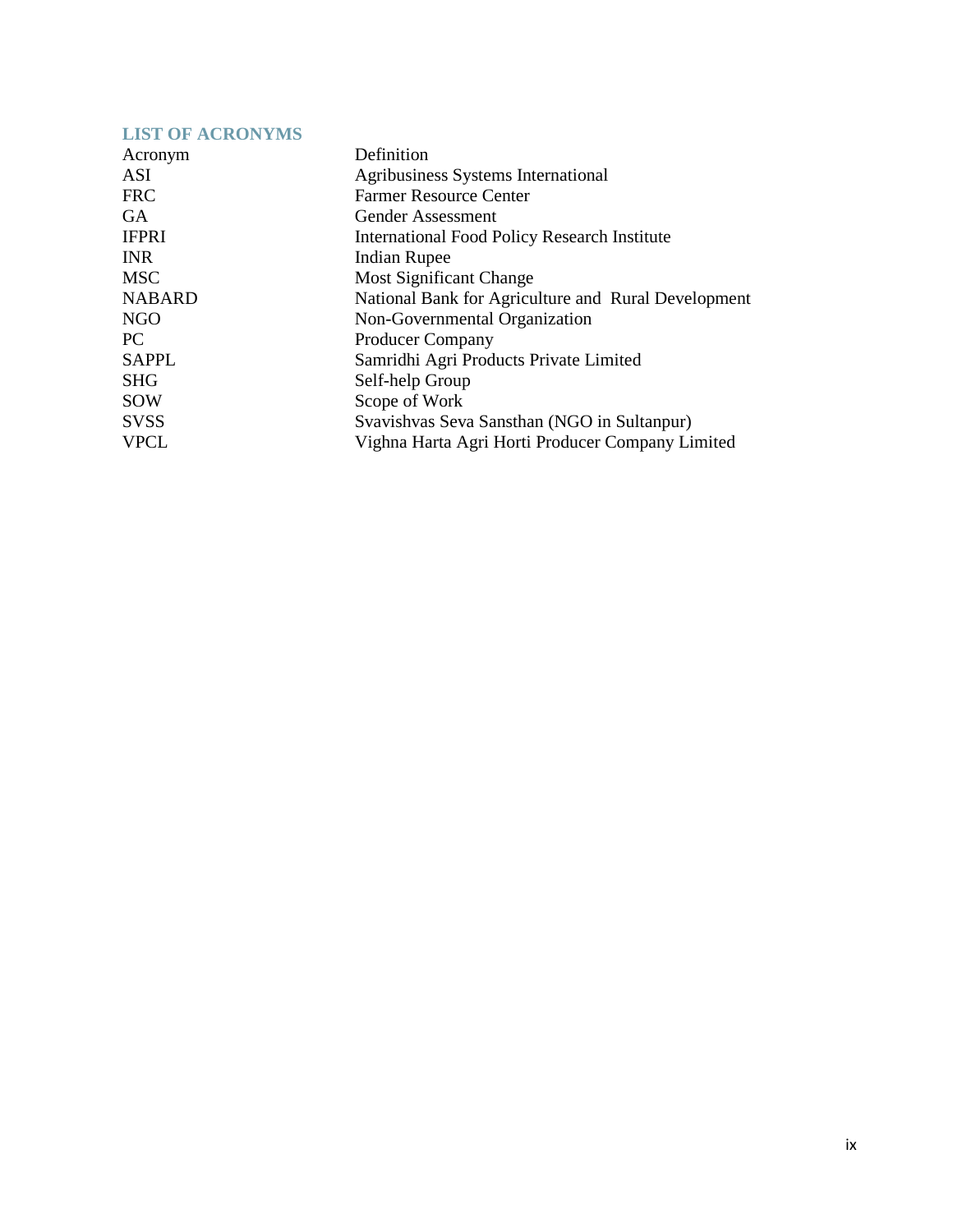## LIST OF ACRONYMS

| Acronym | Definition |
|---|---|
| ASI | Agribusiness Systems International |
| FRC | Farmer Resource Center |
| GA | Gender Assessment |
| IFPRI | International Food Policy Research Institute |
| INR | Indian Rupee |
| MSC | Most Significant Change |
| NABARD | National Bank for Agriculture and Rural Development |
| NGO | Non-Governmental Organization |
| PC | Producer Company |
| SAPPL | Samridhi Agri Products Private Limited |
| SHG | Self-help Group |
| SOW | Scope of Work |
| SVSS | Svavishvas Seva Sansthan (NGO in Sultanpur) |
| VPCL | Vighna Harta Agri Horti Producer Company Limited |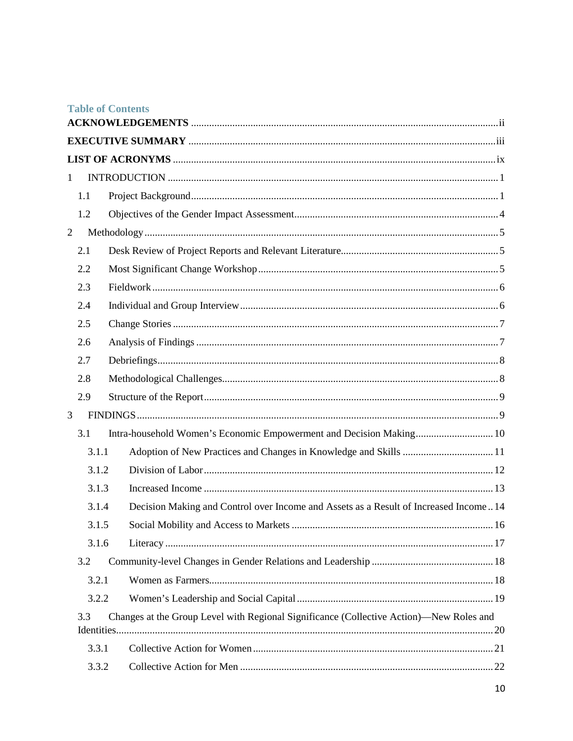## Table of Contents

**ACKNOWLEDGEMENTS** ........ ii

**EXECUTIVE SUMMARY** ........ iii

**LIST OF ACRONYMS** ........ ix

1 INTRODUCTION ........ 1

- 1.1 Project Background ........ 1
- 1.2 Objectives of the Gender Impact Assessment ........ 4

2 Methodology ........ 5

- 2.1 Desk Review of Project Reports and Relevant Literature ........ 5
- 2.2 Most Significant Change Workshop ........ 5
- 2.3 Fieldwork ........ 6
- 2.4 Individual and Group Interview ........ 6
- 2.5 Change Stories ........ 7
- 2.6 Analysis of Findings ........ 7
- 2.7 Debriefings ........ 8
- 2.8 Methodological Challenges ........ 8
- 2.9 Structure of the Report ........ 9

3 FINDINGS ........ 9

- 3.1 Intra-household Women's Economic Empowerment and Decision Making ........ 10
  - 3.1.1 Adoption of New Practices and Changes in Knowledge and Skills ........ 11
  - 3.1.2 Division of Labor ........ 12
  - 3.1.3 Increased Income ........ 13
  - 3.1.4 Decision Making and Control over Income and Assets as a Result of Increased Income .. 14
  - 3.1.5 Social Mobility and Access to Markets ........ 16
  - 3.1.6 Literacy ........ 17
- 3.2 Community-level Changes in Gender Relations and Leadership ........ 18
  - 3.2.1 Women as Farmers ........ 18
  - 3.2.2 Women's Leadership and Social Capital ........ 19
- 3.3 Changes at the Group Level with Regional Significance (Collective Action)—New Roles and Identities ........ 20
  - 3.3.1 Collective Action for Women ........ 21
  - 3.3.2 Collective Action for Men ........ 22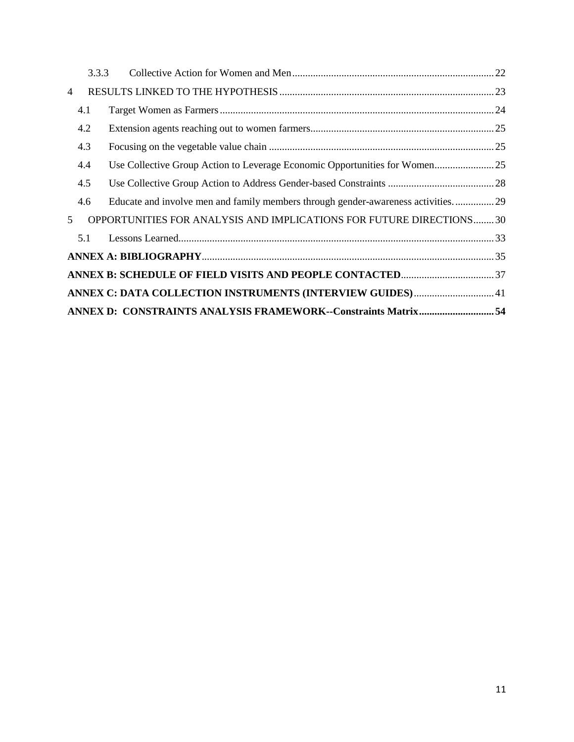3.3.3 Collective Action for Women and Men ... 22

4 RESULTS LINKED TO THE HYPOTHESIS ... 23

4.1 Target Women as Farmers ... 24

4.2 Extension agents reaching out to women farmers ... 25

4.3 Focusing on the vegetable value chain ... 25

4.4 Use Collective Group Action to Leverage Economic Opportunities for Women ... 25

4.5 Use Collective Group Action to Address Gender-based Constraints ... 28

4.6 Educate and involve men and family members through gender-awareness activities. ... 29

5 OPPORTUNITIES FOR ANALYSIS AND IMPLICATIONS FOR FUTURE DIRECTIONS ... 30

5.1 Lessons Learned ... 33

**ANNEX A: BIBLIOGRAPHY** ... 35

**ANNEX B: SCHEDULE OF FIELD VISITS AND PEOPLE CONTACTED** ... 37

**ANNEX C: DATA COLLECTION INSTRUMENTS (INTERVIEW GUIDES)** ... 41

**ANNEX D: CONSTRAINTS ANALYSIS FRAMEWORK--Constraints Matrix ... 54**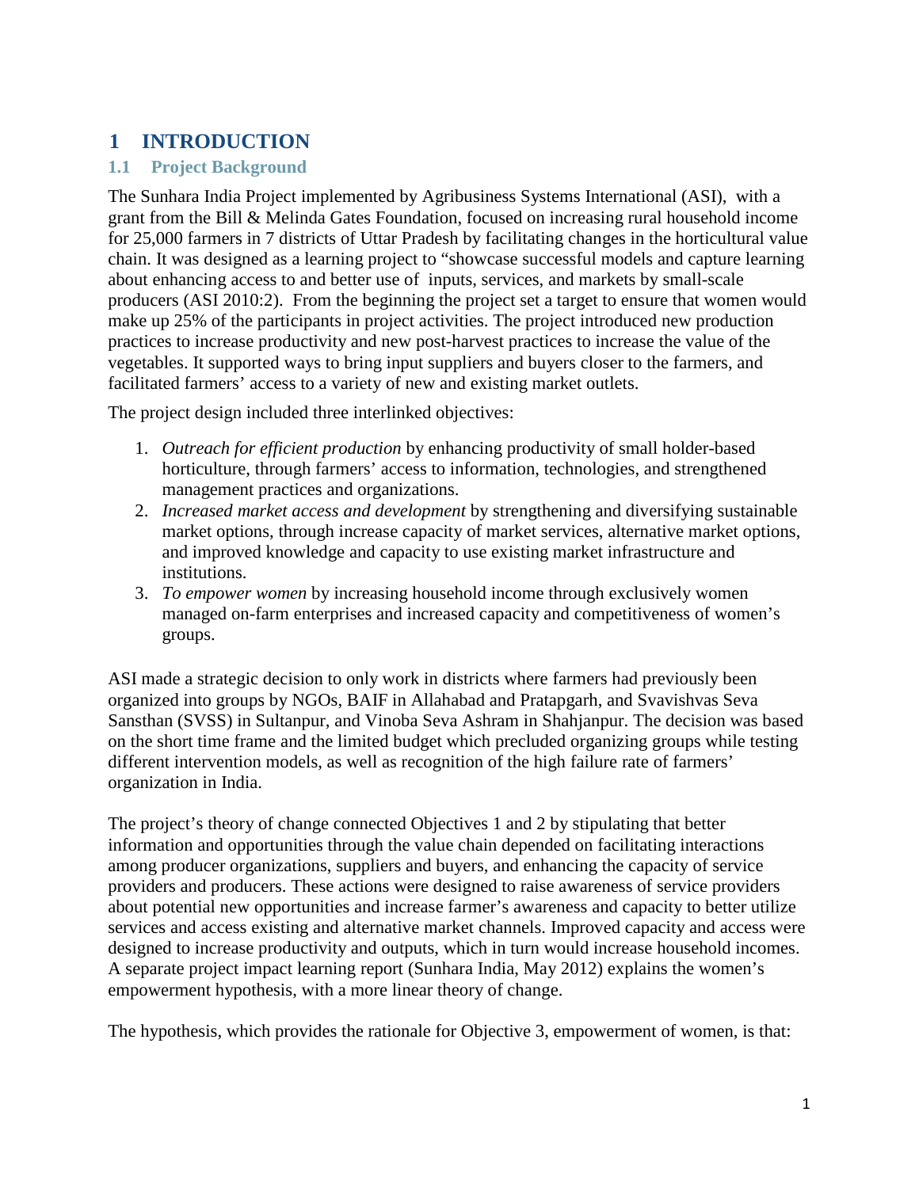# 1 INTRODUCTION

## 1.1 Project Background

The Sunhara India Project implemented by Agribusiness Systems International (ASI), with a grant from the Bill & Melinda Gates Foundation, focused on increasing rural household income for 25,000 farmers in 7 districts of Uttar Pradesh by facilitating changes in the horticultural value chain. It was designed as a learning project to "showcase successful models and capture learning about enhancing access to and better use of inputs, services, and markets by small-scale producers (ASI 2010:2). From the beginning the project set a target to ensure that women would make up 25% of the participants in project activities. The project introduced new production practices to increase productivity and new post-harvest practices to increase the value of the vegetables. It supported ways to bring input suppliers and buyers closer to the farmers, and facilitated farmers' access to a variety of new and existing market outlets.

The project design included three interlinked objectives:

1. *Outreach for efficient production* by enhancing productivity of small holder-based horticulture, through farmers' access to information, technologies, and strengthened management practices and organizations.
2. *Increased market access and development* by strengthening and diversifying sustainable market options, through increase capacity of market services, alternative market options, and improved knowledge and capacity to use existing market infrastructure and institutions.
3. *To empower women* by increasing household income through exclusively women managed on-farm enterprises and increased capacity and competitiveness of women's groups.

ASI made a strategic decision to only work in districts where farmers had previously been organized into groups by NGOs, BAIF in Allahabad and Pratapgarh, and Svavishvas Seva Sansthan (SVSS) in Sultanpur, and Vinoba Seva Ashram in Shahjanpur. The decision was based on the short time frame and the limited budget which precluded organizing groups while testing different intervention models, as well as recognition of the high failure rate of farmers' organization in India.

The project's theory of change connected Objectives 1 and 2 by stipulating that better information and opportunities through the value chain depended on facilitating interactions among producer organizations, suppliers and buyers, and enhancing the capacity of service providers and producers. These actions were designed to raise awareness of service providers about potential new opportunities and increase farmer's awareness and capacity to better utilize services and access existing and alternative market channels. Improved capacity and access were designed to increase productivity and outputs, which in turn would increase household incomes. A separate project impact learning report (Sunhara India, May 2012) explains the women's empowerment hypothesis, with a more linear theory of change.

The hypothesis, which provides the rationale for Objective 3, empowerment of women, is that: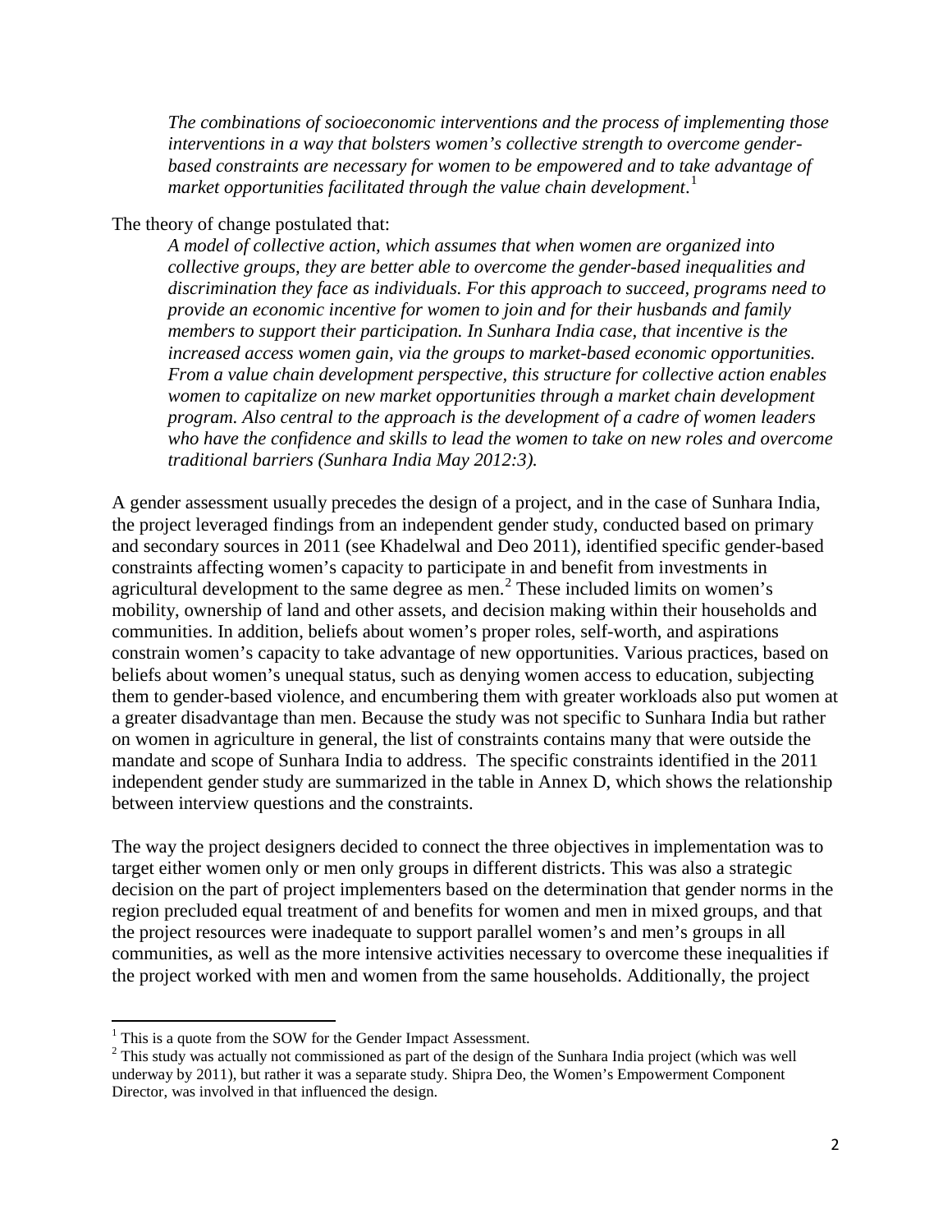*The combinations of socioeconomic interventions and the process of implementing those interventions in a way that bolsters women's collective strength to overcome gender-based constraints are necessary for women to be empowered and to take advantage of market opportunities facilitated through the value chain development*.[1]

The theory of change postulated that:

> *A model of collective action, which assumes that when women are organized into collective groups, they are better able to overcome the gender-based inequalities and discrimination they face as individuals. For this approach to succeed, programs need to provide an economic incentive for women to join and for their husbands and family members to support their participation. In Sunhara India case, that incentive is the increased access women gain, via the groups to market-based economic opportunities. From a value chain development perspective, this structure for collective action enables women to capitalize on new market opportunities through a market chain development program. Also central to the approach is the development of a cadre of women leaders who have the confidence and skills to lead the women to take on new roles and overcome traditional barriers (Sunhara India May 2012:3).*

A gender assessment usually precedes the design of a project, and in the case of Sunhara India, the project leveraged findings from an independent gender study, conducted based on primary and secondary sources in 2011 (see Khadelwal and Deo 2011), identified specific gender-based constraints affecting women's capacity to participate in and benefit from investments in agricultural development to the same degree as men.[2] These included limits on women's mobility, ownership of land and other assets, and decision making within their households and communities. In addition, beliefs about women's proper roles, self-worth, and aspirations constrain women's capacity to take advantage of new opportunities. Various practices, based on beliefs about women's unequal status, such as denying women access to education, subjecting them to gender-based violence, and encumbering them with greater workloads also put women at a greater disadvantage than men. Because the study was not specific to Sunhara India but rather on women in agriculture in general, the list of constraints contains many that were outside the mandate and scope of Sunhara India to address. The specific constraints identified in the 2011 independent gender study are summarized in the table in Annex D, which shows the relationship between interview questions and the constraints.

The way the project designers decided to connect the three objectives in implementation was to target either women only or men only groups in different districts. This was also a strategic decision on the part of project implementers based on the determination that gender norms in the region precluded equal treatment of and benefits for women and men in mixed groups, and that the project resources were inadequate to support parallel women's and men's groups in all communities, as well as the more intensive activities necessary to overcome these inequalities if the project worked with men and women from the same households. Additionally, the project

---

[1] This is a quote from the SOW for the Gender Impact Assessment.

[2] This study was actually not commissioned as part of the design of the Sunhara India project (which was well underway by 2011), but rather it was a separate study. Shipra Deo, the Women's Empowerment Component Director, was involved in that influenced the design.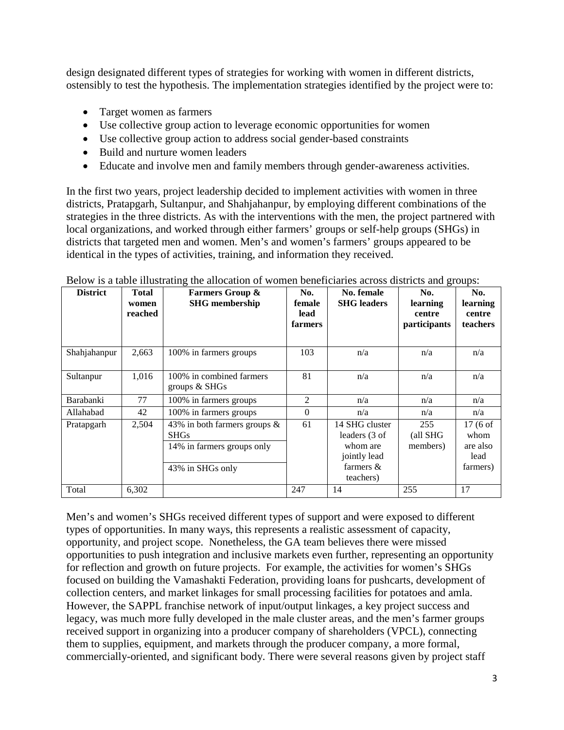design designated different types of strategies for working with women in different districts, ostensibly to test the hypothesis. The implementation strategies identified by the project were to:

- Target women as farmers
- Use collective group action to leverage economic opportunities for women
- Use collective group action to address social gender-based constraints
- Build and nurture women leaders
- Educate and involve men and family members through gender-awareness activities.

In the first two years, project leadership decided to implement activities with women in three districts, Pratapgarh, Sultanpur, and Shahjahanpur, by employing different combinations of the strategies in the three districts. As with the interventions with the men, the project partnered with local organizations, and worked through either farmers' groups or self-help groups (SHGs) in districts that targeted men and women. Men's and women's farmers' groups appeared to be identical in the types of activities, training, and information they received.

Below is a table illustrating the allocation of women beneficiaries across districts and groups:

| District | Total women reached | Farmers Group & SHG membership | No. female lead farmers | No. female SHG leaders | No. learning centre participants | No. learning centre teachers |
|---|---|---|---|---|---|---|
| Shahjahanpur | 2,663 | 100% in farmers groups | 103 | n/a | n/a | n/a |
| Sultanpur | 1,016 | 100% in combined farmers groups & SHGs | 81 | n/a | n/a | n/a |
| Barabanki | 77 | 100% in farmers groups | 2 | n/a | n/a | n/a |
| Allahabad | 42 | 100% in farmers groups | 0 | n/a | n/a | n/a |
| Pratapgarh | 2,504 | 43% in both farmers groups & SHGs<br>14% in farmers groups only<br>43% in SHGs only | 61 | 14 SHG cluster leaders (3 of whom are jointly lead farmers & teachers) | 255 (all SHG members) | 17 (6 of whom are also lead farmers) |
| Total | 6,302 | | 247 | 14 | 255 | 17 |

Men's and women's SHGs received different types of support and were exposed to different types of opportunities. In many ways, this represents a realistic assessment of capacity, opportunity, and project scope. Nonetheless, the GA team believes there were missed opportunities to push integration and inclusive markets even further, representing an opportunity for reflection and growth on future projects. For example, the activities for women's SHGs focused on building the Vamashakti Federation, providing loans for pushcarts, development of collection centers, and market linkages for small processing facilities for potatoes and amla. However, the SAPPL franchise network of input/output linkages, a key project success and legacy, was much more fully developed in the male cluster areas, and the men's farmer groups received support in organizing into a producer company of shareholders (VPCL), connecting them to supplies, equipment, and markets through the producer company, a more formal, commercially-oriented, and significant body. There were several reasons given by project staff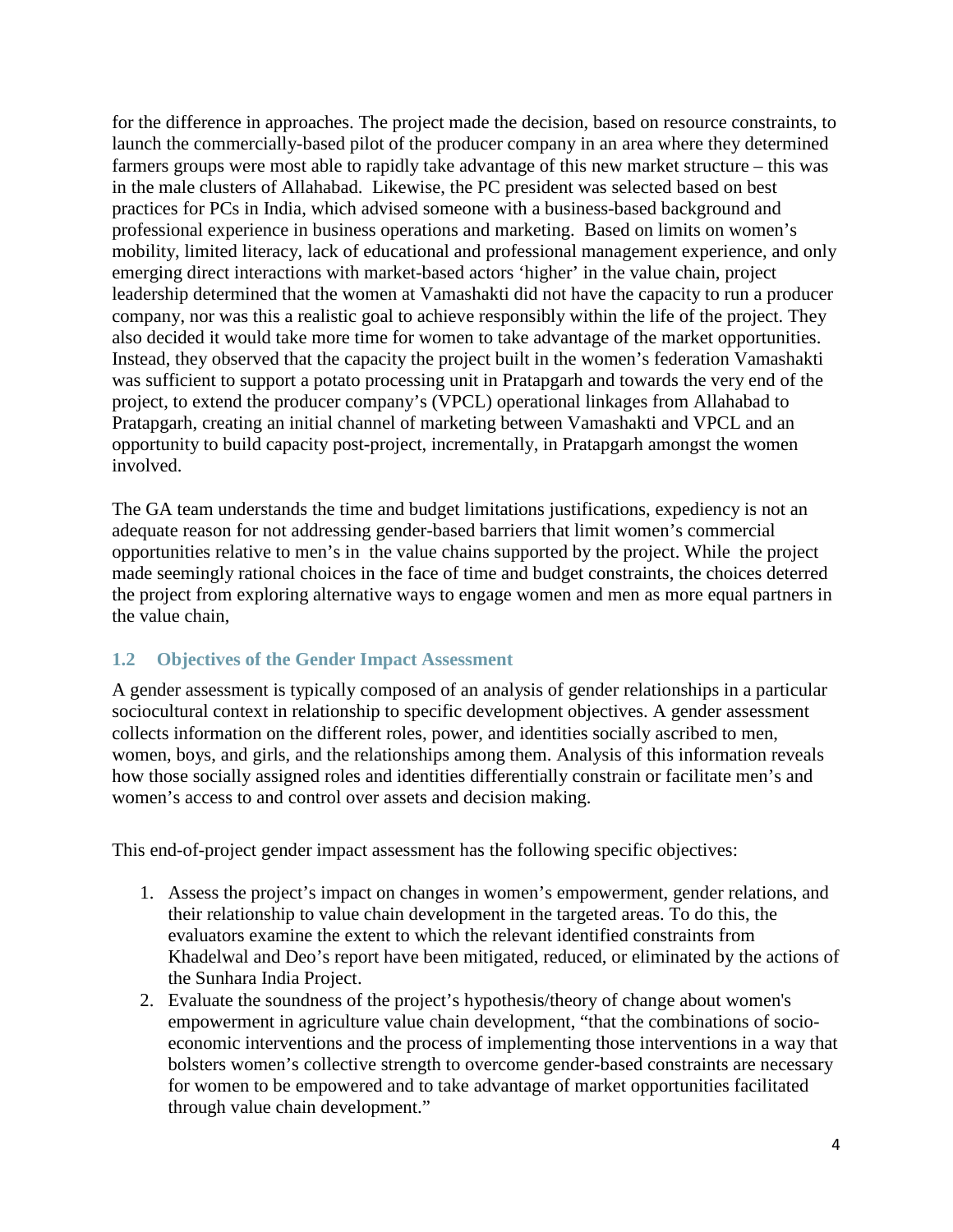for the difference in approaches. The project made the decision, based on resource constraints, to launch the commercially-based pilot of the producer company in an area where they determined farmers groups were most able to rapidly take advantage of this new market structure – this was in the male clusters of Allahabad. Likewise, the PC president was selected based on best practices for PCs in India, which advised someone with a business-based background and professional experience in business operations and marketing. Based on limits on women's mobility, limited literacy, lack of educational and professional management experience, and only emerging direct interactions with market-based actors 'higher' in the value chain, project leadership determined that the women at Vamashakti did not have the capacity to run a producer company, nor was this a realistic goal to achieve responsibly within the life of the project. They also decided it would take more time for women to take advantage of the market opportunities. Instead, they observed that the capacity the project built in the women's federation Vamashakti was sufficient to support a potato processing unit in Pratapgarh and towards the very end of the project, to extend the producer company's (VPCL) operational linkages from Allahabad to Pratapgarh, creating an initial channel of marketing between Vamashakti and VPCL and an opportunity to build capacity post-project, incrementally, in Pratapgarh amongst the women involved.

The GA team understands the time and budget limitations justifications, expediency is not an adequate reason for not addressing gender-based barriers that limit women's commercial opportunities relative to men's in the value chains supported by the project. While the project made seemingly rational choices in the face of time and budget constraints, the choices deterred the project from exploring alternative ways to engage women and men as more equal partners in the value chain,

### 1.2 Objectives of the Gender Impact Assessment

A gender assessment is typically composed of an analysis of gender relationships in a particular sociocultural context in relationship to specific development objectives. A gender assessment collects information on the different roles, power, and identities socially ascribed to men, women, boys, and girls, and the relationships among them. Analysis of this information reveals how those socially assigned roles and identities differentially constrain or facilitate men's and women's access to and control over assets and decision making.

This end-of-project gender impact assessment has the following specific objectives:

1. Assess the project's impact on changes in women's empowerment, gender relations, and their relationship to value chain development in the targeted areas. To do this, the evaluators examine the extent to which the relevant identified constraints from Khadelwal and Deo's report have been mitigated, reduced, or eliminated by the actions of the Sunhara India Project.
2. Evaluate the soundness of the project's hypothesis/theory of change about women's empowerment in agriculture value chain development, "that the combinations of socio-economic interventions and the process of implementing those interventions in a way that bolsters women's collective strength to overcome gender-based constraints are necessary for women to be empowered and to take advantage of market opportunities facilitated through value chain development."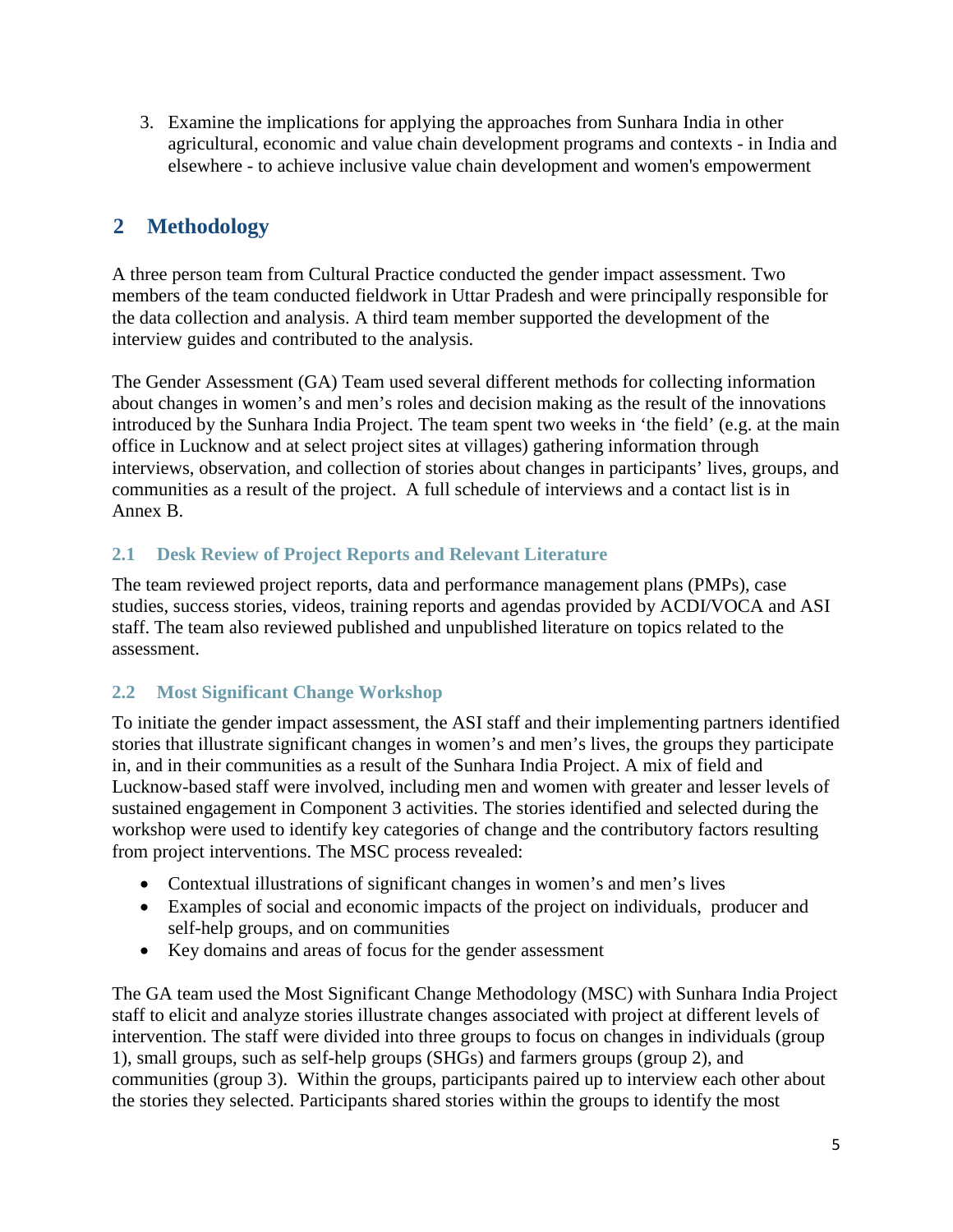3. Examine the implications for applying the approaches from Sunhara India in other agricultural, economic and value chain development programs and contexts - in India and elsewhere - to achieve inclusive value chain development and women's empowerment

# 2 Methodology

A three person team from Cultural Practice conducted the gender impact assessment. Two members of the team conducted fieldwork in Uttar Pradesh and were principally responsible for the data collection and analysis. A third team member supported the development of the interview guides and contributed to the analysis.

The Gender Assessment (GA) Team used several different methods for collecting information about changes in women's and men's roles and decision making as the result of the innovations introduced by the Sunhara India Project. The team spent two weeks in 'the field' (e.g. at the main office in Lucknow and at select project sites at villages) gathering information through interviews, observation, and collection of stories about changes in participants' lives, groups, and communities as a result of the project. A full schedule of interviews and a contact list is in Annex B.

## 2.1 Desk Review of Project Reports and Relevant Literature

The team reviewed project reports, data and performance management plans (PMPs), case studies, success stories, videos, training reports and agendas provided by ACDI/VOCA and ASI staff. The team also reviewed published and unpublished literature on topics related to the assessment.

## 2.2 Most Significant Change Workshop

To initiate the gender impact assessment, the ASI staff and their implementing partners identified stories that illustrate significant changes in women's and men's lives, the groups they participate in, and in their communities as a result of the Sunhara India Project. A mix of field and Lucknow-based staff were involved, including men and women with greater and lesser levels of sustained engagement in Component 3 activities. The stories identified and selected during the workshop were used to identify key categories of change and the contributory factors resulting from project interventions. The MSC process revealed:

- Contextual illustrations of significant changes in women's and men's lives
- Examples of social and economic impacts of the project on individuals, producer and self-help groups, and on communities
- Key domains and areas of focus for the gender assessment

The GA team used the Most Significant Change Methodology (MSC) with Sunhara India Project staff to elicit and analyze stories illustrate changes associated with project at different levels of intervention. The staff were divided into three groups to focus on changes in individuals (group 1), small groups, such as self-help groups (SHGs) and farmers groups (group 2), and communities (group 3). Within the groups, participants paired up to interview each other about the stories they selected. Participants shared stories within the groups to identify the most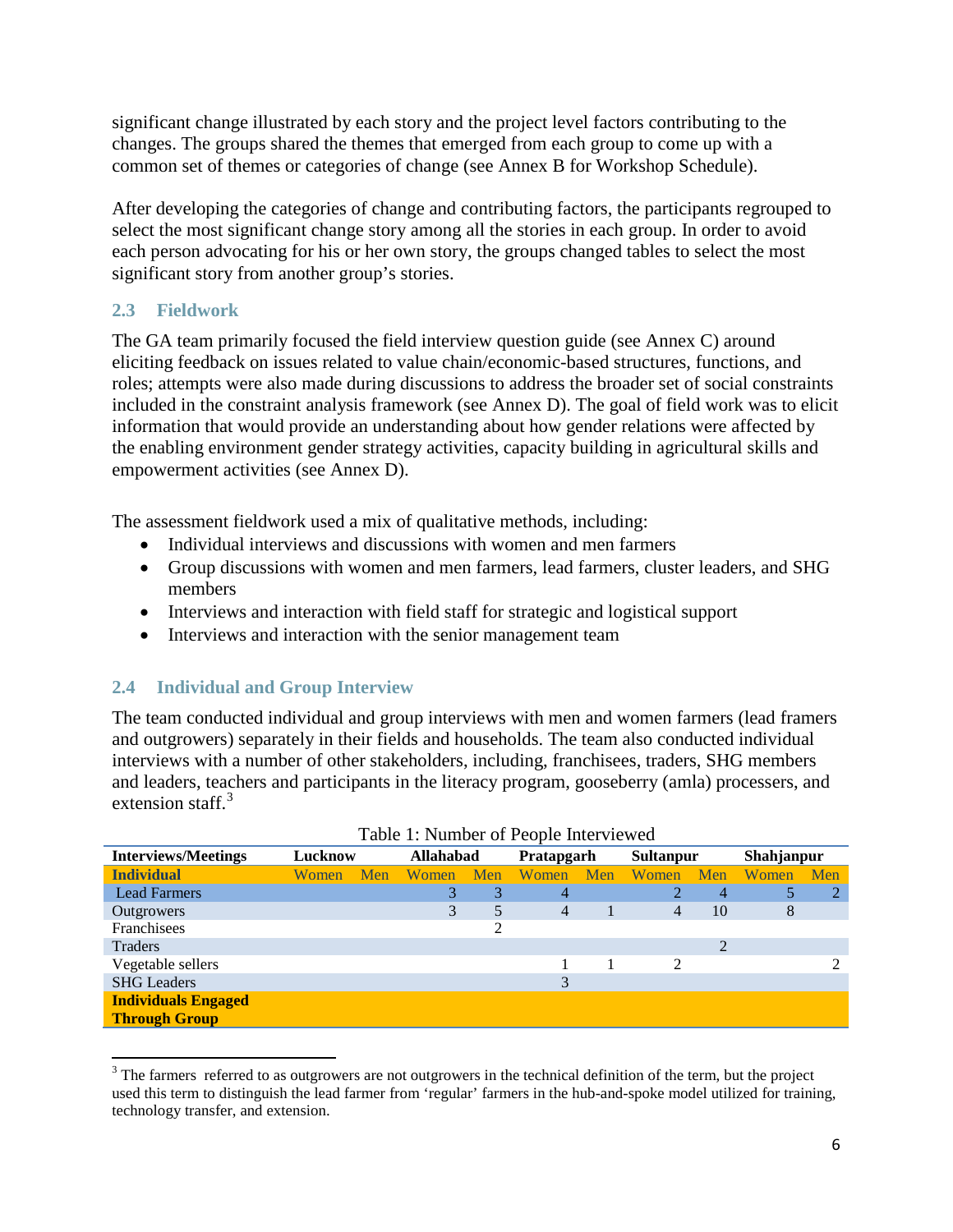significant change illustrated by each story and the project level factors contributing to the changes. The groups shared the themes that emerged from each group to come up with a common set of themes or categories of change (see Annex B for Workshop Schedule).

After developing the categories of change and contributing factors, the participants regrouped to select the most significant change story among all the stories in each group. In order to avoid each person advocating for his or her own story, the groups changed tables to select the most significant story from another group's stories.

### 2.3 Fieldwork

The GA team primarily focused the field interview question guide (see Annex C) around eliciting feedback on issues related to value chain/economic-based structures, functions, and roles; attempts were also made during discussions to address the broader set of social constraints included in the constraint analysis framework (see Annex D). The goal of field work was to elicit information that would provide an understanding about how gender relations were affected by the enabling environment gender strategy activities, capacity building in agricultural skills and empowerment activities (see Annex D).

The assessment fieldwork used a mix of qualitative methods, including:

- Individual interviews and discussions with women and men farmers
- Group discussions with women and men farmers, lead farmers, cluster leaders, and SHG members
- Interviews and interaction with field staff for strategic and logistical support
- Interviews and interaction with the senior management team

### 2.4 Individual and Group Interview

The team conducted individual and group interviews with men and women farmers (lead framers and outgrowers) separately in their fields and households. The team also conducted individual interviews with a number of other stakeholders, including, franchisees, traders, SHG members and leaders, teachers and participants in the literacy program, gooseberry (amla) processers, and extension staff.[3]

Table 1: Number of People Interviewed

| Interviews/Meetings | Lucknow | | Allahabad | | Pratapgarh | | Sultanpur | | Shahjanpur | |
|---|---|---|---|---|---|---|---|---|---|---|
| **Individual** | Women | Men | Women | Men | Women | Men | Women | Men | Women | Men |
| Lead Farmers | | | 3 | 3 | 4 | | 2 | 4 | 5 | 2 |
| Outgrowers | | | 3 | 5 | 4 | 1 | 4 | 10 | 8 | |
| Franchisees | | | | 2 | | | | | | |
| Traders | | | | | | | | 2 | | |
| Vegetable sellers | | | | | 1 | 1 | 2 | | | 2 |
| SHG Leaders | | | | | 3 | | | | | |
| **Individuals Engaged Through Group** | | | | | | | | | | |

[3] The farmers referred to as outgrowers are not outgrowers in the technical definition of the term, but the project used this term to distinguish the lead farmer from 'regular' farmers in the hub-and-spoke model utilized for training, technology transfer, and extension.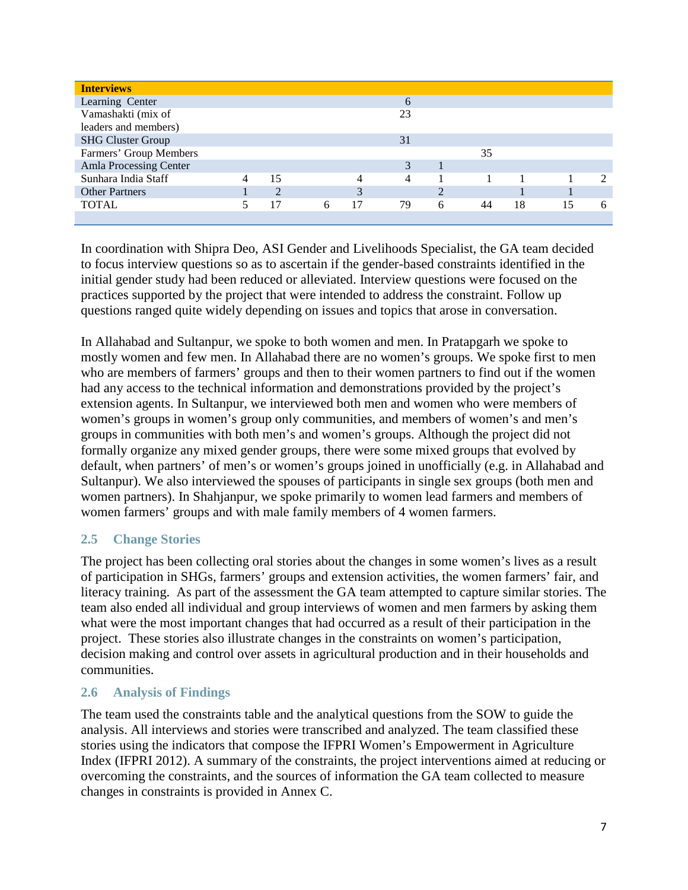| Interviews | | | | | | | | | | |
|---|---|---|---|---|---|---|---|---|---|---|
| Learning Center | | | | | 6 | | | | | |
| Vamashakti (mix of leaders and members) | | | | | 23 | | | | | |
| SHG Cluster Group | | | | | 31 | | | | | |
| Farmers' Group Members | | | | | | | 35 | | | |
| Amla Processing Center | | | | | 3 | 1 | | | | |
| Sunhara India Staff | 4 | 15 | | 4 | 4 | 1 | 1 | 1 | 1 | 2 |
| Other Partners | 1 | 2 | | 3 | | 2 | | 1 | 1 | |
| TOTAL | 5 | 17 | 6 | 17 | 79 | 6 | 44 | 18 | 15 | 6 |

In coordination with Shipra Deo, ASI Gender and Livelihoods Specialist, the GA team decided to focus interview questions so as to ascertain if the gender-based constraints identified in the initial gender study had been reduced or alleviated. Interview questions were focused on the practices supported by the project that were intended to address the constraint. Follow up questions ranged quite widely depending on issues and topics that arose in conversation.

In Allahabad and Sultanpur, we spoke to both women and men. In Pratapgarh we spoke to mostly women and few men. In Allahabad there are no women's groups. We spoke first to men who are members of farmers' groups and then to their women partners to find out if the women had any access to the technical information and demonstrations provided by the project's extension agents. In Sultanpur, we interviewed both men and women who were members of women's groups in women's group only communities, and members of women's and men's groups in communities with both men's and women's groups. Although the project did not formally organize any mixed gender groups, there were some mixed groups that evolved by default, when partners' of men's or women's groups joined in unofficially (e.g. in Allahabad and Sultanpur). We also interviewed the spouses of participants in single sex groups (both men and women partners). In Shahjanpur, we spoke primarily to women lead farmers and members of women farmers' groups and with male family members of 4 women farmers.

### 2.5 Change Stories

The project has been collecting oral stories about the changes in some women's lives as a result of participation in SHGs, farmers' groups and extension activities, the women farmers' fair, and literacy training. As part of the assessment the GA team attempted to capture similar stories. The team also ended all individual and group interviews of women and men farmers by asking them what were the most important changes that had occurred as a result of their participation in the project. These stories also illustrate changes in the constraints on women's participation, decision making and control over assets in agricultural production and in their households and communities.

### 2.6 Analysis of Findings

The team used the constraints table and the analytical questions from the SOW to guide the analysis. All interviews and stories were transcribed and analyzed. The team classified these stories using the indicators that compose the IFPRI Women's Empowerment in Agriculture Index (IFPRI 2012). A summary of the constraints, the project interventions aimed at reducing or overcoming the constraints, and the sources of information the GA team collected to measure changes in constraints is provided in Annex C.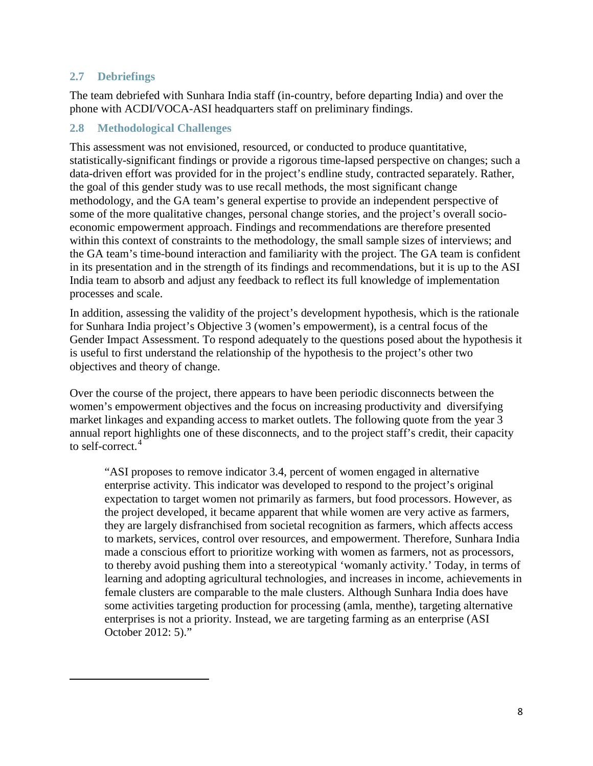## 2.7 Debriefings

The team debriefed with Sunhara India staff (in-country, before departing India) and over the phone with ACDI/VOCA-ASI headquarters staff on preliminary findings.

## 2.8 Methodological Challenges

This assessment was not envisioned, resourced, or conducted to produce quantitative, statistically-significant findings or provide a rigorous time-lapsed perspective on changes; such a data-driven effort was provided for in the project's endline study, contracted separately. Rather, the goal of this gender study was to use recall methods, the most significant change methodology, and the GA team's general expertise to provide an independent perspective of some of the more qualitative changes, personal change stories, and the project's overall socio-economic empowerment approach. Findings and recommendations are therefore presented within this context of constraints to the methodology, the small sample sizes of interviews; and the GA team's time-bound interaction and familiarity with the project. The GA team is confident in its presentation and in the strength of its findings and recommendations, but it is up to the ASI India team to absorb and adjust any feedback to reflect its full knowledge of implementation processes and scale.

In addition, assessing the validity of the project's development hypothesis, which is the rationale for Sunhara India project's Objective 3 (women's empowerment), is a central focus of the Gender Impact Assessment. To respond adequately to the questions posed about the hypothesis it is useful to first understand the relationship of the hypothesis to the project's other two objectives and theory of change.

Over the course of the project, there appears to have been periodic disconnects between the women's empowerment objectives and the focus on increasing productivity and diversifying market linkages and expanding access to market outlets. The following quote from the year 3 annual report highlights one of these disconnects, and to the project staff's credit, their capacity to self-correct.[4]

> "ASI proposes to remove indicator 3.4, percent of women engaged in alternative enterprise activity. This indicator was developed to respond to the project's original expectation to target women not primarily as farmers, but food processors. However, as the project developed, it became apparent that while women are very active as farmers, they are largely disfranchised from societal recognition as farmers, which affects access to markets, services, control over resources, and empowerment. Therefore, Sunhara India made a conscious effort to prioritize working with women as farmers, not as processors, to thereby avoid pushing them into a stereotypical 'womanly activity.' Today, in terms of learning and adopting agricultural technologies, and increases in income, achievements in female clusters are comparable to the male clusters. Although Sunhara India does have some activities targeting production for processing (amla, menthe), targeting alternative enterprises is not a priority. Instead, we are targeting farming as an enterprise (ASI October 2012: 5)."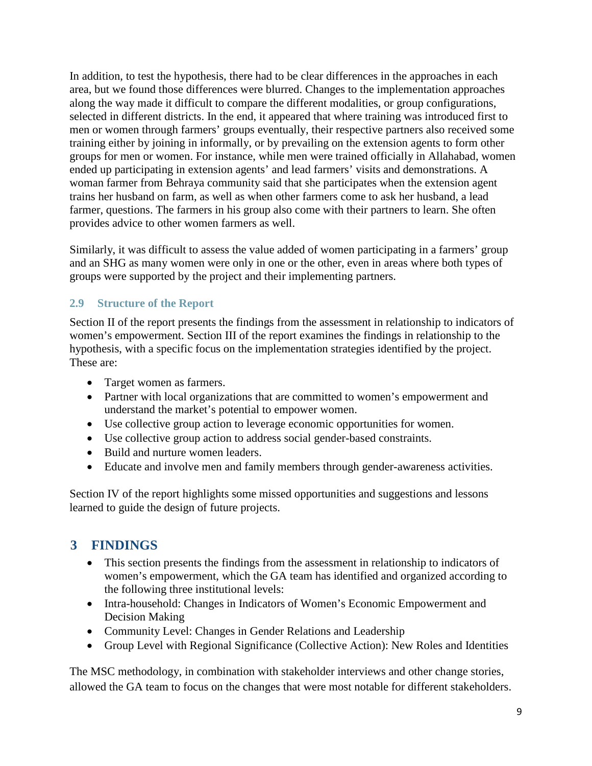In addition, to test the hypothesis, there had to be clear differences in the approaches in each area, but we found those differences were blurred. Changes to the implementation approaches along the way made it difficult to compare the different modalities, or group configurations, selected in different districts. In the end, it appeared that where training was introduced first to men or women through farmers' groups eventually, their respective partners also received some training either by joining in informally, or by prevailing on the extension agents to form other groups for men or women. For instance, while men were trained officially in Allahabad, women ended up participating in extension agents' and lead farmers' visits and demonstrations. A woman farmer from Behraya community said that she participates when the extension agent trains her husband on farm, as well as when other farmers come to ask her husband, a lead farmer, questions. The farmers in his group also come with their partners to learn. She often provides advice to other women farmers as well.

Similarly, it was difficult to assess the value added of women participating in a farmers' group and an SHG as many women were only in one or the other, even in areas where both types of groups were supported by the project and their implementing partners.

### 2.9 Structure of the Report

Section II of the report presents the findings from the assessment in relationship to indicators of women's empowerment. Section III of the report examines the findings in relationship to the hypothesis, with a specific focus on the implementation strategies identified by the project. These are:

- Target women as farmers.
- Partner with local organizations that are committed to women's empowerment and understand the market's potential to empower women.
- Use collective group action to leverage economic opportunities for women.
- Use collective group action to address social gender-based constraints.
- Build and nurture women leaders.
- Educate and involve men and family members through gender-awareness activities.

Section IV of the report highlights some missed opportunities and suggestions and lessons learned to guide the design of future projects.

## 3 FINDINGS

- This section presents the findings from the assessment in relationship to indicators of women's empowerment, which the GA team has identified and organized according to the following three institutional levels:
- Intra-household: Changes in Indicators of Women's Economic Empowerment and Decision Making
- Community Level: Changes in Gender Relations and Leadership
- Group Level with Regional Significance (Collective Action): New Roles and Identities

The MSC methodology, in combination with stakeholder interviews and other change stories, allowed the GA team to focus on the changes that were most notable for different stakeholders.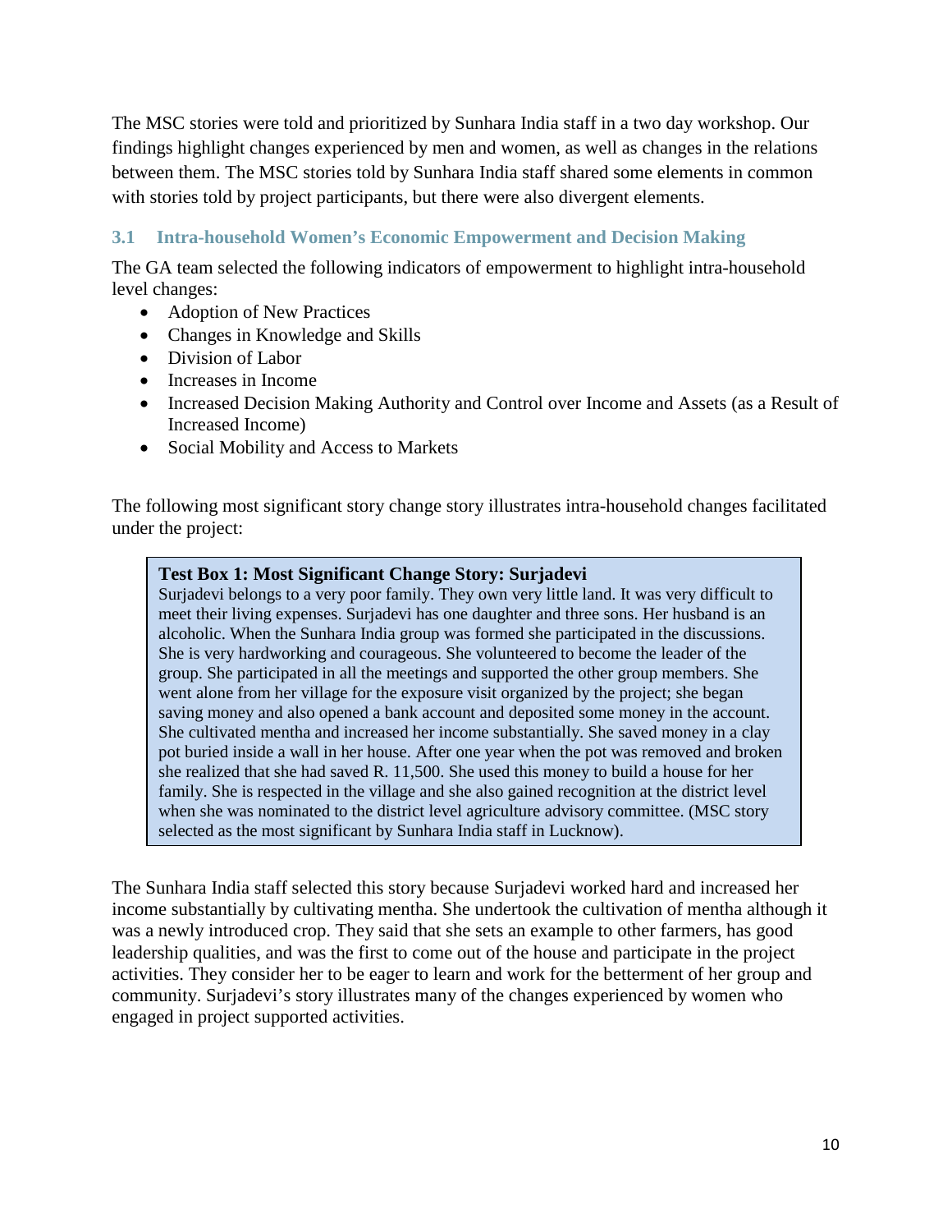The MSC stories were told and prioritized by Sunhara India staff in a two day workshop. Our findings highlight changes experienced by men and women, as well as changes in the relations between them. The MSC stories told by Sunhara India staff shared some elements in common with stories told by project participants, but there were also divergent elements.

### 3.1 Intra-household Women's Economic Empowerment and Decision Making

The GA team selected the following indicators of empowerment to highlight intra-household level changes:

- Adoption of New Practices
- Changes in Knowledge and Skills
- Division of Labor
- Increases in Income
- Increased Decision Making Authority and Control over Income and Assets (as a Result of Increased Income)
- Social Mobility and Access to Markets

The following most significant story change story illustrates intra-household changes facilitated under the project:

> **Test Box 1: Most Significant Change Story: Surjadevi**
> Surjadevi belongs to a very poor family. They own very little land. It was very difficult to meet their living expenses. Surjadevi has one daughter and three sons. Her husband is an alcoholic. When the Sunhara India group was formed she participated in the discussions. She is very hardworking and courageous. She volunteered to become the leader of the group. She participated in all the meetings and supported the other group members. She went alone from her village for the exposure visit organized by the project; she began saving money and also opened a bank account and deposited some money in the account. She cultivated mentha and increased her income substantially. She saved money in a clay pot buried inside a wall in her house. After one year when the pot was removed and broken she realized that she had saved R. 11,500. She used this money to build a house for her family. She is respected in the village and she also gained recognition at the district level when she was nominated to the district level agriculture advisory committee. (MSC story selected as the most significant by Sunhara India staff in Lucknow).

The Sunhara India staff selected this story because Surjadevi worked hard and increased her income substantially by cultivating mentha. She undertook the cultivation of mentha although it was a newly introduced crop. They said that she sets an example to other farmers, has good leadership qualities, and was the first to come out of the house and participate in the project activities. They consider her to be eager to learn and work for the betterment of her group and community. Surjadevi's story illustrates many of the changes experienced by women who engaged in project supported activities.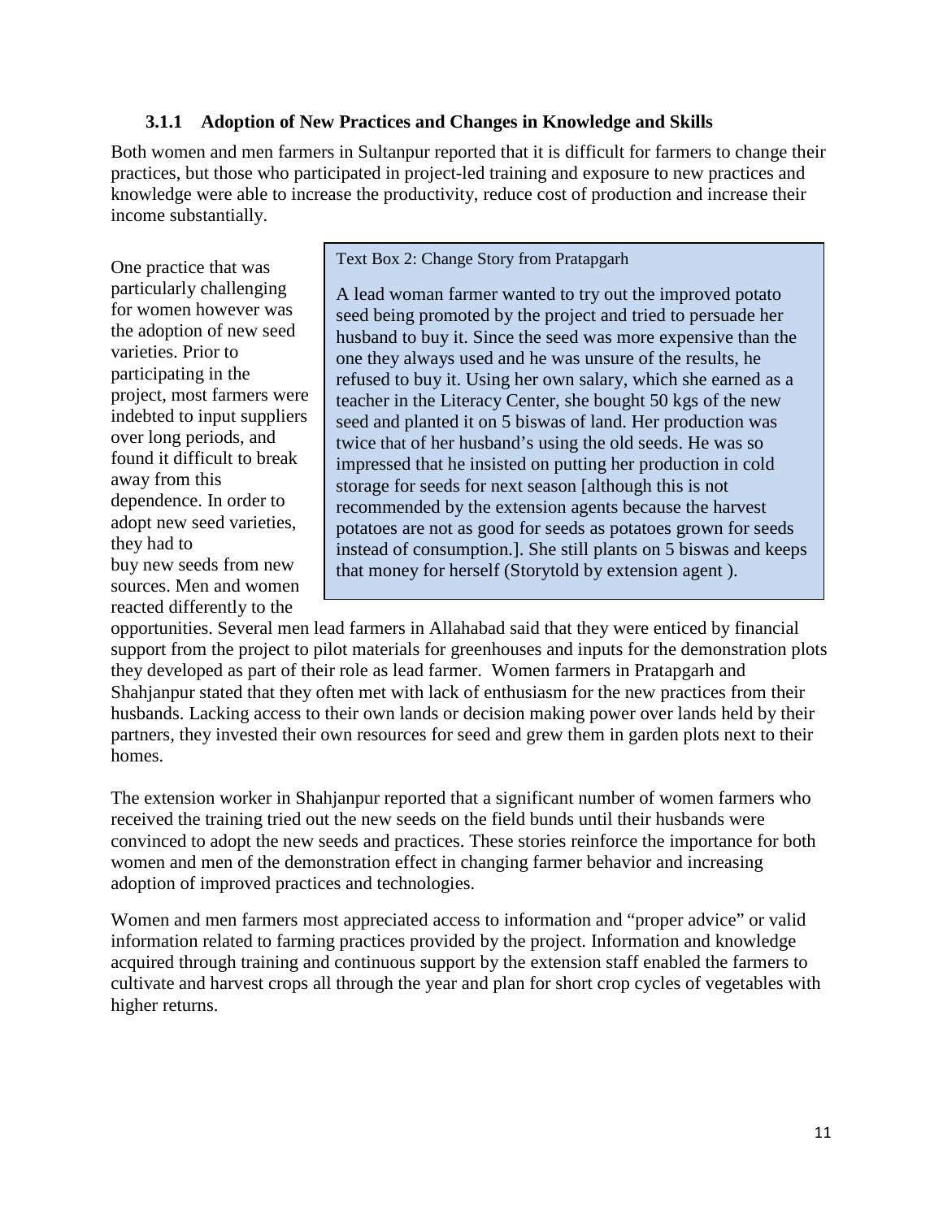### 3.1.1 Adoption of New Practices and Changes in Knowledge and Skills

Both women and men farmers in Sultanpur reported that it is difficult for farmers to change their practices, but those who participated in project-led training and exposure to new practices and knowledge were able to increase the productivity, reduce cost of production and increase their income substantially.

> Text Box 2: Change Story from Pratapgarh
>
> A lead woman farmer wanted to try out the improved potato seed being promoted by the project and tried to persuade her husband to buy it. Since the seed was more expensive than the one they always used and he was unsure of the results, he refused to buy it. Using her own salary, which she earned as a teacher in the Literacy Center, she bought 50 kgs of the new seed and planted it on 5 biswas of land. Her production was twice that of her husband's using the old seeds. He was so impressed that he insisted on putting her production in cold storage for seeds for next season [although this is not recommended by the extension agents because the harvest potatoes are not as good for seeds as potatoes grown for seeds instead of consumption.]. She still plants on 5 biswas and keeps that money for herself (Storytold by extension agent ).

One practice that was particularly challenging for women however was the adoption of new seed varieties. Prior to participating in the project, most farmers were indebted to input suppliers over long periods, and found it difficult to break away from this dependence. In order to adopt new seed varieties, they had to buy new seeds from new sources. Men and women reacted differently to the opportunities. Several men lead farmers in Allahabad said that they were enticed by financial support from the project to pilot materials for greenhouses and inputs for the demonstration plots they developed as part of their role as lead farmer. Women farmers in Pratapgarh and Shahjanpur stated that they often met with lack of enthusiasm for the new practices from their husbands. Lacking access to their own lands or decision making power over lands held by their partners, they invested their own resources for seed and grew them in garden plots next to their homes.

The extension worker in Shahjanpur reported that a significant number of women farmers who received the training tried out the new seeds on the field bunds until their husbands were convinced to adopt the new seeds and practices. These stories reinforce the importance for both women and men of the demonstration effect in changing farmer behavior and increasing adoption of improved practices and technologies.

Women and men farmers most appreciated access to information and "proper advice" or valid information related to farming practices provided by the project. Information and knowledge acquired through training and continuous support by the extension staff enabled the farmers to cultivate and harvest crops all through the year and plan for short crop cycles of vegetables with higher returns.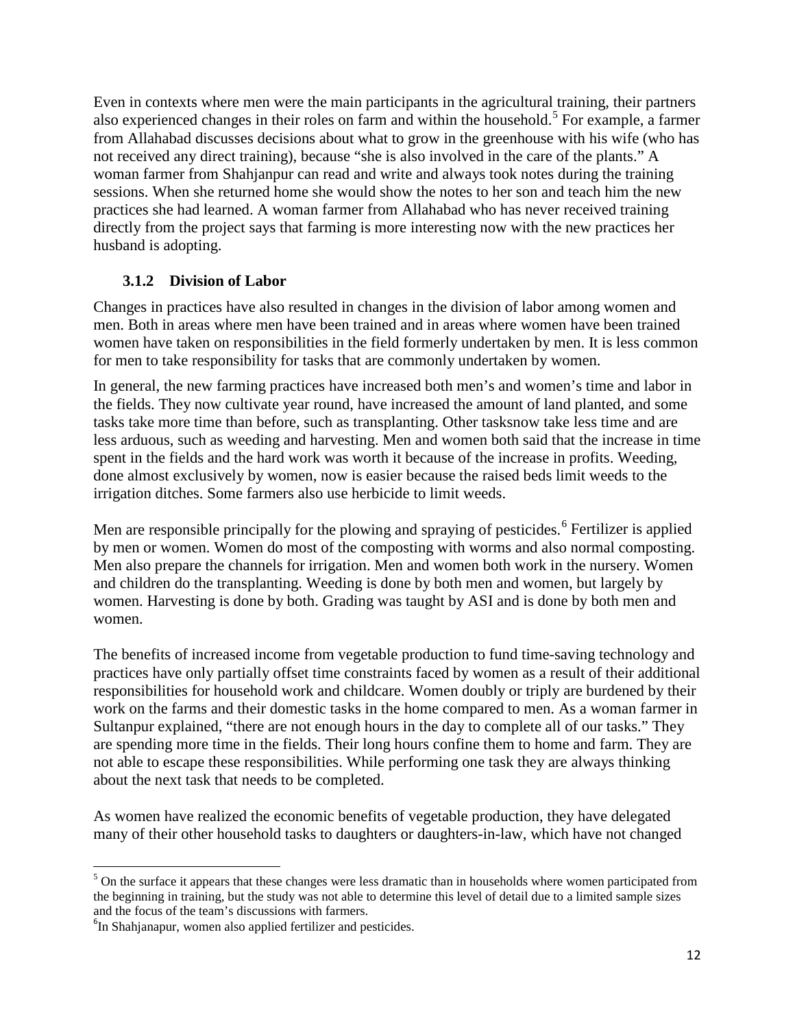Even in contexts where men were the main participants in the agricultural training, their partners also experienced changes in their roles on farm and within the household.[5] For example, a farmer from Allahabad discusses decisions about what to grow in the greenhouse with his wife (who has not received any direct training), because "she is also involved in the care of the plants." A woman farmer from Shahjanpur can read and write and always took notes during the training sessions. When she returned home she would show the notes to her son and teach him the new practices she had learned. A woman farmer from Allahabad who has never received training directly from the project says that farming is more interesting now with the new practices her husband is adopting.

### 3.1.2 Division of Labor

Changes in practices have also resulted in changes in the division of labor among women and men. Both in areas where men have been trained and in areas where women have been trained women have taken on responsibilities in the field formerly undertaken by men. It is less common for men to take responsibility for tasks that are commonly undertaken by women.

In general, the new farming practices have increased both men's and women's time and labor in the fields. They now cultivate year round, have increased the amount of land planted, and some tasks take more time than before, such as transplanting. Other tasksnow take less time and are less arduous, such as weeding and harvesting. Men and women both said that the increase in time spent in the fields and the hard work was worth it because of the increase in profits. Weeding, done almost exclusively by women, now is easier because the raised beds limit weeds to the irrigation ditches. Some farmers also use herbicide to limit weeds.

Men are responsible principally for the plowing and spraying of pesticides.[6] Fertilizer is applied by men or women. Women do most of the composting with worms and also normal composting. Men also prepare the channels for irrigation. Men and women both work in the nursery. Women and children do the transplanting. Weeding is done by both men and women, but largely by women. Harvesting is done by both. Grading was taught by ASI and is done by both men and women.

The benefits of increased income from vegetable production to fund time-saving technology and practices have only partially offset time constraints faced by women as a result of their additional responsibilities for household work and childcare. Women doubly or triply are burdened by their work on the farms and their domestic tasks in the home compared to men. As a woman farmer in Sultanpur explained, "there are not enough hours in the day to complete all of our tasks." They are spending more time in the fields. Their long hours confine them to home and farm. They are not able to escape these responsibilities. While performing one task they are always thinking about the next task that needs to be completed.

As women have realized the economic benefits of vegetable production, they have delegated many of their other household tasks to daughters or daughters-in-law, which have not changed

[5] On the surface it appears that these changes were less dramatic than in households where women participated from the beginning in training, but the study was not able to determine this level of detail due to a limited sample sizes and the focus of the team's discussions with farmers.

[6] In Shahjanapur, women also applied fertilizer and pesticides.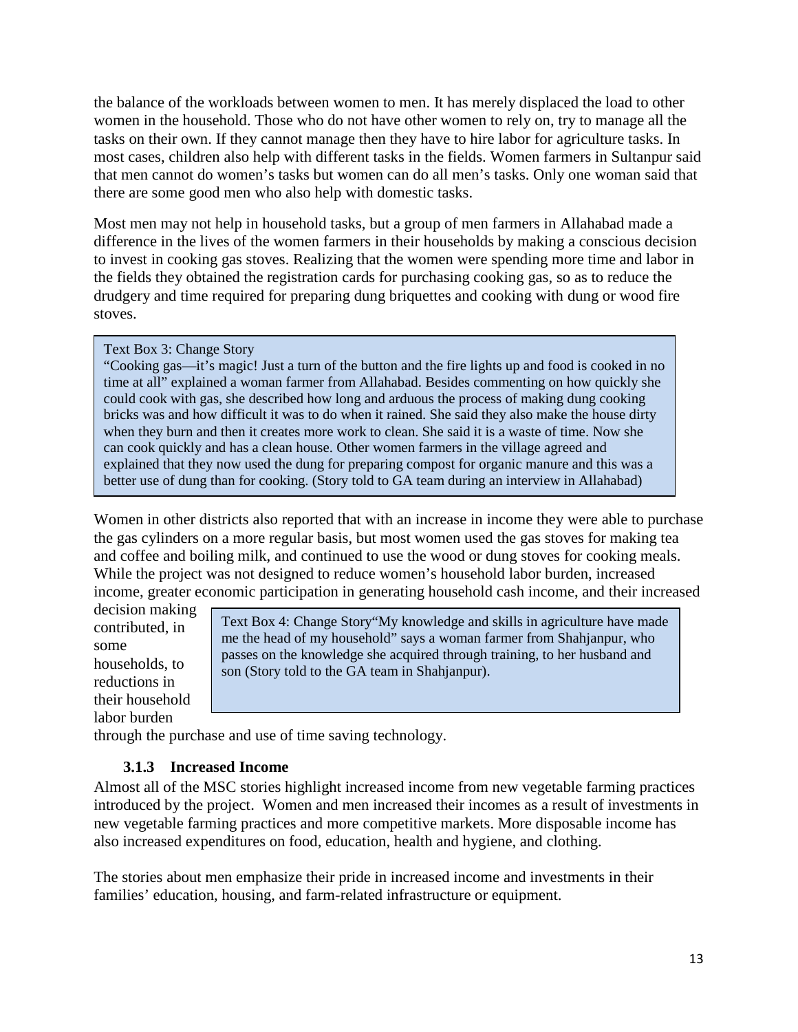the balance of the workloads between women to men. It has merely displaced the load to other women in the household. Those who do not have other women to rely on, try to manage all the tasks on their own. If they cannot manage then they have to hire labor for agriculture tasks. In most cases, children also help with different tasks in the fields. Women farmers in Sultanpur said that men cannot do women's tasks but women can do all men's tasks. Only one woman said that there are some good men who also help with domestic tasks.

Most men may not help in household tasks, but a group of men farmers in Allahabad made a difference in the lives of the women farmers in their households by making a conscious decision to invest in cooking gas stoves. Realizing that the women were spending more time and labor in the fields they obtained the registration cards for purchasing cooking gas, so as to reduce the drudgery and time required for preparing dung briquettes and cooking with dung or wood fire stoves.

> Text Box 3: Change Story
>
> "Cooking gas—it's magic! Just a turn of the button and the fire lights up and food is cooked in no time at all" explained a woman farmer from Allahabad. Besides commenting on how quickly she could cook with gas, she described how long and arduous the process of making dung cooking bricks was and how difficult it was to do when it rained. She said they also make the house dirty when they burn and then it creates more work to clean. She said it is a waste of time. Now she can cook quickly and has a clean house. Other women farmers in the village agreed and explained that they now used the dung for preparing compost for organic manure and this was a better use of dung than for cooking. (Story told to GA team during an interview in Allahabad)

Women in other districts also reported that with an increase in income they were able to purchase the gas cylinders on a more regular basis, but most women used the gas stoves for making tea and coffee and boiling milk, and continued to use the wood or dung stoves for cooking meals. While the project was not designed to reduce women's household labor burden, increased income, greater economic participation in generating household cash income, and their increased decision making contributed, in some households, to reductions in their household labor burden through the purchase and use of time saving technology.

> Text Box 4: Change Story "My knowledge and skills in agriculture have made me the head of my household" says a woman farmer from Shahjanpur, who passes on the knowledge she acquired through training, to her husband and son (Story told to the GA team in Shahjanpur).

### 3.1.3 Increased Income

Almost all of the MSC stories highlight increased income from new vegetable farming practices introduced by the project. Women and men increased their incomes as a result of investments in new vegetable farming practices and more competitive markets. More disposable income has also increased expenditures on food, education, health and hygiene, and clothing.

The stories about men emphasize their pride in increased income and investments in their families' education, housing, and farm-related infrastructure or equipment.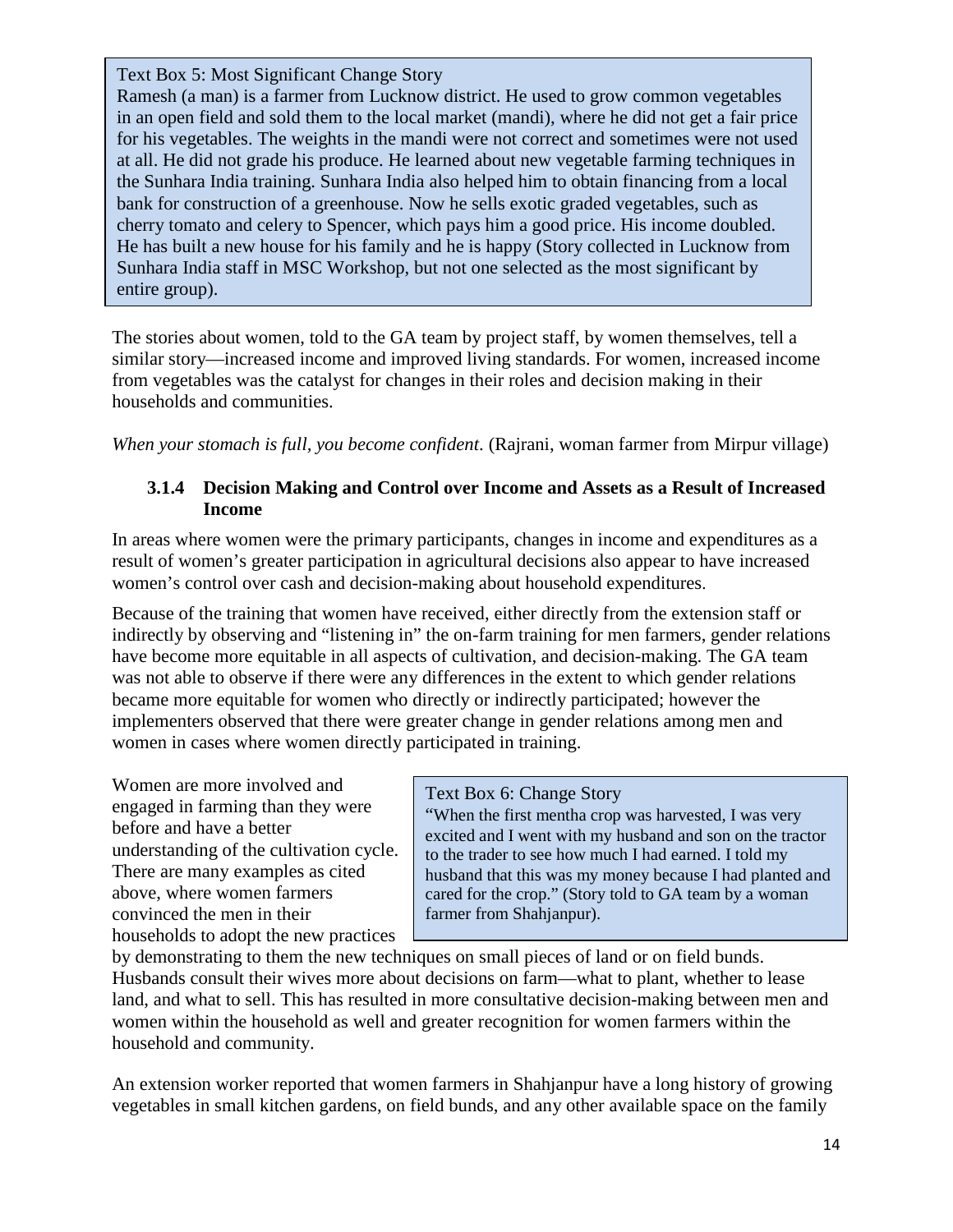> Text Box 5: Most Significant Change Story
>
> Ramesh (a man) is a farmer from Lucknow district. He used to grow common vegetables in an open field and sold them to the local market (mandi), where he did not get a fair price for his vegetables. The weights in the mandi were not correct and sometimes were not used at all. He did not grade his produce. He learned about new vegetable farming techniques in the Sunhara India training. Sunhara India also helped him to obtain financing from a local bank for construction of a greenhouse. Now he sells exotic graded vegetables, such as cherry tomato and celery to Spencer, which pays him a good price. His income doubled. He has built a new house for his family and he is happy (Story collected in Lucknow from Sunhara India staff in MSC Workshop, but not one selected as the most significant by entire group).

The stories about women, told to the GA team by project staff, by women themselves, tell a similar story—increased income and improved living standards. For women, increased income from vegetables was the catalyst for changes in their roles and decision making in their households and communities.

*When your stomach is full, you become confident*. (Rajrani, woman farmer from Mirpur village)

### 3.1.4 Decision Making and Control over Income and Assets as a Result of Increased Income

In areas where women were the primary participants, changes in income and expenditures as a result of women's greater participation in agricultural decisions also appear to have increased women's control over cash and decision-making about household expenditures.

Because of the training that women have received, either directly from the extension staff or indirectly by observing and "listening in" the on-farm training for men farmers, gender relations have become more equitable in all aspects of cultivation, and decision-making. The GA team was not able to observe if there were any differences in the extent to which gender relations became more equitable for women who directly or indirectly participated; however the implementers observed that there were greater change in gender relations among men and women in cases where women directly participated in training.

> Text Box 6: Change Story
>
> "When the first mentha crop was harvested, I was very excited and I went with my husband and son on the tractor to the trader to see how much I had earned. I told my husband that this was my money because I had planted and cared for the crop." (Story told to GA team by a woman farmer from Shahjanpur).

Women are more involved and engaged in farming than they were before and have a better understanding of the cultivation cycle. There are many examples as cited above, where women farmers convinced the men in their households to adopt the new practices by demonstrating to them the new techniques on small pieces of land or on field bunds. Husbands consult their wives more about decisions on farm—what to plant, whether to lease land, and what to sell. This has resulted in more consultative decision-making between men and women within the household as well and greater recognition for women farmers within the household and community.

An extension worker reported that women farmers in Shahjanpur have a long history of growing vegetables in small kitchen gardens, on field bunds, and any other available space on the family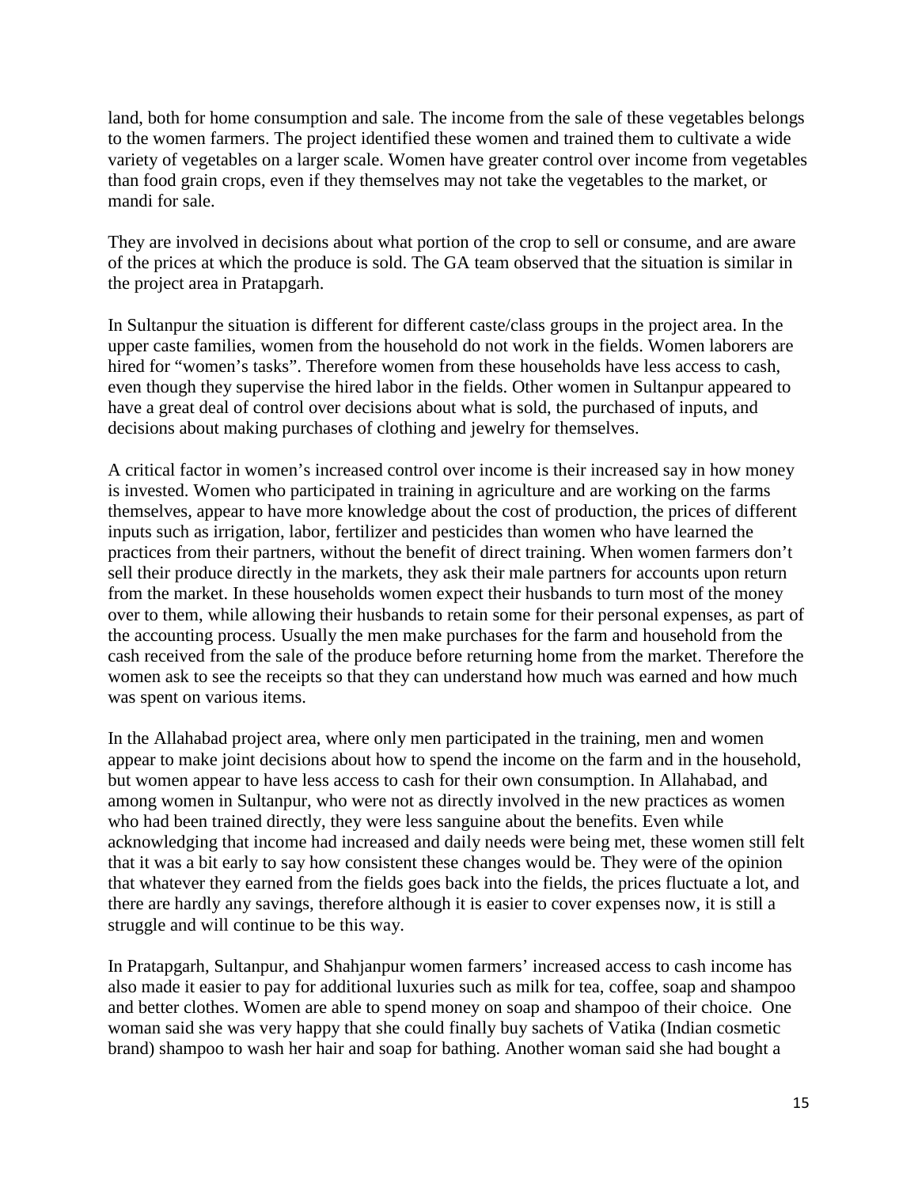land, both for home consumption and sale. The income from the sale of these vegetables belongs to the women farmers. The project identified these women and trained them to cultivate a wide variety of vegetables on a larger scale. Women have greater control over income from vegetables than food grain crops, even if they themselves may not take the vegetables to the market, or mandi for sale.

They are involved in decisions about what portion of the crop to sell or consume, and are aware of the prices at which the produce is sold. The GA team observed that the situation is similar in the project area in Pratapgarh.

In Sultanpur the situation is different for different caste/class groups in the project area. In the upper caste families, women from the household do not work in the fields. Women laborers are hired for "women's tasks". Therefore women from these households have less access to cash, even though they supervise the hired labor in the fields. Other women in Sultanpur appeared to have a great deal of control over decisions about what is sold, the purchased of inputs, and decisions about making purchases of clothing and jewelry for themselves.

A critical factor in women's increased control over income is their increased say in how money is invested. Women who participated in training in agriculture and are working on the farms themselves, appear to have more knowledge about the cost of production, the prices of different inputs such as irrigation, labor, fertilizer and pesticides than women who have learned the practices from their partners, without the benefit of direct training. When women farmers don't sell their produce directly in the markets, they ask their male partners for accounts upon return from the market. In these households women expect their husbands to turn most of the money over to them, while allowing their husbands to retain some for their personal expenses, as part of the accounting process. Usually the men make purchases for the farm and household from the cash received from the sale of the produce before returning home from the market. Therefore the women ask to see the receipts so that they can understand how much was earned and how much was spent on various items.

In the Allahabad project area, where only men participated in the training, men and women appear to make joint decisions about how to spend the income on the farm and in the household, but women appear to have less access to cash for their own consumption. In Allahabad, and among women in Sultanpur, who were not as directly involved in the new practices as women who had been trained directly, they were less sanguine about the benefits. Even while acknowledging that income had increased and daily needs were being met, these women still felt that it was a bit early to say how consistent these changes would be. They were of the opinion that whatever they earned from the fields goes back into the fields, the prices fluctuate a lot, and there are hardly any savings, therefore although it is easier to cover expenses now, it is still a struggle and will continue to be this way.

In Pratapgarh, Sultanpur, and Shahjanpur women farmers' increased access to cash income has also made it easier to pay for additional luxuries such as milk for tea, coffee, soap and shampoo and better clothes. Women are able to spend money on soap and shampoo of their choice. One woman said she was very happy that she could finally buy sachets of Vatika (Indian cosmetic brand) shampoo to wash her hair and soap for bathing. Another woman said she had bought a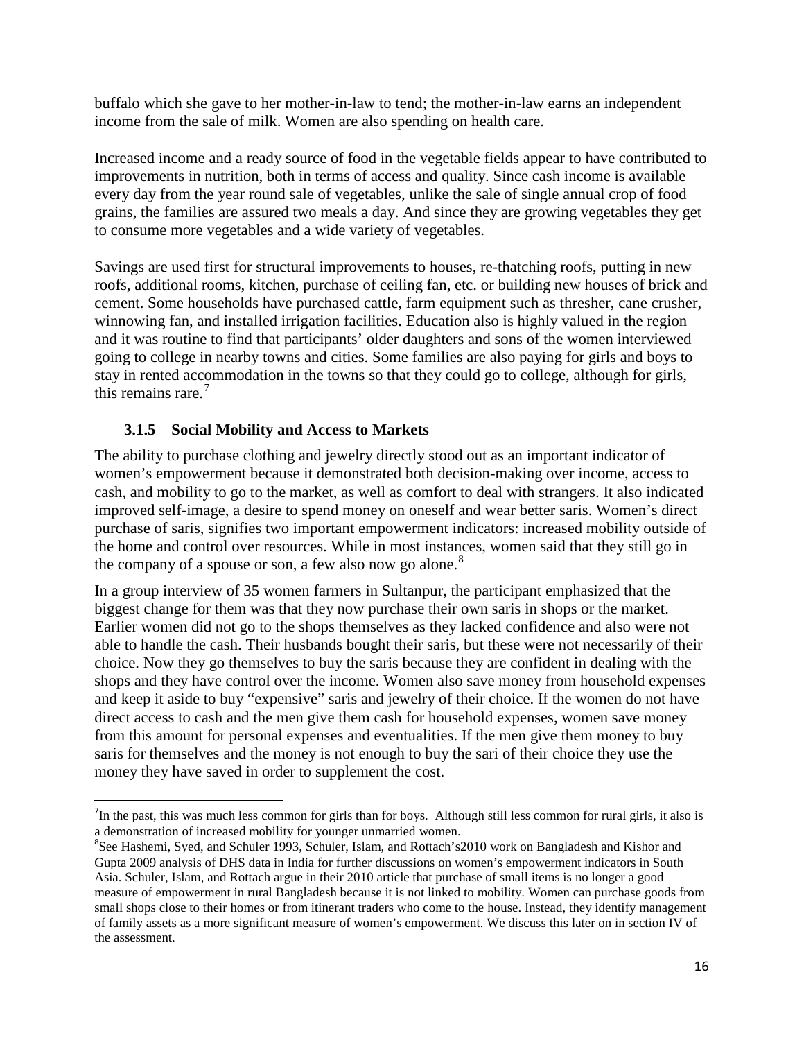buffalo which she gave to her mother-in-law to tend; the mother-in-law earns an independent income from the sale of milk. Women are also spending on health care.

Increased income and a ready source of food in the vegetable fields appear to have contributed to improvements in nutrition, both in terms of access and quality. Since cash income is available every day from the year round sale of vegetables, unlike the sale of single annual crop of food grains, the families are assured two meals a day. And since they are growing vegetables they get to consume more vegetables and a wide variety of vegetables.

Savings are used first for structural improvements to houses, re-thatching roofs, putting in new roofs, additional rooms, kitchen, purchase of ceiling fan, etc. or building new houses of brick and cement. Some households have purchased cattle, farm equipment such as thresher, cane crusher, winnowing fan, and installed irrigation facilities. Education also is highly valued in the region and it was routine to find that participants' older daughters and sons of the women interviewed going to college in nearby towns and cities. Some families are also paying for girls and boys to stay in rented accommodation in the towns so that they could go to college, although for girls, this remains rare.[7]

### 3.1.5 Social Mobility and Access to Markets

The ability to purchase clothing and jewelry directly stood out as an important indicator of women's empowerment because it demonstrated both decision-making over income, access to cash, and mobility to go to the market, as well as comfort to deal with strangers. It also indicated improved self-image, a desire to spend money on oneself and wear better saris. Women's direct purchase of saris, signifies two important empowerment indicators: increased mobility outside of the home and control over resources. While in most instances, women said that they still go in the company of a spouse or son, a few also now go alone.[8]

In a group interview of 35 women farmers in Sultanpur, the participant emphasized that the biggest change for them was that they now purchase their own saris in shops or the market. Earlier women did not go to the shops themselves as they lacked confidence and also were not able to handle the cash. Their husbands bought their saris, but these were not necessarily of their choice. Now they go themselves to buy the saris because they are confident in dealing with the shops and they have control over the income. Women also save money from household expenses and keep it aside to buy "expensive" saris and jewelry of their choice. If the women do not have direct access to cash and the men give them cash for household expenses, women save money from this amount for personal expenses and eventualities. If the men give them money to buy saris for themselves and the money is not enough to buy the sari of their choice they use the money they have saved in order to supplement the cost.

---

[7] In the past, this was much less common for girls than for boys. Although still less common for rural girls, it also is a demonstration of increased mobility for younger unmarried women.

[8] See Hashemi, Syed, and Schuler 1993, Schuler, Islam, and Rottach's2010 work on Bangladesh and Kishor and Gupta 2009 analysis of DHS data in India for further discussions on women's empowerment indicators in South Asia. Schuler, Islam, and Rottach argue in their 2010 article that purchase of small items is no longer a good measure of empowerment in rural Bangladesh because it is not linked to mobility. Women can purchase goods from small shops close to their homes or from itinerant traders who come to the house. Instead, they identify management of family assets as a more significant measure of women's empowerment. We discuss this later on in section IV of the assessment.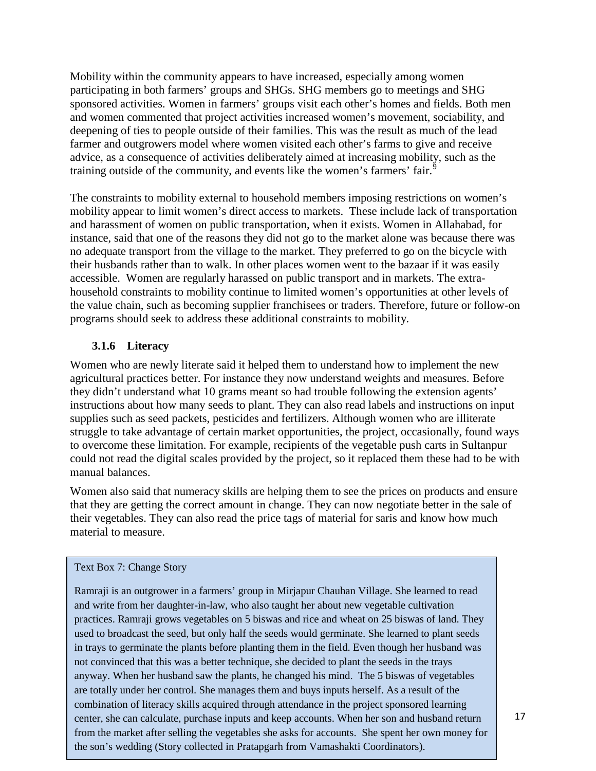Mobility within the community appears to have increased, especially among women participating in both farmers' groups and SHGs. SHG members go to meetings and SHG sponsored activities. Women in farmers' groups visit each other's homes and fields. Both men and women commented that project activities increased women's movement, sociability, and deepening of ties to people outside of their families. This was the result as much of the lead farmer and outgrowers model where women visited each other's farms to give and receive advice, as a consequence of activities deliberately aimed at increasing mobility, such as the training outside of the community, and events like the women's farmers' fair.[9]

The constraints to mobility external to household members imposing restrictions on women's mobility appear to limit women's direct access to markets. These include lack of transportation and harassment of women on public transportation, when it exists. Women in Allahabad, for instance, said that one of the reasons they did not go to the market alone was because there was no adequate transport from the village to the market. They preferred to go on the bicycle with their husbands rather than to walk. In other places women went to the bazaar if it was easily accessible. Women are regularly harassed on public transport and in markets. The extra-household constraints to mobility continue to limited women's opportunities at other levels of the value chain, such as becoming supplier franchisees or traders. Therefore, future or follow-on programs should seek to address these additional constraints to mobility.

#### 3.1.6 Literacy

Women who are newly literate said it helped them to understand how to implement the new agricultural practices better. For instance they now understand weights and measures. Before they didn't understand what 10 grams meant so had trouble following the extension agents' instructions about how many seeds to plant. They can also read labels and instructions on input supplies such as seed packets, pesticides and fertilizers. Although women who are illiterate struggle to take advantage of certain market opportunities, the project, occasionally, found ways to overcome these limitation. For example, recipients of the vegetable push carts in Sultanpur could not read the digital scales provided by the project, so it replaced them these had to be with manual balances.

Women also said that numeracy skills are helping them to see the prices on products and ensure that they are getting the correct amount in change. They can now negotiate better in the sale of their vegetables. They can also read the price tags of material for saris and know how much material to measure.

> Text Box 7: Change Story
>
> Ramraji is an outgrower in a farmers' group in Mirjapur Chauhan Village. She learned to read and write from her daughter-in-law, who also taught her about new vegetable cultivation practices. Ramraji grows vegetables on 5 biswas and rice and wheat on 25 biswas of land. They used to broadcast the seed, but only half the seeds would germinate. She learned to plant seeds in trays to germinate the plants before planting them in the field. Even though her husband was not convinced that this was a better technique, she decided to plant the seeds in the trays anyway. When her husband saw the plants, he changed his mind. The 5 biswas of vegetables are totally under her control. She manages them and buys inputs herself. As a result of the combination of literacy skills acquired through attendance in the project sponsored learning center, she can calculate, purchase inputs and keep accounts. When her son and husband return from the market after selling the vegetables she asks for accounts. She spent her own money for the son's wedding (Story collected in Pratapgarh from Vamashakti Coordinators).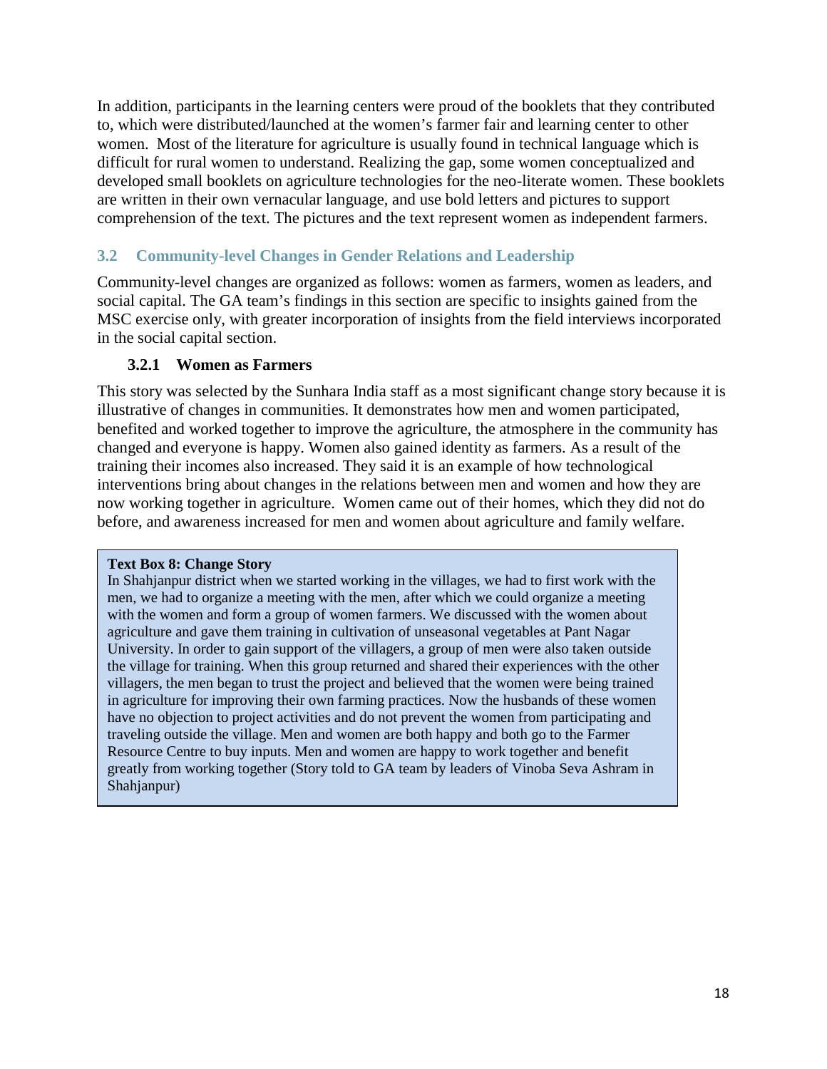In addition, participants in the learning centers were proud of the booklets that they contributed to, which were distributed/launched at the women's farmer fair and learning center to other women. Most of the literature for agriculture is usually found in technical language which is difficult for rural women to understand. Realizing the gap, some women conceptualized and developed small booklets on agriculture technologies for the neo-literate women. These booklets are written in their own vernacular language, and use bold letters and pictures to support comprehension of the text. The pictures and the text represent women as independent farmers.

## 3.2 Community-level Changes in Gender Relations and Leadership

Community-level changes are organized as follows: women as farmers, women as leaders, and social capital. The GA team's findings in this section are specific to insights gained from the MSC exercise only, with greater incorporation of insights from the field interviews incorporated in the social capital section.

### 3.2.1 Women as Farmers

This story was selected by the Sunhara India staff as a most significant change story because it is illustrative of changes in communities. It demonstrates how men and women participated, benefited and worked together to improve the agriculture, the atmosphere in the community has changed and everyone is happy. Women also gained identity as farmers. As a result of the training their incomes also increased. They said it is an example of how technological interventions bring about changes in the relations between men and women and how they are now working together in agriculture. Women came out of their homes, which they did not do before, and awareness increased for men and women about agriculture and family welfare.

**Text Box 8: Change Story**

In Shahjanpur district when we started working in the villages, we had to first work with the men, we had to organize a meeting with the men, after which we could organize a meeting with the women and form a group of women farmers. We discussed with the women about agriculture and gave them training in cultivation of unseasonal vegetables at Pant Nagar University. In order to gain support of the villagers, a group of men were also taken outside the village for training. When this group returned and shared their experiences with the other villagers, the men began to trust the project and believed that the women were being trained in agriculture for improving their own farming practices. Now the husbands of these women have no objection to project activities and do not prevent the women from participating and traveling outside the village. Men and women are both happy and both go to the Farmer Resource Centre to buy inputs. Men and women are happy to work together and benefit greatly from working together (Story told to GA team by leaders of Vinoba Seva Ashram in Shahjanpur)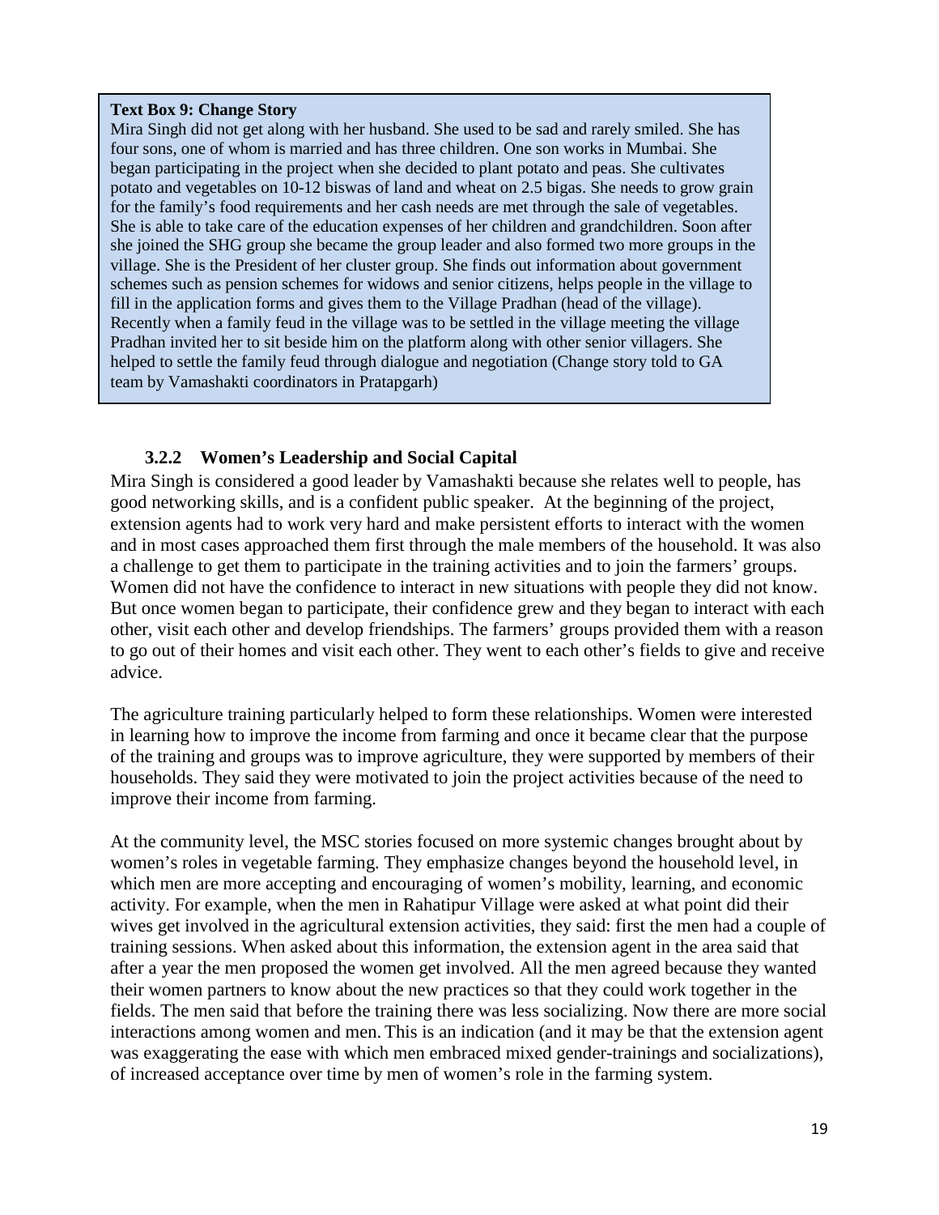> **Text Box 9: Change Story**
>
> Mira Singh did not get along with her husband. She used to be sad and rarely smiled. She has four sons, one of whom is married and has three children. One son works in Mumbai. She began participating in the project when she decided to plant potato and peas. She cultivates potato and vegetables on 10-12 biswas of land and wheat on 2.5 bigas. She needs to grow grain for the family's food requirements and her cash needs are met through the sale of vegetables. She is able to take care of the education expenses of her children and grandchildren. Soon after she joined the SHG group she became the group leader and also formed two more groups in the village. She is the President of her cluster group. She finds out information about government schemes such as pension schemes for widows and senior citizens, helps people in the village to fill in the application forms and gives them to the Village Pradhan (head of the village). Recently when a family feud in the village was to be settled in the village meeting the village Pradhan invited her to sit beside him on the platform along with other senior villagers. She helped to settle the family feud through dialogue and negotiation (Change story told to GA team by Vamashakti coordinators in Pratapgarh)

### 3.2.2 Women's Leadership and Social Capital

Mira Singh is considered a good leader by Vamashakti because she relates well to people, has good networking skills, and is a confident public speaker. At the beginning of the project, extension agents had to work very hard and make persistent efforts to interact with the women and in most cases approached them first through the male members of the household. It was also a challenge to get them to participate in the training activities and to join the farmers' groups. Women did not have the confidence to interact in new situations with people they did not know. But once women began to participate, their confidence grew and they began to interact with each other, visit each other and develop friendships. The farmers' groups provided them with a reason to go out of their homes and visit each other. They went to each other's fields to give and receive advice.

The agriculture training particularly helped to form these relationships. Women were interested in learning how to improve the income from farming and once it became clear that the purpose of the training and groups was to improve agriculture, they were supported by members of their households. They said they were motivated to join the project activities because of the need to improve their income from farming.

At the community level, the MSC stories focused on more systemic changes brought about by women's roles in vegetable farming. They emphasize changes beyond the household level, in which men are more accepting and encouraging of women's mobility, learning, and economic activity. For example, when the men in Rahatipur Village were asked at what point did their wives get involved in the agricultural extension activities, they said: first the men had a couple of training sessions. When asked about this information, the extension agent in the area said that after a year the men proposed the women get involved. All the men agreed because they wanted their women partners to know about the new practices so that they could work together in the fields. The men said that before the training there was less socializing. Now there are more social interactions among women and men. This is an indication (and it may be that the extension agent was exaggerating the ease with which men embraced mixed gender-trainings and socializations), of increased acceptance over time by men of women's role in the farming system.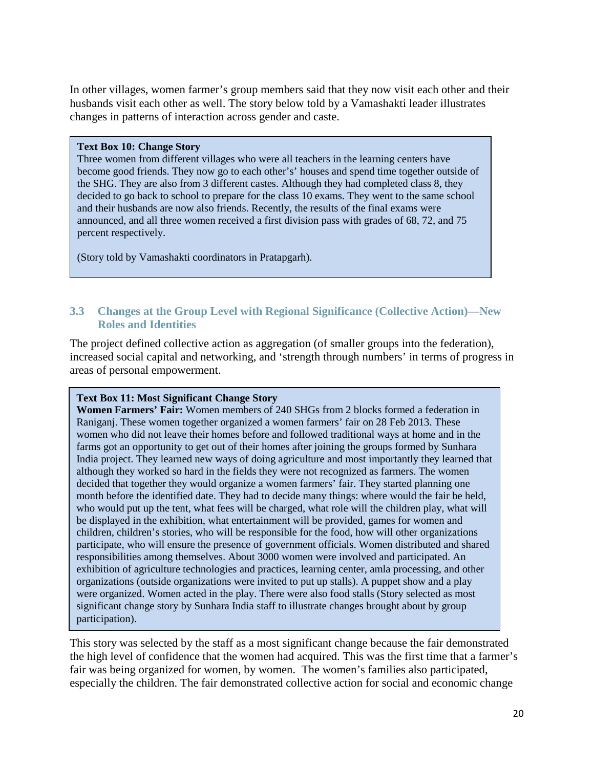In other villages, women farmer's group members said that they now visit each other and their husbands visit each other as well. The story below told by a Vamashakti leader illustrates changes in patterns of interaction across gender and caste.

> **Text Box 10: Change Story**
> Three women from different villages who were all teachers in the learning centers have become good friends. They now go to each other's' houses and spend time together outside of the SHG. They are also from 3 different castes. Although they had completed class 8, they decided to go back to school to prepare for the class 10 exams. They went to the same school and their husbands are now also friends. Recently, the results of the final exams were announced, and all three women received a first division pass with grades of 68, 72, and 75 percent respectively.
>
> (Story told by Vamashakti coordinators in Pratapgarh).

### 3.3 Changes at the Group Level with Regional Significance (Collective Action)—New Roles and Identities

The project defined collective action as aggregation (of smaller groups into the federation), increased social capital and networking, and 'strength through numbers' in terms of progress in areas of personal empowerment.

> **Text Box 11: Most Significant Change Story**
> **Women Farmers' Fair:** Women members of 240 SHGs from 2 blocks formed a federation in Raniganj. These women together organized a women farmers' fair on 28 Feb 2013. These women who did not leave their homes before and followed traditional ways at home and in the farms got an opportunity to get out of their homes after joining the groups formed by Sunhara India project. They learned new ways of doing agriculture and most importantly they learned that although they worked so hard in the fields they were not recognized as farmers. The women decided that together they would organize a women farmers' fair. They started planning one month before the identified date. They had to decide many things: where would the fair be held, who would put up the tent, what fees will be charged, what role will the children play, what will be displayed in the exhibition, what entertainment will be provided, games for women and children, children's stories, who will be responsible for the food, how will other organizations participate, who will ensure the presence of government officials. Women distributed and shared responsibilities among themselves. About 3000 women were involved and participated. An exhibition of agriculture technologies and practices, learning center, amla processing, and other organizations (outside organizations were invited to put up stalls). A puppet show and a play were organized. Women acted in the play. There were also food stalls (Story selected as most significant change story by Sunhara India staff to illustrate changes brought about by group participation).

This story was selected by the staff as a most significant change because the fair demonstrated the high level of confidence that the women had acquired. This was the first time that a farmer's fair was being organized for women, by women. The women's families also participated, especially the children. The fair demonstrated collective action for social and economic change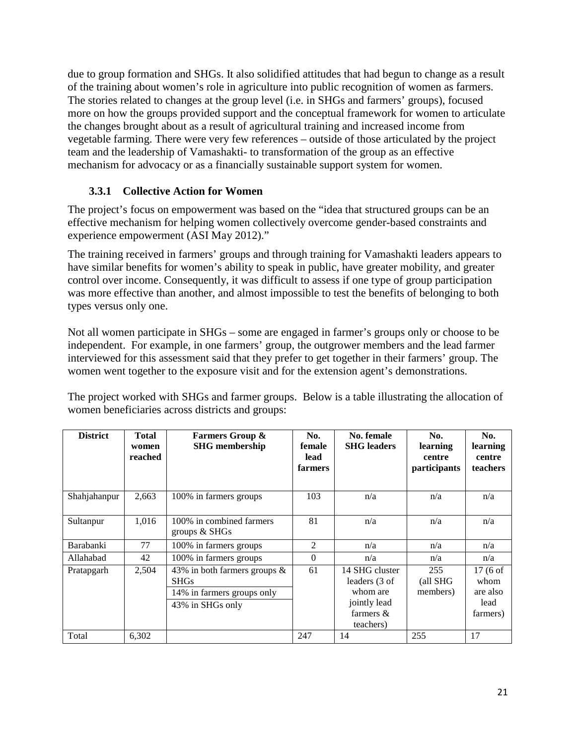due to group formation and SHGs. It also solidified attitudes that had begun to change as a result of the training about women's role in agriculture into public recognition of women as farmers. The stories related to changes at the group level (i.e. in SHGs and farmers' groups), focused more on how the groups provided support and the conceptual framework for women to articulate the changes brought about as a result of agricultural training and increased income from vegetable farming. There were very few references – outside of those articulated by the project team and the leadership of Vamashakti- to transformation of the group as an effective mechanism for advocacy or as a financially sustainable support system for women.

### 3.3.1 Collective Action for Women

The project's focus on empowerment was based on the "idea that structured groups can be an effective mechanism for helping women collectively overcome gender-based constraints and experience empowerment (ASI May 2012)."

The training received in farmers' groups and through training for Vamashakti leaders appears to have similar benefits for women's ability to speak in public, have greater mobility, and greater control over income. Consequently, it was difficult to assess if one type of group participation was more effective than another, and almost impossible to test the benefits of belonging to both types versus only one.

Not all women participate in SHGs – some are engaged in farmer's groups only or choose to be independent. For example, in one farmers' group, the outgrower members and the lead farmer interviewed for this assessment said that they prefer to get together in their farmers' group. The women went together to the exposure visit and for the extension agent's demonstrations.

The project worked with SHGs and farmer groups. Below is a table illustrating the allocation of women beneficiaries across districts and groups:

| District | Total women reached | Farmers Group & SHG membership | No. female lead farmers | No. female SHG leaders | No. learning centre participants | No. learning centre teachers |
|---|---|---|---|---|---|---|
| Shahjahanpur | 2,663 | 100% in farmers groups | 103 | n/a | n/a | n/a |
| Sultanpur | 1,016 | 100% in combined farmers groups & SHGs | 81 | n/a | n/a | n/a |
| Barabanki | 77 | 100% in farmers groups | 2 | n/a | n/a | n/a |
| Allahabad | 42 | 100% in farmers groups | 0 | n/a | n/a | n/a |
| Pratapgarh | 2,504 | 43% in both farmers groups & SHGs<br>14% in farmers groups only<br>43% in SHGs only | 61 | 14 SHG cluster leaders (3 of whom are jointly lead farmers & teachers) | 255 (all SHG members) | 17 (6 of whom are also lead farmers) |
| Total | 6,302 | | 247 | 14 | 255 | 17 |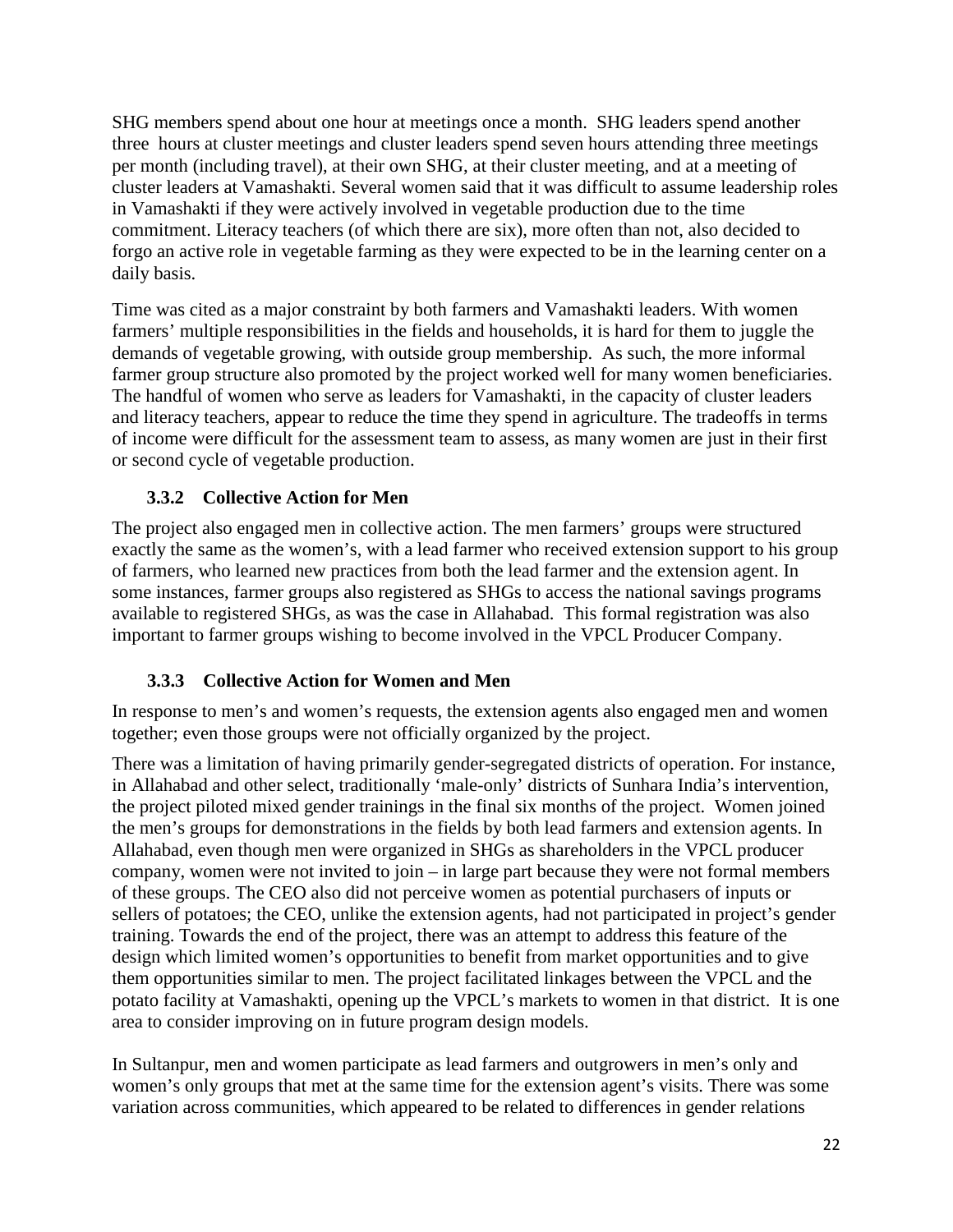SHG members spend about one hour at meetings once a month. SHG leaders spend another three hours at cluster meetings and cluster leaders spend seven hours attending three meetings per month (including travel), at their own SHG, at their cluster meeting, and at a meeting of cluster leaders at Vamashakti. Several women said that it was difficult to assume leadership roles in Vamashakti if they were actively involved in vegetable production due to the time commitment. Literacy teachers (of which there are six), more often than not, also decided to forgo an active role in vegetable farming as they were expected to be in the learning center on a daily basis.

Time was cited as a major constraint by both farmers and Vamashakti leaders. With women farmers' multiple responsibilities in the fields and households, it is hard for them to juggle the demands of vegetable growing, with outside group membership. As such, the more informal farmer group structure also promoted by the project worked well for many women beneficiaries. The handful of women who serve as leaders for Vamashakti, in the capacity of cluster leaders and literacy teachers, appear to reduce the time they spend in agriculture. The tradeoffs in terms of income were difficult for the assessment team to assess, as many women are just in their first or second cycle of vegetable production.

### 3.3.2 Collective Action for Men

The project also engaged men in collective action. The men farmers' groups were structured exactly the same as the women's, with a lead farmer who received extension support to his group of farmers, who learned new practices from both the lead farmer and the extension agent. In some instances, farmer groups also registered as SHGs to access the national savings programs available to registered SHGs, as was the case in Allahabad. This formal registration was also important to farmer groups wishing to become involved in the VPCL Producer Company.

### 3.3.3 Collective Action for Women and Men

In response to men's and women's requests, the extension agents also engaged men and women together; even those groups were not officially organized by the project.

There was a limitation of having primarily gender-segregated districts of operation. For instance, in Allahabad and other select, traditionally 'male-only' districts of Sunhara India's intervention, the project piloted mixed gender trainings in the final six months of the project. Women joined the men's groups for demonstrations in the fields by both lead farmers and extension agents. In Allahabad, even though men were organized in SHGs as shareholders in the VPCL producer company, women were not invited to join – in large part because they were not formal members of these groups. The CEO also did not perceive women as potential purchasers of inputs or sellers of potatoes; the CEO, unlike the extension agents, had not participated in project's gender training. Towards the end of the project, there was an attempt to address this feature of the design which limited women's opportunities to benefit from market opportunities and to give them opportunities similar to men. The project facilitated linkages between the VPCL and the potato facility at Vamashakti, opening up the VPCL's markets to women in that district. It is one area to consider improving on in future program design models.

In Sultanpur, men and women participate as lead farmers and outgrowers in men's only and women's only groups that met at the same time for the extension agent's visits. There was some variation across communities, which appeared to be related to differences in gender relations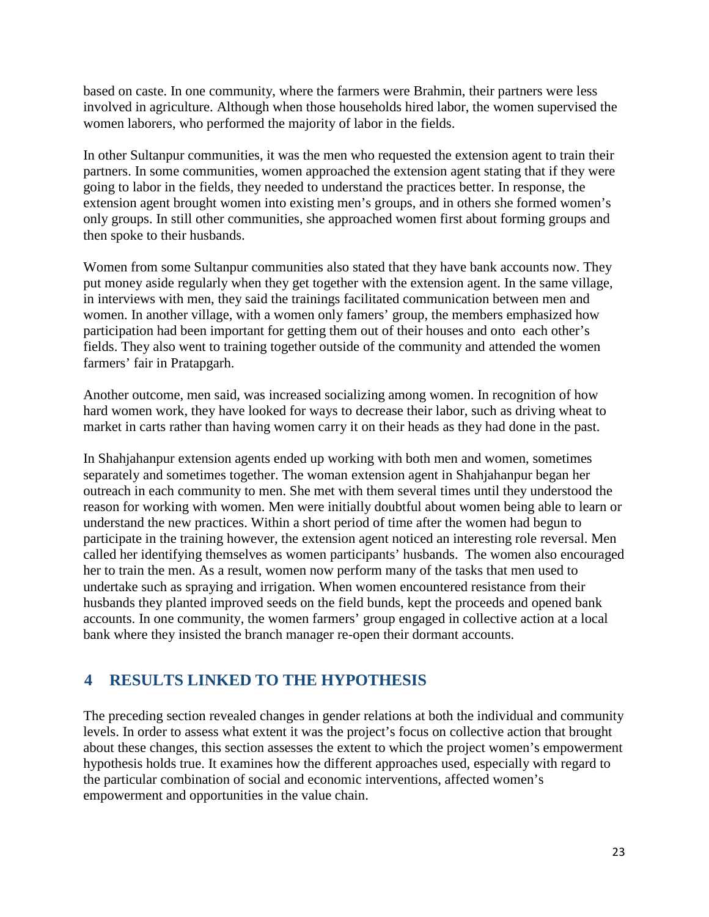based on caste. In one community, where the farmers were Brahmin, their partners were less involved in agriculture. Although when those households hired labor, the women supervised the women laborers, who performed the majority of labor in the fields.

In other Sultanpur communities, it was the men who requested the extension agent to train their partners. In some communities, women approached the extension agent stating that if they were going to labor in the fields, they needed to understand the practices better. In response, the extension agent brought women into existing men's groups, and in others she formed women's only groups. In still other communities, she approached women first about forming groups and then spoke to their husbands.

Women from some Sultanpur communities also stated that they have bank accounts now. They put money aside regularly when they get together with the extension agent. In the same village, in interviews with men, they said the trainings facilitated communication between men and women. In another village, with a women only famers' group, the members emphasized how participation had been important for getting them out of their houses and onto each other's fields. They also went to training together outside of the community and attended the women farmers' fair in Pratapgarh.

Another outcome, men said, was increased socializing among women. In recognition of how hard women work, they have looked for ways to decrease their labor, such as driving wheat to market in carts rather than having women carry it on their heads as they had done in the past.

In Shahjahanpur extension agents ended up working with both men and women, sometimes separately and sometimes together. The woman extension agent in Shahjahanpur began her outreach in each community to men. She met with them several times until they understood the reason for working with women. Men were initially doubtful about women being able to learn or understand the new practices. Within a short period of time after the women had begun to participate in the training however, the extension agent noticed an interesting role reversal. Men called her identifying themselves as women participants' husbands. The women also encouraged her to train the men. As a result, women now perform many of the tasks that men used to undertake such as spraying and irrigation. When women encountered resistance from their husbands they planted improved seeds on the field bunds, kept the proceeds and opened bank accounts. In one community, the women farmers' group engaged in collective action at a local bank where they insisted the branch manager re-open their dormant accounts.

# 4 RESULTS LINKED TO THE HYPOTHESIS

The preceding section revealed changes in gender relations at both the individual and community levels. In order to assess what extent it was the project's focus on collective action that brought about these changes, this section assesses the extent to which the project women's empowerment hypothesis holds true. It examines how the different approaches used, especially with regard to the particular combination of social and economic interventions, affected women's empowerment and opportunities in the value chain.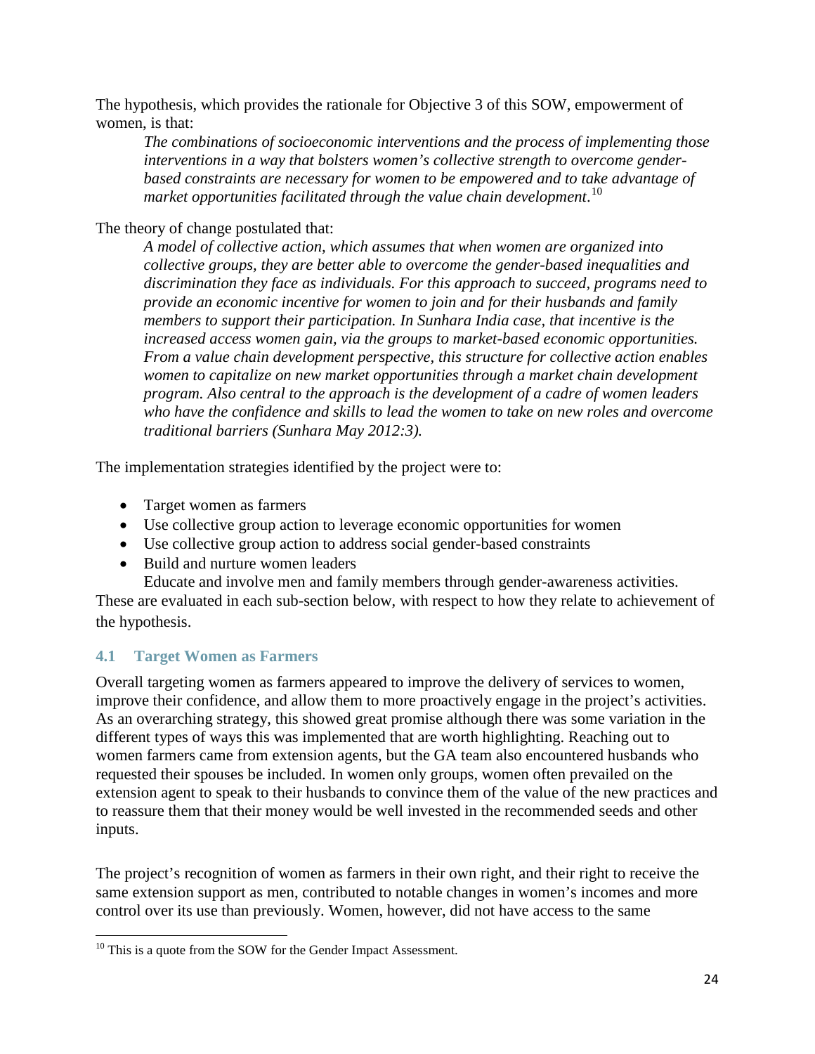The hypothesis, which provides the rationale for Objective 3 of this SOW, empowerment of women, is that:

> *The combinations of socioeconomic interventions and the process of implementing those interventions in a way that bolsters women's collective strength to overcome gender-based constraints are necessary for women to be empowered and to take advantage of market opportunities facilitated through the value chain development*.[10]

The theory of change postulated that:

> *A model of collective action, which assumes that when women are organized into collective groups, they are better able to overcome the gender-based inequalities and discrimination they face as individuals. For this approach to succeed, programs need to provide an economic incentive for women to join and for their husbands and family members to support their participation. In Sunhara India case, that incentive is the increased access women gain, via the groups to market-based economic opportunities. From a value chain development perspective, this structure for collective action enables women to capitalize on new market opportunities through a market chain development program. Also central to the approach is the development of a cadre of women leaders who have the confidence and skills to lead the women to take on new roles and overcome traditional barriers (Sunhara May 2012:3).*

The implementation strategies identified by the project were to:

- Target women as farmers
- Use collective group action to leverage economic opportunities for women
- Use collective group action to address social gender-based constraints
- Build and nurture women leaders

  Educate and involve men and family members through gender-awareness activities.

These are evaluated in each sub-section below, with respect to how they relate to achievement of the hypothesis.

## 4.1 Target Women as Farmers

Overall targeting women as farmers appeared to improve the delivery of services to women, improve their confidence, and allow them to more proactively engage in the project's activities. As an overarching strategy, this showed great promise although there was some variation in the different types of ways this was implemented that are worth highlighting. Reaching out to women farmers came from extension agents, but the GA team also encountered husbands who requested their spouses be included. In women only groups, women often prevailed on the extension agent to speak to their husbands to convince them of the value of the new practices and to reassure them that their money would be well invested in the recommended seeds and other inputs.

The project's recognition of women as farmers in their own right, and their right to receive the same extension support as men, contributed to notable changes in women's incomes and more control over its use than previously. Women, however, did not have access to the same

[10] This is a quote from the SOW for the Gender Impact Assessment.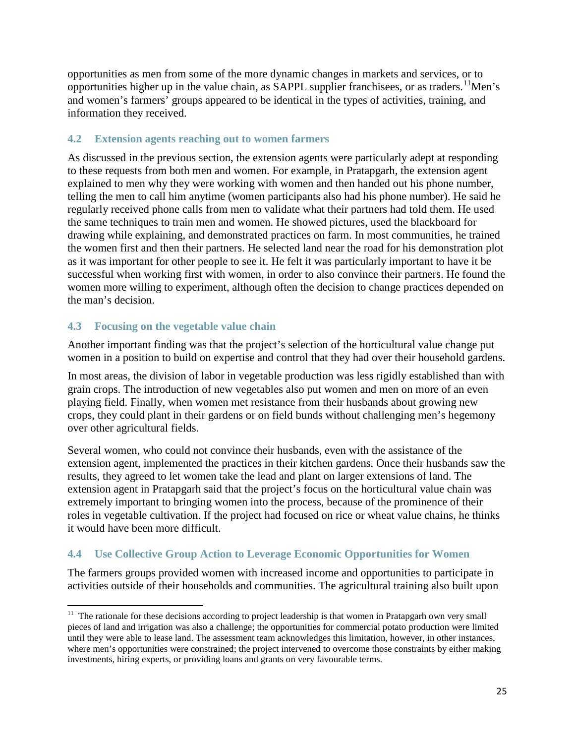opportunities as men from some of the more dynamic changes in markets and services, or to opportunities higher up in the value chain, as SAPPL supplier franchisees, or as traders.[11] Men's and women's farmers' groups appeared to be identical in the types of activities, training, and information they received.

### 4.2 Extension agents reaching out to women farmers

As discussed in the previous section, the extension agents were particularly adept at responding to these requests from both men and women. For example, in Pratapgarh, the extension agent explained to men why they were working with women and then handed out his phone number, telling the men to call him anytime (women participants also had his phone number). He said he regularly received phone calls from men to validate what their partners had told them. He used the same techniques to train men and women. He showed pictures, used the blackboard for drawing while explaining, and demonstrated practices on farm. In most communities, he trained the women first and then their partners. He selected land near the road for his demonstration plot as it was important for other people to see it. He felt it was particularly important to have it be successful when working first with women, in order to also convince their partners. He found the women more willing to experiment, although often the decision to change practices depended on the man's decision.

### 4.3 Focusing on the vegetable value chain

Another important finding was that the project's selection of the horticultural value change put women in a position to build on expertise and control that they had over their household gardens.

In most areas, the division of labor in vegetable production was less rigidly established than with grain crops. The introduction of new vegetables also put women and men on more of an even playing field. Finally, when women met resistance from their husbands about growing new crops, they could plant in their gardens or on field bunds without challenging men's hegemony over other agricultural fields.

Several women, who could not convince their husbands, even with the assistance of the extension agent, implemented the practices in their kitchen gardens. Once their husbands saw the results, they agreed to let women take the lead and plant on larger extensions of land. The extension agent in Pratapgarh said that the project's focus on the horticultural value chain was extremely important to bringing women into the process, because of the prominence of their roles in vegetable cultivation. If the project had focused on rice or wheat value chains, he thinks it would have been more difficult.

### 4.4 Use Collective Group Action to Leverage Economic Opportunities for Women

The farmers groups provided women with increased income and opportunities to participate in activities outside of their households and communities. The agricultural training also built upon

---

[11] The rationale for these decisions according to project leadership is that women in Pratapgarh own very small pieces of land and irrigation was also a challenge; the opportunities for commercial potato production were limited until they were able to lease land. The assessment team acknowledges this limitation, however, in other instances, where men's opportunities were constrained; the project intervened to overcome those constraints by either making investments, hiring experts, or providing loans and grants on very favourable terms.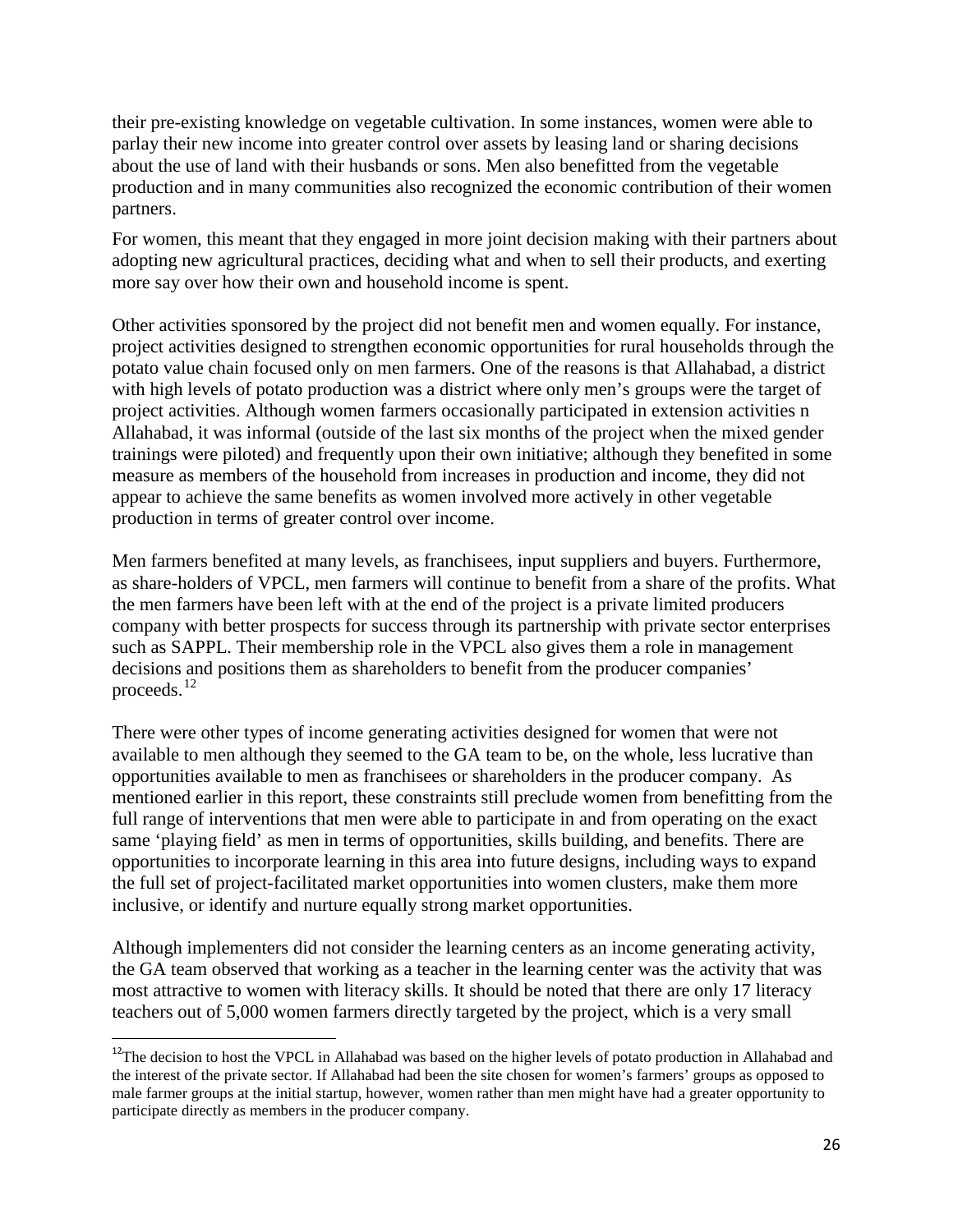their pre-existing knowledge on vegetable cultivation. In some instances, women were able to parlay their new income into greater control over assets by leasing land or sharing decisions about the use of land with their husbands or sons. Men also benefitted from the vegetable production and in many communities also recognized the economic contribution of their women partners.

For women, this meant that they engaged in more joint decision making with their partners about adopting new agricultural practices, deciding what and when to sell their products, and exerting more say over how their own and household income is spent.

Other activities sponsored by the project did not benefit men and women equally. For instance, project activities designed to strengthen economic opportunities for rural households through the potato value chain focused only on men farmers. One of the reasons is that Allahabad, a district with high levels of potato production was a district where only men's groups were the target of project activities. Although women farmers occasionally participated in extension activities n Allahabad, it was informal (outside of the last six months of the project when the mixed gender trainings were piloted) and frequently upon their own initiative; although they benefited in some measure as members of the household from increases in production and income, they did not appear to achieve the same benefits as women involved more actively in other vegetable production in terms of greater control over income.

Men farmers benefited at many levels, as franchisees, input suppliers and buyers. Furthermore, as share-holders of VPCL, men farmers will continue to benefit from a share of the profits. What the men farmers have been left with at the end of the project is a private limited producers company with better prospects for success through its partnership with private sector enterprises such as SAPPL. Their membership role in the VPCL also gives them a role in management decisions and positions them as shareholders to benefit from the producer companies' proceeds.[12]

There were other types of income generating activities designed for women that were not available to men although they seemed to the GA team to be, on the whole, less lucrative than opportunities available to men as franchisees or shareholders in the producer company. As mentioned earlier in this report, these constraints still preclude women from benefitting from the full range of interventions that men were able to participate in and from operating on the exact same 'playing field' as men in terms of opportunities, skills building, and benefits. There are opportunities to incorporate learning in this area into future designs, including ways to expand the full set of project-facilitated market opportunities into women clusters, make them more inclusive, or identify and nurture equally strong market opportunities.

Although implementers did not consider the learning centers as an income generating activity, the GA team observed that working as a teacher in the learning center was the activity that was most attractive to women with literacy skills. It should be noted that there are only 17 literacy teachers out of 5,000 women farmers directly targeted by the project, which is a very small

---

[12] The decision to host the VPCL in Allahabad was based on the higher levels of potato production in Allahabad and the interest of the private sector. If Allahabad had been the site chosen for women's farmers' groups as opposed to male farmer groups at the initial startup, however, women rather than men might have had a greater opportunity to participate directly as members in the producer company.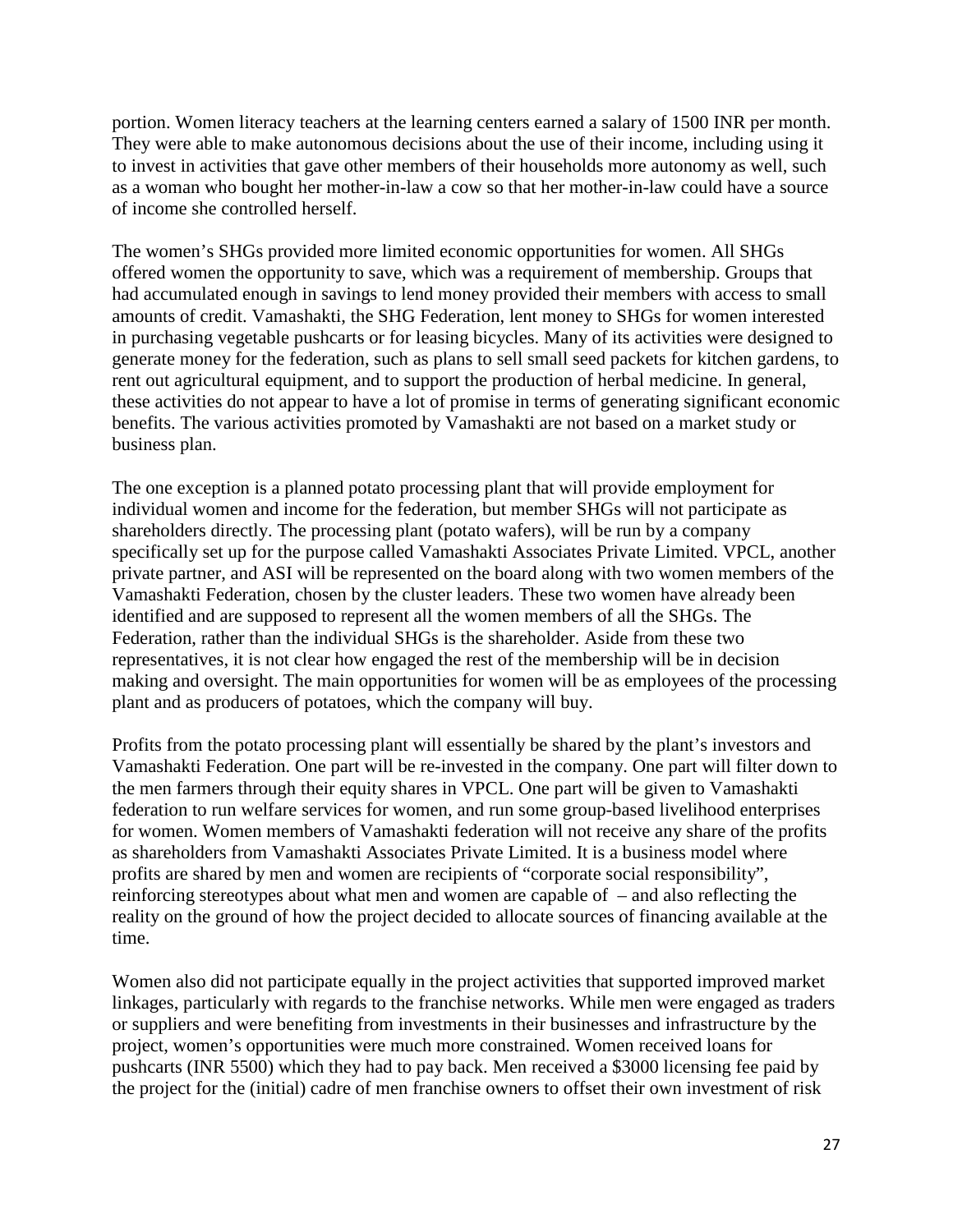portion. Women literacy teachers at the learning centers earned a salary of 1500 INR per month. They were able to make autonomous decisions about the use of their income, including using it to invest in activities that gave other members of their households more autonomy as well, such as a woman who bought her mother-in-law a cow so that her mother-in-law could have a source of income she controlled herself.

The women's SHGs provided more limited economic opportunities for women. All SHGs offered women the opportunity to save, which was a requirement of membership. Groups that had accumulated enough in savings to lend money provided their members with access to small amounts of credit. Vamashakti, the SHG Federation, lent money to SHGs for women interested in purchasing vegetable pushcarts or for leasing bicycles. Many of its activities were designed to generate money for the federation, such as plans to sell small seed packets for kitchen gardens, to rent out agricultural equipment, and to support the production of herbal medicine. In general, these activities do not appear to have a lot of promise in terms of generating significant economic benefits. The various activities promoted by Vamashakti are not based on a market study or business plan.

The one exception is a planned potato processing plant that will provide employment for individual women and income for the federation, but member SHGs will not participate as shareholders directly. The processing plant (potato wafers), will be run by a company specifically set up for the purpose called Vamashakti Associates Private Limited. VPCL, another private partner, and ASI will be represented on the board along with two women members of the Vamashakti Federation, chosen by the cluster leaders. These two women have already been identified and are supposed to represent all the women members of all the SHGs. The Federation, rather than the individual SHGs is the shareholder. Aside from these two representatives, it is not clear how engaged the rest of the membership will be in decision making and oversight. The main opportunities for women will be as employees of the processing plant and as producers of potatoes, which the company will buy.

Profits from the potato processing plant will essentially be shared by the plant's investors and Vamashakti Federation. One part will be re-invested in the company. One part will filter down to the men farmers through their equity shares in VPCL. One part will be given to Vamashakti federation to run welfare services for women, and run some group-based livelihood enterprises for women. Women members of Vamashakti federation will not receive any share of the profits as shareholders from Vamashakti Associates Private Limited. It is a business model where profits are shared by men and women are recipients of "corporate social responsibility", reinforcing stereotypes about what men and women are capable of – and also reflecting the reality on the ground of how the project decided to allocate sources of financing available at the time.

Women also did not participate equally in the project activities that supported improved market linkages, particularly with regards to the franchise networks. While men were engaged as traders or suppliers and were benefiting from investments in their businesses and infrastructure by the project, women's opportunities were much more constrained. Women received loans for pushcarts (INR 5500) which they had to pay back. Men received a $3000 licensing fee paid by the project for the (initial) cadre of men franchise owners to offset their own investment of risk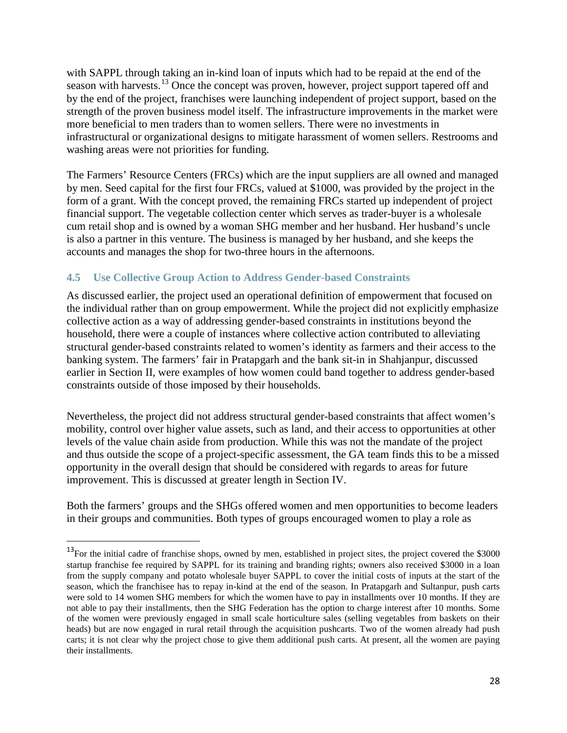with SAPPL through taking an in-kind loan of inputs which had to be repaid at the end of the season with harvests.[13] Once the concept was proven, however, project support tapered off and by the end of the project, franchises were launching independent of project support, based on the strength of the proven business model itself. The infrastructure improvements in the market were more beneficial to men traders than to women sellers. There were no investments in infrastructural or organizational designs to mitigate harassment of women sellers. Restrooms and washing areas were not priorities for funding.

The Farmers' Resource Centers (FRCs) which are the input suppliers are all owned and managed by men. Seed capital for the first four FRCs, valued at $1000, was provided by the project in the form of a grant. With the concept proved, the remaining FRCs started up independent of project financial support. The vegetable collection center which serves as trader-buyer is a wholesale cum retail shop and is owned by a woman SHG member and her husband. Her husband's uncle is also a partner in this venture. The business is managed by her husband, and she keeps the accounts and manages the shop for two-three hours in the afternoons.

### 4.5 Use Collective Group Action to Address Gender-based Constraints

As discussed earlier, the project used an operational definition of empowerment that focused on the individual rather than on group empowerment. While the project did not explicitly emphasize collective action as a way of addressing gender-based constraints in institutions beyond the household, there were a couple of instances where collective action contributed to alleviating structural gender-based constraints related to women's identity as farmers and their access to the banking system. The farmers' fair in Pratapgarh and the bank sit-in in Shahjanpur, discussed earlier in Section II, were examples of how women could band together to address gender-based constraints outside of those imposed by their households.

Nevertheless, the project did not address structural gender-based constraints that affect women's mobility, control over higher value assets, such as land, and their access to opportunities at other levels of the value chain aside from production. While this was not the mandate of the project and thus outside the scope of a project-specific assessment, the GA team finds this to be a missed opportunity in the overall design that should be considered with regards to areas for future improvement. This is discussed at greater length in Section IV.

Both the farmers' groups and the SHGs offered women and men opportunities to become leaders in their groups and communities. Both types of groups encouraged women to play a role as

---

[13] For the initial cadre of franchise shops, owned by men, established in project sites, the project covered the $3000 startup franchise fee required by SAPPL for its training and branding rights; owners also received $3000 in a loan from the supply company and potato wholesale buyer SAPPL to cover the initial costs of inputs at the start of the season, which the franchisee has to repay in-kind at the end of the season. In Pratapgarh and Sultanpur, push carts were sold to 14 women SHG members for which the women have to pay in installments over 10 months. If they are not able to pay their installments, then the SHG Federation has the option to charge interest after 10 months. Some of the women were previously engaged in small scale horticulture sales (selling vegetables from baskets on their heads) but are now engaged in rural retail through the acquisition pushcarts. Two of the women already had push carts; it is not clear why the project chose to give them additional push carts. At present, all the women are paying their installments.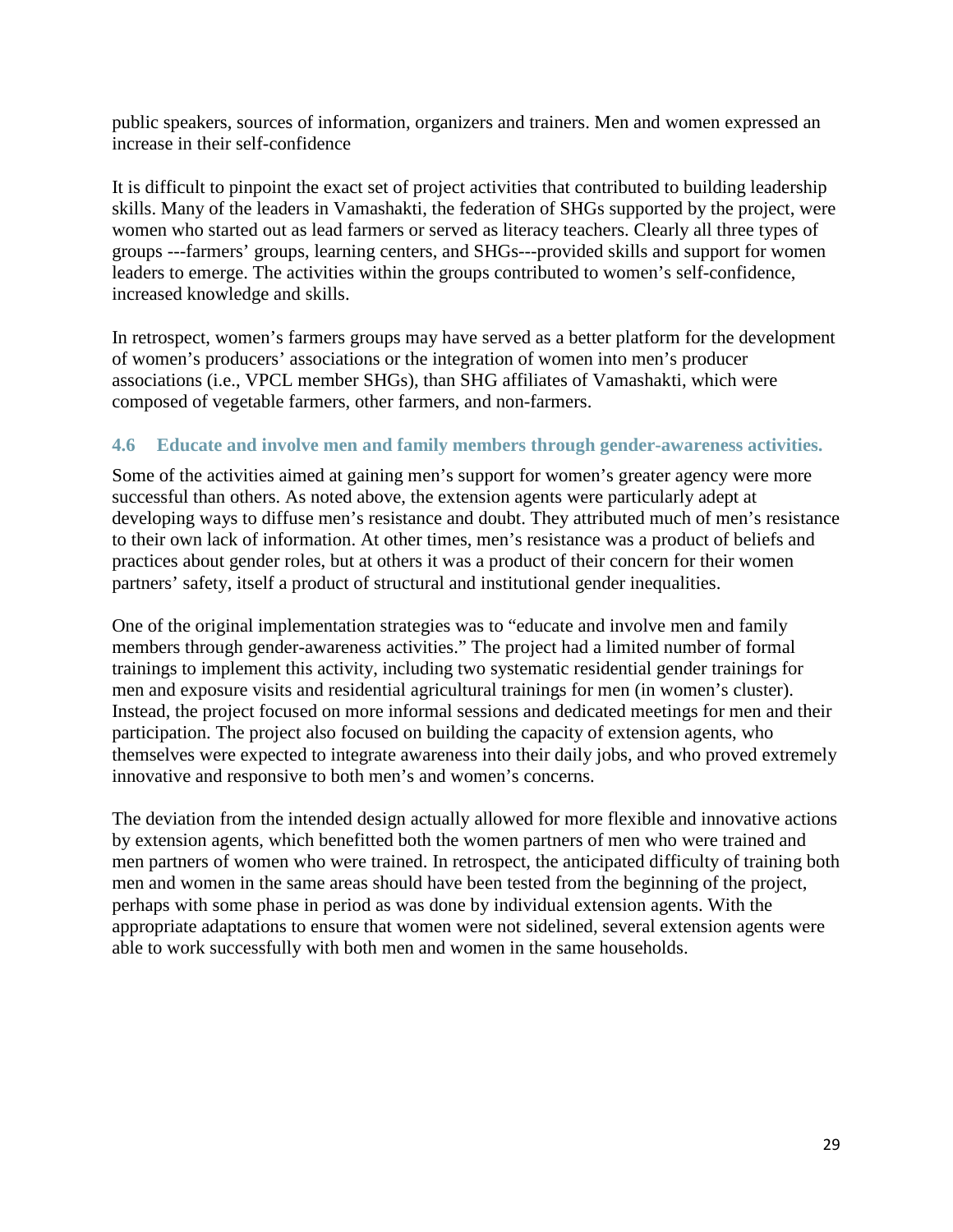public speakers, sources of information, organizers and trainers. Men and women expressed an increase in their self-confidence

It is difficult to pinpoint the exact set of project activities that contributed to building leadership skills. Many of the leaders in Vamashakti, the federation of SHGs supported by the project, were women who started out as lead farmers or served as literacy teachers. Clearly all three types of groups ---farmers' groups, learning centers, and SHGs---provided skills and support for women leaders to emerge. The activities within the groups contributed to women's self-confidence, increased knowledge and skills.

In retrospect, women's farmers groups may have served as a better platform for the development of women's producers' associations or the integration of women into men's producer associations (i.e., VPCL member SHGs), than SHG affiliates of Vamashakti, which were composed of vegetable farmers, other farmers, and non-farmers.

### 4.6 Educate and involve men and family members through gender-awareness activities.

Some of the activities aimed at gaining men's support for women's greater agency were more successful than others. As noted above, the extension agents were particularly adept at developing ways to diffuse men's resistance and doubt. They attributed much of men's resistance to their own lack of information. At other times, men's resistance was a product of beliefs and practices about gender roles, but at others it was a product of their concern for their women partners' safety, itself a product of structural and institutional gender inequalities.

One of the original implementation strategies was to "educate and involve men and family members through gender-awareness activities." The project had a limited number of formal trainings to implement this activity, including two systematic residential gender trainings for men and exposure visits and residential agricultural trainings for men (in women's cluster). Instead, the project focused on more informal sessions and dedicated meetings for men and their participation. The project also focused on building the capacity of extension agents, who themselves were expected to integrate awareness into their daily jobs, and who proved extremely innovative and responsive to both men's and women's concerns.

The deviation from the intended design actually allowed for more flexible and innovative actions by extension agents, which benefitted both the women partners of men who were trained and men partners of women who were trained. In retrospect, the anticipated difficulty of training both men and women in the same areas should have been tested from the beginning of the project, perhaps with some phase in period as was done by individual extension agents. With the appropriate adaptations to ensure that women were not sidelined, several extension agents were able to work successfully with both men and women in the same households.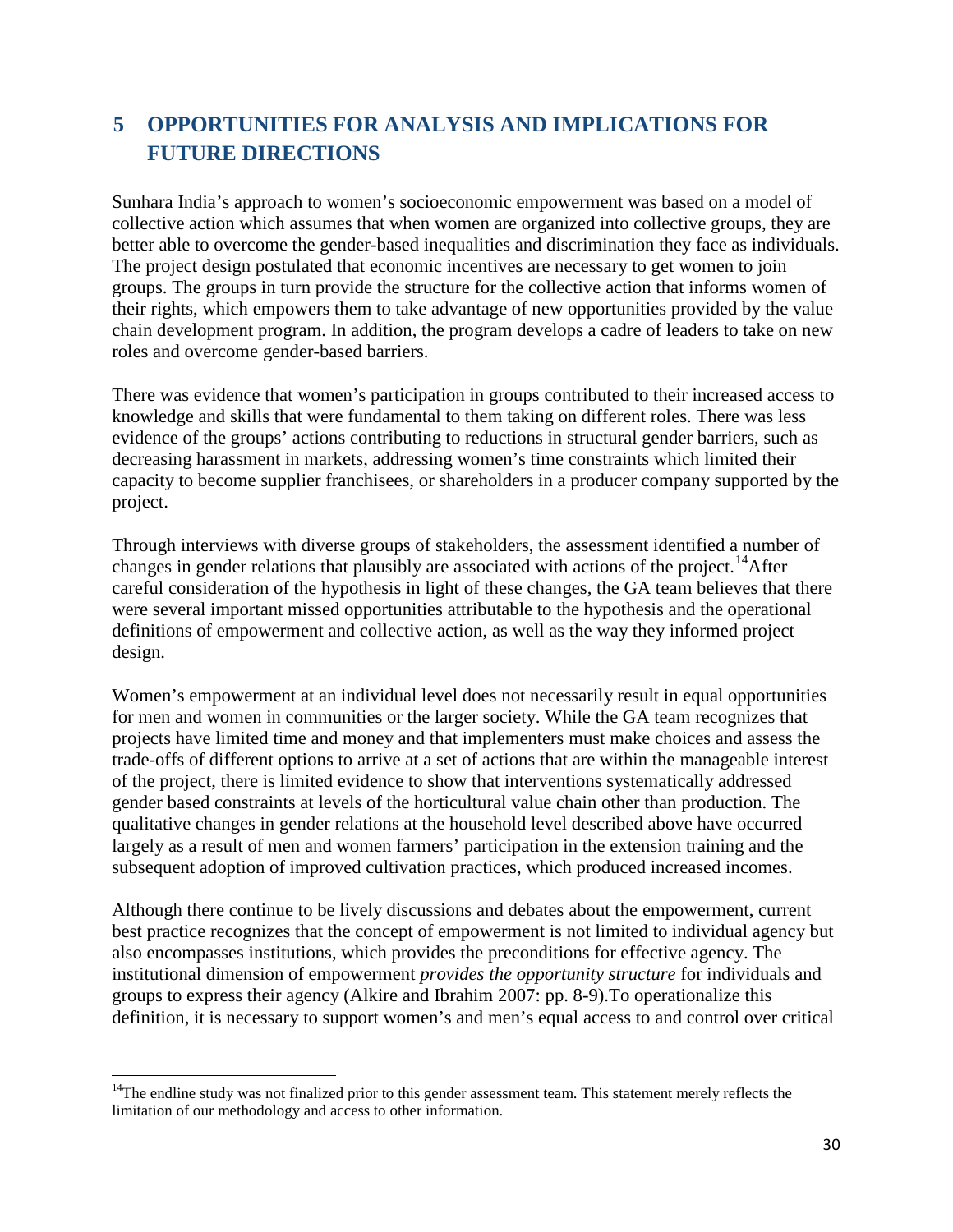# 5 OPPORTUNITIES FOR ANALYSIS AND IMPLICATIONS FOR FUTURE DIRECTIONS

Sunhara India's approach to women's socioeconomic empowerment was based on a model of collective action which assumes that when women are organized into collective groups, they are better able to overcome the gender-based inequalities and discrimination they face as individuals. The project design postulated that economic incentives are necessary to get women to join groups. The groups in turn provide the structure for the collective action that informs women of their rights, which empowers them to take advantage of new opportunities provided by the value chain development program. In addition, the program develops a cadre of leaders to take on new roles and overcome gender-based barriers.

There was evidence that women's participation in groups contributed to their increased access to knowledge and skills that were fundamental to them taking on different roles. There was less evidence of the groups' actions contributing to reductions in structural gender barriers, such as decreasing harassment in markets, addressing women's time constraints which limited their capacity to become supplier franchisees, or shareholders in a producer company supported by the project.

Through interviews with diverse groups of stakeholders, the assessment identified a number of changes in gender relations that plausibly are associated with actions of the project.[14]After careful consideration of the hypothesis in light of these changes, the GA team believes that there were several important missed opportunities attributable to the hypothesis and the operational definitions of empowerment and collective action, as well as the way they informed project design.

Women's empowerment at an individual level does not necessarily result in equal opportunities for men and women in communities or the larger society. While the GA team recognizes that projects have limited time and money and that implementers must make choices and assess the trade-offs of different options to arrive at a set of actions that are within the manageable interest of the project, there is limited evidence to show that interventions systematically addressed gender based constraints at levels of the horticultural value chain other than production. The qualitative changes in gender relations at the household level described above have occurred largely as a result of men and women farmers' participation in the extension training and the subsequent adoption of improved cultivation practices, which produced increased incomes.

Although there continue to be lively discussions and debates about the empowerment, current best practice recognizes that the concept of empowerment is not limited to individual agency but also encompasses institutions, which provides the preconditions for effective agency. The institutional dimension of empowerment *provides the opportunity structure* for individuals and groups to express their agency (Alkire and Ibrahim 2007: pp. 8-9).To operationalize this definition, it is necessary to support women's and men's equal access to and control over critical

---

[14]The endline study was not finalized prior to this gender assessment team. This statement merely reflects the limitation of our methodology and access to other information.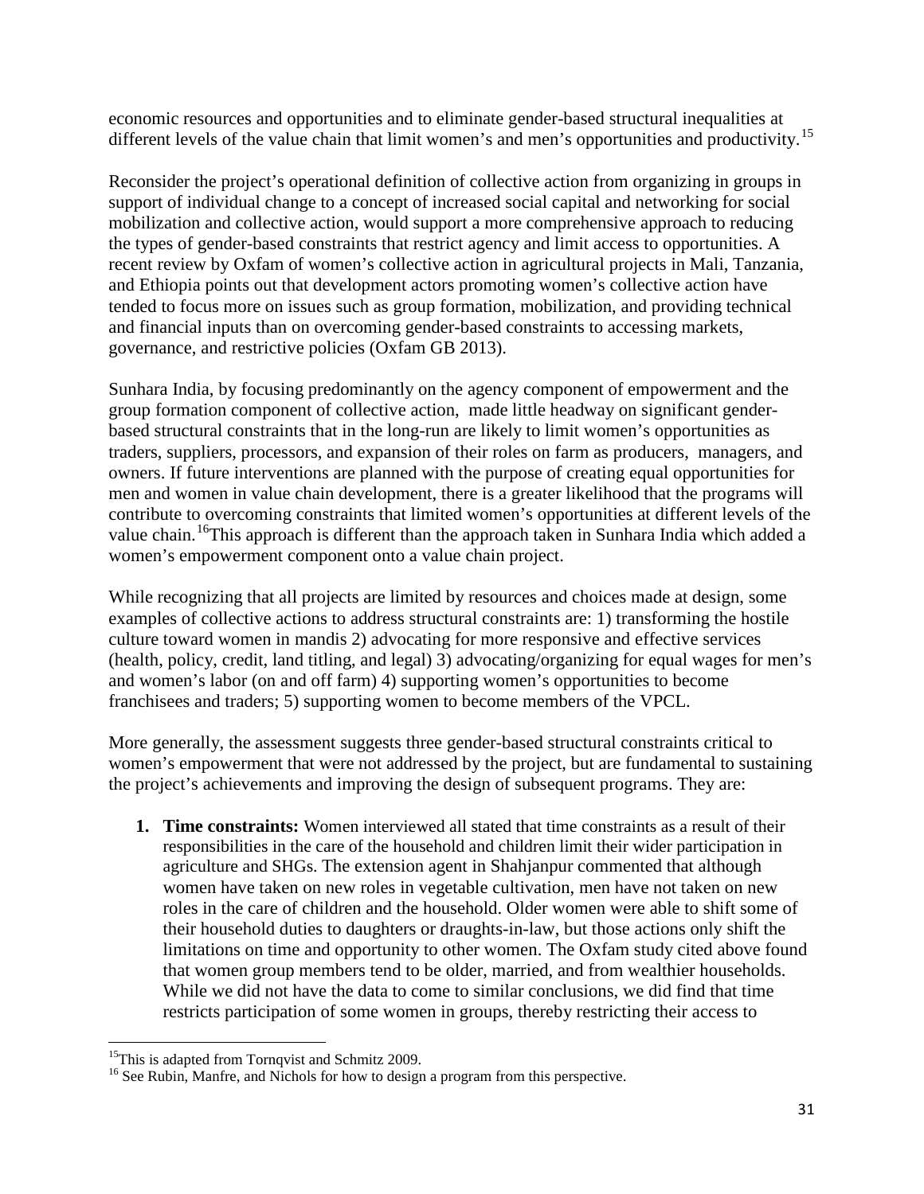economic resources and opportunities and to eliminate gender-based structural inequalities at different levels of the value chain that limit women's and men's opportunities and productivity.[15]

Reconsider the project's operational definition of collective action from organizing in groups in support of individual change to a concept of increased social capital and networking for social mobilization and collective action, would support a more comprehensive approach to reducing the types of gender-based constraints that restrict agency and limit access to opportunities. A recent review by Oxfam of women's collective action in agricultural projects in Mali, Tanzania, and Ethiopia points out that development actors promoting women's collective action have tended to focus more on issues such as group formation, mobilization, and providing technical and financial inputs than on overcoming gender-based constraints to accessing markets, governance, and restrictive policies (Oxfam GB 2013).

Sunhara India, by focusing predominantly on the agency component of empowerment and the group formation component of collective action, made little headway on significant gender-based structural constraints that in the long-run are likely to limit women's opportunities as traders, suppliers, processors, and expansion of their roles on farm as producers, managers, and owners. If future interventions are planned with the purpose of creating equal opportunities for men and women in value chain development, there is a greater likelihood that the programs will contribute to overcoming constraints that limited women's opportunities at different levels of the value chain.[16]This approach is different than the approach taken in Sunhara India which added a women's empowerment component onto a value chain project.

While recognizing that all projects are limited by resources and choices made at design, some examples of collective actions to address structural constraints are: 1) transforming the hostile culture toward women in mandis 2) advocating for more responsive and effective services (health, policy, credit, land titling, and legal) 3) advocating/organizing for equal wages for men's and women's labor (on and off farm) 4) supporting women's opportunities to become franchisees and traders; 5) supporting women to become members of the VPCL.

More generally, the assessment suggests three gender-based structural constraints critical to women's empowerment that were not addressed by the project, but are fundamental to sustaining the project's achievements and improving the design of subsequent programs. They are:

1. **Time constraints:** Women interviewed all stated that time constraints as a result of their responsibilities in the care of the household and children limit their wider participation in agriculture and SHGs. The extension agent in Shahjanpur commented that although women have taken on new roles in vegetable cultivation, men have not taken on new roles in the care of children and the household. Older women were able to shift some of their household duties to daughters or draughts-in-law, but those actions only shift the limitations on time and opportunity to other women. The Oxfam study cited above found that women group members tend to be older, married, and from wealthier households. While we did not have the data to come to similar conclusions, we did find that time restricts participation of some women in groups, thereby restricting their access to

[15]This is adapted from Tornqvist and Schmitz 2009.

[16] See Rubin, Manfre, and Nichols for how to design a program from this perspective.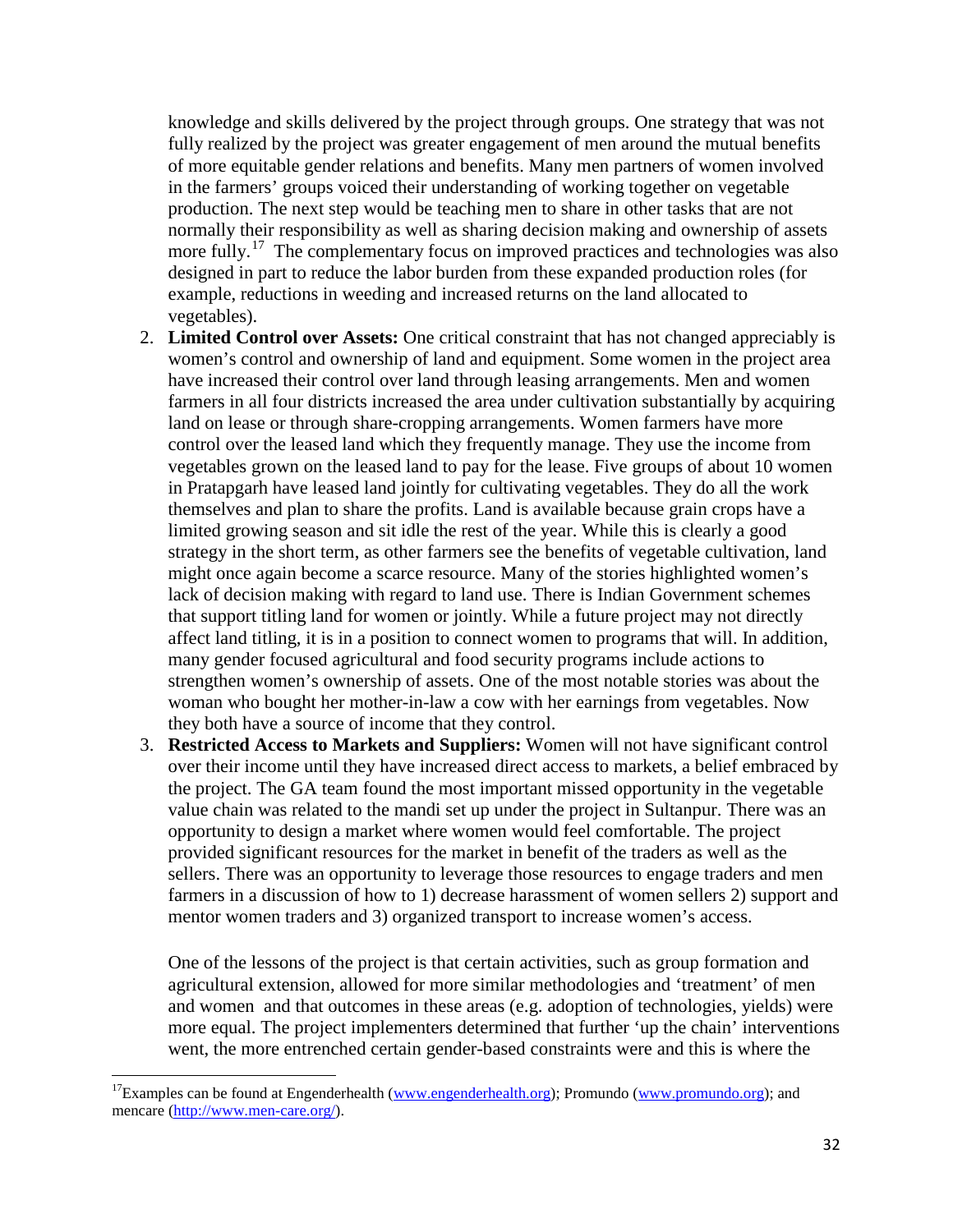knowledge and skills delivered by the project through groups. One strategy that was not fully realized by the project was greater engagement of men around the mutual benefits of more equitable gender relations and benefits. Many men partners of women involved in the farmers' groups voiced their understanding of working together on vegetable production. The next step would be teaching men to share in other tasks that are not normally their responsibility as well as sharing decision making and ownership of assets more fully.[17] The complementary focus on improved practices and technologies was also designed in part to reduce the labor burden from these expanded production roles (for example, reductions in weeding and increased returns on the land allocated to vegetables).

2. **Limited Control over Assets:** One critical constraint that has not changed appreciably is women's control and ownership of land and equipment. Some women in the project area have increased their control over land through leasing arrangements. Men and women farmers in all four districts increased the area under cultivation substantially by acquiring land on lease or through share-cropping arrangements. Women farmers have more control over the leased land which they frequently manage. They use the income from vegetables grown on the leased land to pay for the lease. Five groups of about 10 women in Pratapgarh have leased land jointly for cultivating vegetables. They do all the work themselves and plan to share the profits. Land is available because grain crops have a limited growing season and sit idle the rest of the year. While this is clearly a good strategy in the short term, as other farmers see the benefits of vegetable cultivation, land might once again become a scarce resource. Many of the stories highlighted women's lack of decision making with regard to land use. There is Indian Government schemes that support titling land for women or jointly. While a future project may not directly affect land titling, it is in a position to connect women to programs that will. In addition, many gender focused agricultural and food security programs include actions to strengthen women's ownership of assets. One of the most notable stories was about the woman who bought her mother-in-law a cow with her earnings from vegetables. Now they both have a source of income that they control.
3. **Restricted Access to Markets and Suppliers:** Women will not have significant control over their income until they have increased direct access to markets, a belief embraced by the project. The GA team found the most important missed opportunity in the vegetable value chain was related to the mandi set up under the project in Sultanpur. There was an opportunity to design a market where women would feel comfortable. The project provided significant resources for the market in benefit of the traders as well as the sellers. There was an opportunity to leverage those resources to engage traders and men farmers in a discussion of how to 1) decrease harassment of women sellers 2) support and mentor women traders and 3) organized transport to increase women's access.

One of the lessons of the project is that certain activities, such as group formation and agricultural extension, allowed for more similar methodologies and 'treatment' of men and women and that outcomes in these areas (e.g. adoption of technologies, yields) were more equal. The project implementers determined that further 'up the chain' interventions went, the more entrenched certain gender-based constraints were and this is where the

[17] Examples can be found at Engenderhealth (www.engenderhealth.org); Promundo (www.promundo.org); and mencare (http://www.men-care.org/).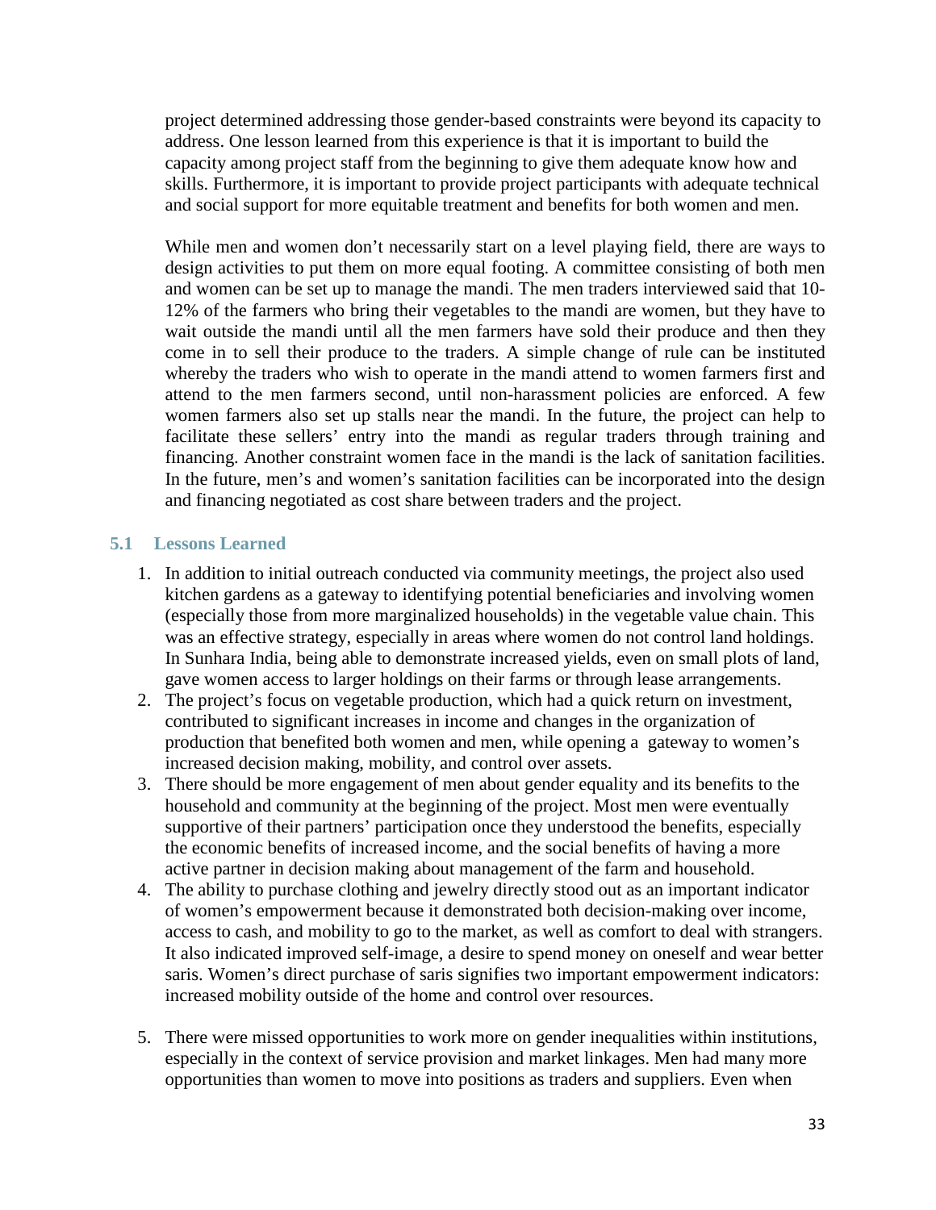project determined addressing those gender-based constraints were beyond its capacity to address. One lesson learned from this experience is that it is important to build the capacity among project staff from the beginning to give them adequate know how and skills. Furthermore, it is important to provide project participants with adequate technical and social support for more equitable treatment and benefits for both women and men.

While men and women don't necessarily start on a level playing field, there are ways to design activities to put them on more equal footing. A committee consisting of both men and women can be set up to manage the mandi. The men traders interviewed said that 10-12% of the farmers who bring their vegetables to the mandi are women, but they have to wait outside the mandi until all the men farmers have sold their produce and then they come in to sell their produce to the traders. A simple change of rule can be instituted whereby the traders who wish to operate in the mandi attend to women farmers first and attend to the men farmers second, until non-harassment policies are enforced. A few women farmers also set up stalls near the mandi. In the future, the project can help to facilitate these sellers' entry into the mandi as regular traders through training and financing. Another constraint women face in the mandi is the lack of sanitation facilities. In the future, men's and women's sanitation facilities can be incorporated into the design and financing negotiated as cost share between traders and the project.

## 5.1 Lessons Learned

1. In addition to initial outreach conducted via community meetings, the project also used kitchen gardens as a gateway to identifying potential beneficiaries and involving women (especially those from more marginalized households) in the vegetable value chain. This was an effective strategy, especially in areas where women do not control land holdings. In Sunhara India, being able to demonstrate increased yields, even on small plots of land, gave women access to larger holdings on their farms or through lease arrangements.
2. The project's focus on vegetable production, which had a quick return on investment, contributed to significant increases in income and changes in the organization of production that benefited both women and men, while opening a gateway to women's increased decision making, mobility, and control over assets.
3. There should be more engagement of men about gender equality and its benefits to the household and community at the beginning of the project. Most men were eventually supportive of their partners' participation once they understood the benefits, especially the economic benefits of increased income, and the social benefits of having a more active partner in decision making about management of the farm and household.
4. The ability to purchase clothing and jewelry directly stood out as an important indicator of women's empowerment because it demonstrated both decision-making over income, access to cash, and mobility to go to the market, as well as comfort to deal with strangers. It also indicated improved self-image, a desire to spend money on oneself and wear better saris. Women's direct purchase of saris signifies two important empowerment indicators: increased mobility outside of the home and control over resources.
5. There were missed opportunities to work more on gender inequalities within institutions, especially in the context of service provision and market linkages. Men had many more opportunities than women to move into positions as traders and suppliers. Even when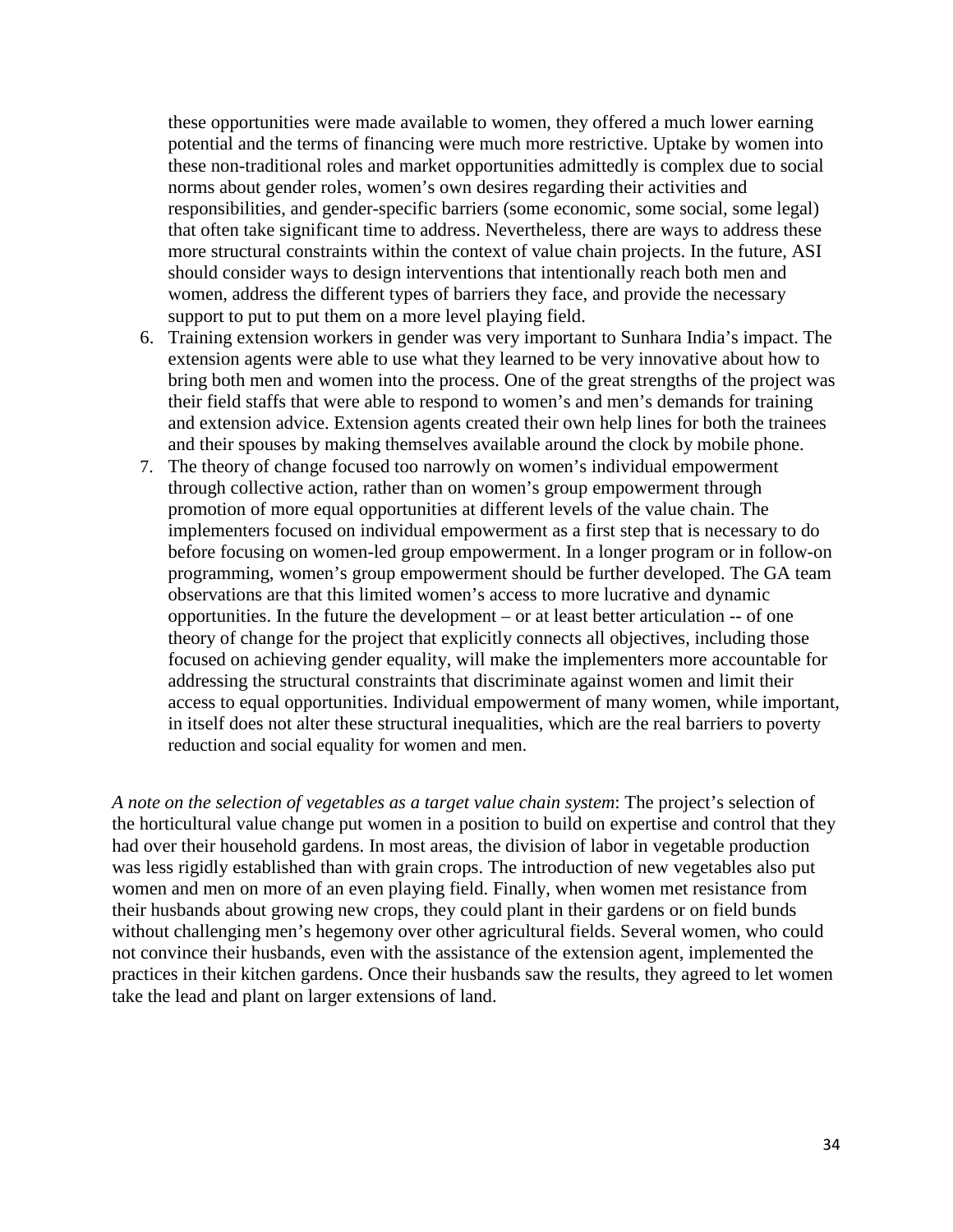these opportunities were made available to women, they offered a much lower earning potential and the terms of financing were much more restrictive. Uptake by women into these non-traditional roles and market opportunities admittedly is complex due to social norms about gender roles, women's own desires regarding their activities and responsibilities, and gender-specific barriers (some economic, some social, some legal) that often take significant time to address. Nevertheless, there are ways to address these more structural constraints within the context of value chain projects. In the future, ASI should consider ways to design interventions that intentionally reach both men and women, address the different types of barriers they face, and provide the necessary support to put to put them on a more level playing field.

6. Training extension workers in gender was very important to Sunhara India's impact. The extension agents were able to use what they learned to be very innovative about how to bring both men and women into the process. One of the great strengths of the project was their field staffs that were able to respond to women's and men's demands for training and extension advice. Extension agents created their own help lines for both the trainees and their spouses by making themselves available around the clock by mobile phone.
7. The theory of change focused too narrowly on women's individual empowerment through collective action, rather than on women's group empowerment through promotion of more equal opportunities at different levels of the value chain. The implementers focused on individual empowerment as a first step that is necessary to do before focusing on women-led group empowerment. In a longer program or in follow-on programming, women's group empowerment should be further developed. The GA team observations are that this limited women's access to more lucrative and dynamic opportunities. In the future the development – or at least better articulation -- of one theory of change for the project that explicitly connects all objectives, including those focused on achieving gender equality, will make the implementers more accountable for addressing the structural constraints that discriminate against women and limit their access to equal opportunities. Individual empowerment of many women, while important, in itself does not alter these structural inequalities, which are the real barriers to poverty reduction and social equality for women and men.

*A note on the selection of vegetables as a target value chain system*: The project's selection of the horticultural value change put women in a position to build on expertise and control that they had over their household gardens. In most areas, the division of labor in vegetable production was less rigidly established than with grain crops. The introduction of new vegetables also put women and men on more of an even playing field. Finally, when women met resistance from their husbands about growing new crops, they could plant in their gardens or on field bunds without challenging men's hegemony over other agricultural fields. Several women, who could not convince their husbands, even with the assistance of the extension agent, implemented the practices in their kitchen gardens. Once their husbands saw the results, they agreed to let women take the lead and plant on larger extensions of land.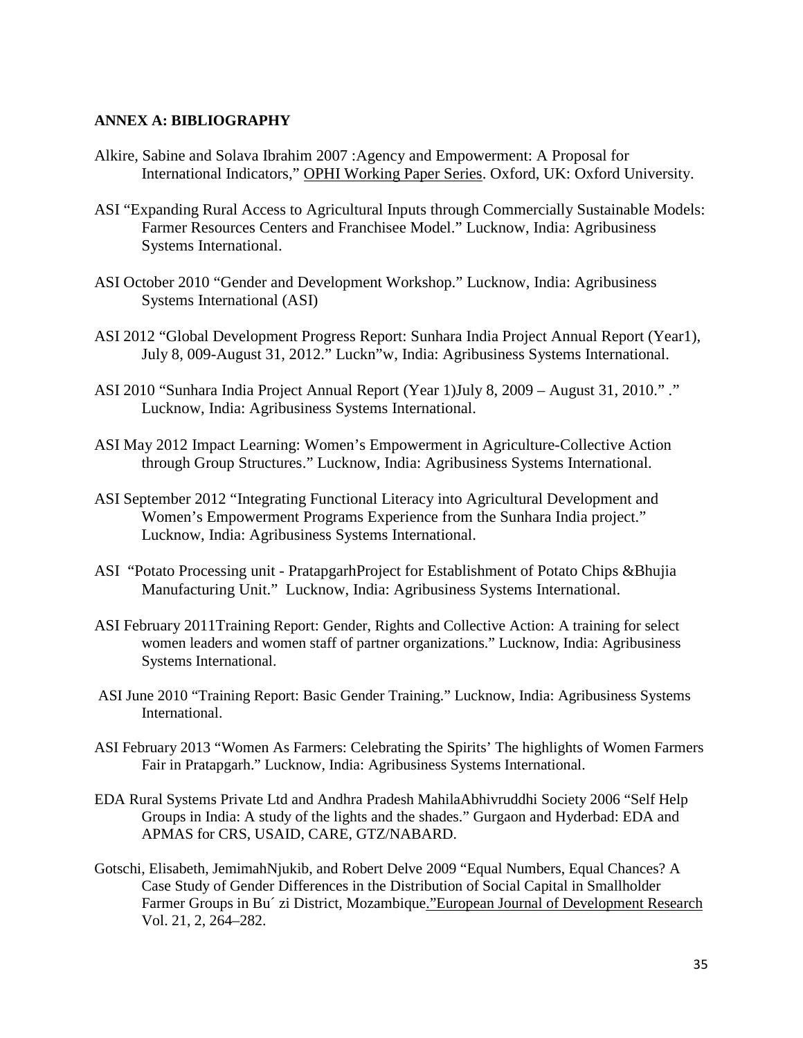**ANNEX A: BIBLIOGRAPHY**

Alkire, Sabine and Solava Ibrahim 2007 :Agency and Empowerment: A Proposal for International Indicators," OPHI Working Paper Series. Oxford, UK: Oxford University.

ASI "Expanding Rural Access to Agricultural Inputs through Commercially Sustainable Models: Farmer Resources Centers and Franchisee Model." Lucknow, India: Agribusiness Systems International.

ASI October 2010 "Gender and Development Workshop." Lucknow, India: Agribusiness Systems International (ASI)

ASI 2012 "Global Development Progress Report: Sunhara India Project Annual Report (Year1), July 8, 009-August 31, 2012." Luckn"w, India: Agribusiness Systems International.

ASI 2010 "Sunhara India Project Annual Report (Year 1)July 8, 2009 – August 31, 2010." ." Lucknow, India: Agribusiness Systems International.

ASI May 2012 Impact Learning: Women's Empowerment in Agriculture-Collective Action through Group Structures." Lucknow, India: Agribusiness Systems International.

ASI September 2012 "Integrating Functional Literacy into Agricultural Development and Women's Empowerment Programs Experience from the Sunhara India project." Lucknow, India: Agribusiness Systems International.

ASI "Potato Processing unit - PratapgarhProject for Establishment of Potato Chips &Bhujia Manufacturing Unit." Lucknow, India: Agribusiness Systems International.

ASI February 2011Training Report: Gender, Rights and Collective Action: A training for select women leaders and women staff of partner organizations." Lucknow, India: Agribusiness Systems International.

ASI June 2010 "Training Report: Basic Gender Training." Lucknow, India: Agribusiness Systems International.

ASI February 2013 "Women As Farmers: Celebrating the Spirits' The highlights of Women Farmers Fair in Pratapgarh." Lucknow, India: Agribusiness Systems International.

EDA Rural Systems Private Ltd and Andhra Pradesh MahilaAbhivruddhi Society 2006 "Self Help Groups in India: A study of the lights and the shades." Gurgaon and Hyderbad: EDA and APMAS for CRS, USAID, CARE, GTZ/NABARD.

Gotschi, Elisabeth, JemimahNjukib, and Robert Delve 2009 "Equal Numbers, Equal Chances? A Case Study of Gender Differences in the Distribution of Social Capital in Smallholder Farmer Groups in Bu´ zi District, Mozambique."European Journal of Development Research Vol. 21, 2, 264–282.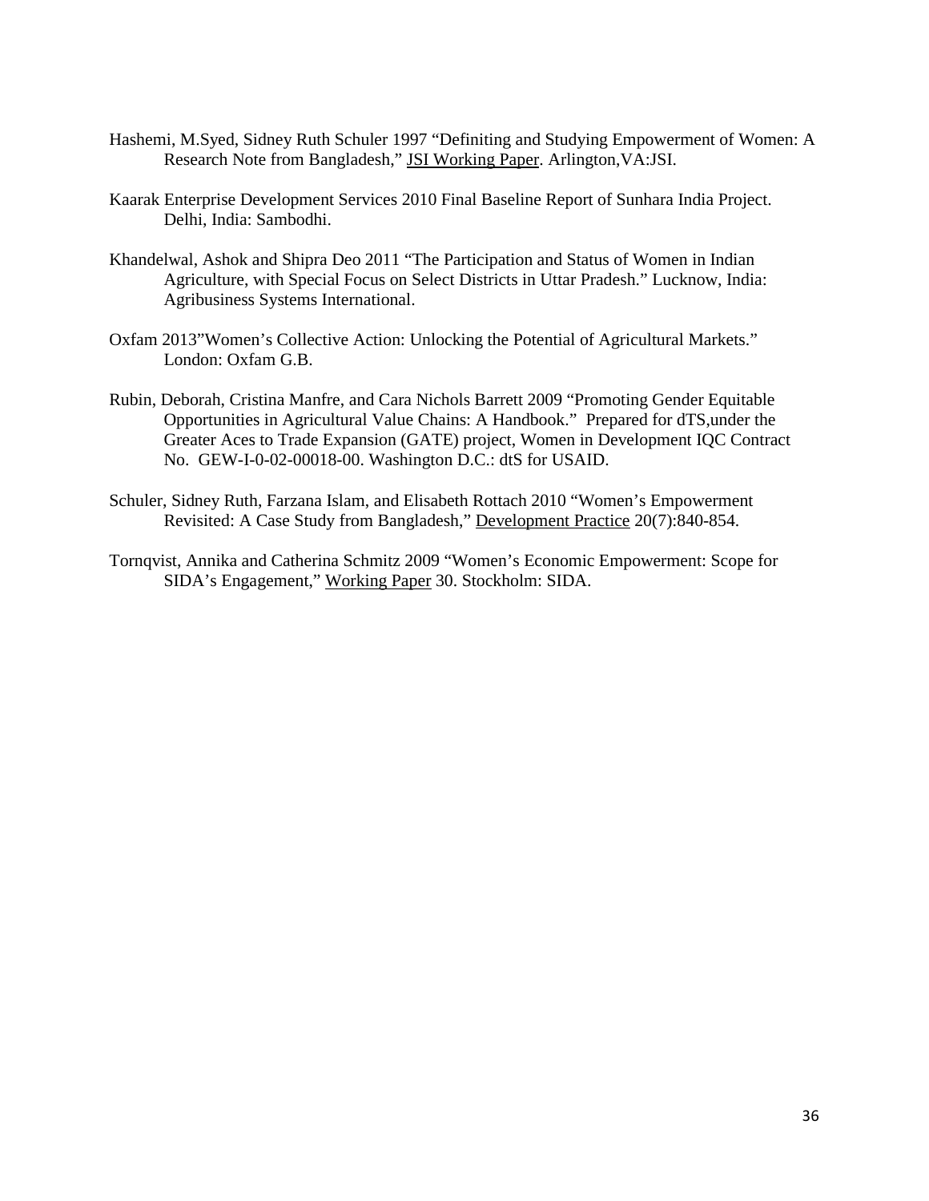Hashemi, M.Syed, Sidney Ruth Schuler 1997 "Definiting and Studying Empowerment of Women: A Research Note from Bangladesh," JSI Working Paper. Arlington,VA:JSI.

Kaarak Enterprise Development Services 2010 Final Baseline Report of Sunhara India Project. Delhi, India: Sambodhi.

Khandelwal, Ashok and Shipra Deo 2011 "The Participation and Status of Women in Indian Agriculture, with Special Focus on Select Districts in Uttar Pradesh." Lucknow, India: Agribusiness Systems International.

Oxfam 2013"Women's Collective Action: Unlocking the Potential of Agricultural Markets." London: Oxfam G.B.

Rubin, Deborah, Cristina Manfre, and Cara Nichols Barrett 2009 "Promoting Gender Equitable Opportunities in Agricultural Value Chains: A Handbook." Prepared for dTS,under the Greater Aces to Trade Expansion (GATE) project, Women in Development IQC Contract No. GEW-I-0-02-00018-00. Washington D.C.: dtS for USAID.

Schuler, Sidney Ruth, Farzana Islam, and Elisabeth Rottach 2010 "Women's Empowerment Revisited: A Case Study from Bangladesh," Development Practice 20(7):840-854.

Tornqvist, Annika and Catherina Schmitz 2009 "Women's Economic Empowerment: Scope for SIDA's Engagement," Working Paper 30. Stockholm: SIDA.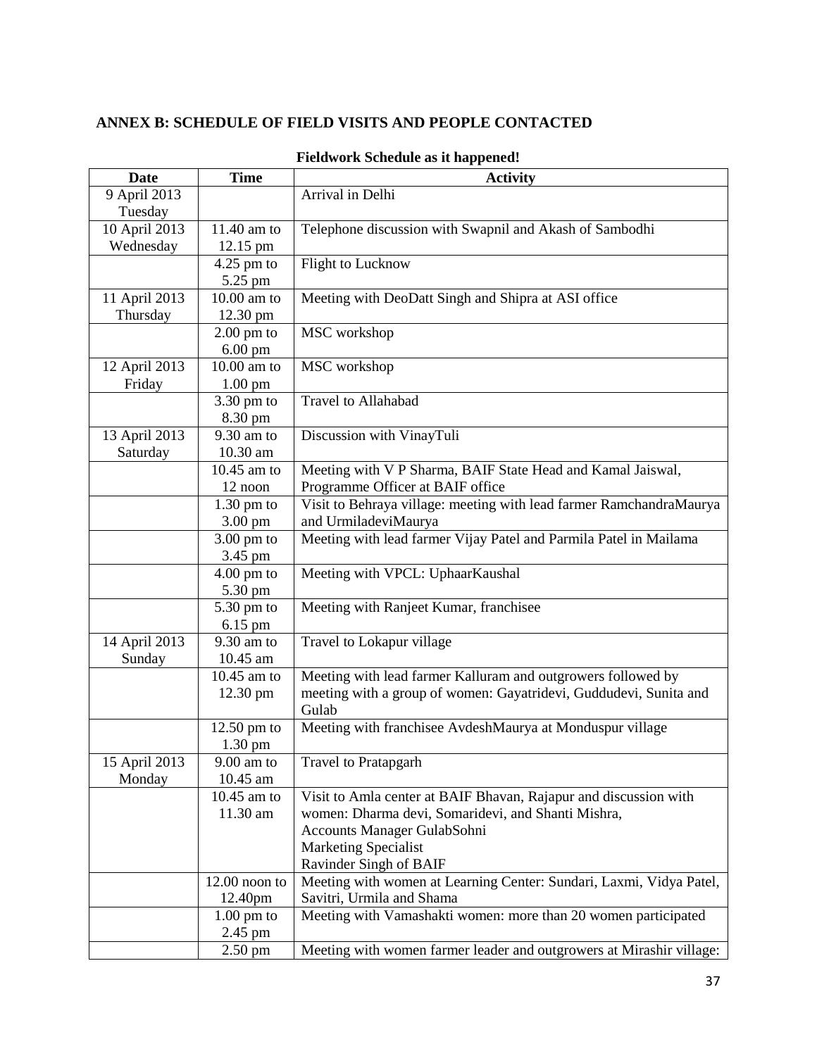## ANNEX B: SCHEDULE OF FIELD VISITS AND PEOPLE CONTACTED

**Fieldwork Schedule as it happened!**

| Date | Time | Activity |
|---|---|---|
| 9 April 2013 Tuesday | | Arrival in Delhi |
| 10 April 2013 Wednesday | 11.40 am to 12.15 pm | Telephone discussion with Swapnil and Akash of Sambodhi |
| | 4.25 pm to 5.25 pm | Flight to Lucknow |
| 11 April 2013 Thursday | 10.00 am to 12.30 pm | Meeting with DeoDatt Singh and Shipra at ASI office |
| | 2.00 pm to 6.00 pm | MSC workshop |
| 12 April 2013 Friday | 10.00 am to 1.00 pm | MSC workshop |
| | 3.30 pm to 8.30 pm | Travel to Allahabad |
| 13 April 2013 Saturday | 9.30 am to 10.30 am | Discussion with VinayTuli |
| | 10.45 am to 12 noon | Meeting with V P Sharma, BAIF State Head and Kamal Jaiswal, Programme Officer at BAIF office |
| | 1.30 pm to 3.00 pm | Visit to Behraya village: meeting with lead farmer RamchandraMaurya and UrmiladeviMaurya |
| | 3.00 pm to 3.45 pm | Meeting with lead farmer Vijay Patel and Parmila Patel in Mailama |
| | 4.00 pm to 5.30 pm | Meeting with VPCL: UphaarKaushal |
| | 5.30 pm to 6.15 pm | Meeting with Ranjeet Kumar, franchisee |
| 14 April 2013 Sunday | 9.30 am to 10.45 am | Travel to Lokapur village |
| | 10.45 am to 12.30 pm | Meeting with lead farmer Kalluram and outgrowers followed by meeting with a group of women: Gayatridevi, Guddudevi, Sunita and Gulab |
| | 12.50 pm to 1.30 pm | Meeting with franchisee AvdeshMaurya at Monduspur village |
| 15 April 2013 Monday | 9.00 am to 10.45 am | Travel to Pratapgarh |
| | 10.45 am to 11.30 am | Visit to Amla center at BAIF Bhavan, Rajapur and discussion with women: Dharma devi, Somaridevi, and Shanti Mishra, Accounts Manager GulabSohni Marketing Specialist Ravinder Singh of BAIF |
| | 12.00 noon to 12.40pm | Meeting with women at Learning Center: Sundari, Laxmi, Vidya Patel, Savitri, Urmila and Shama |
| | 1.00 pm to 2.45 pm | Meeting with Vamashakti women: more than 20 women participated |
| | 2.50 pm | Meeting with women farmer leader and outgrowers at Mirashir village: |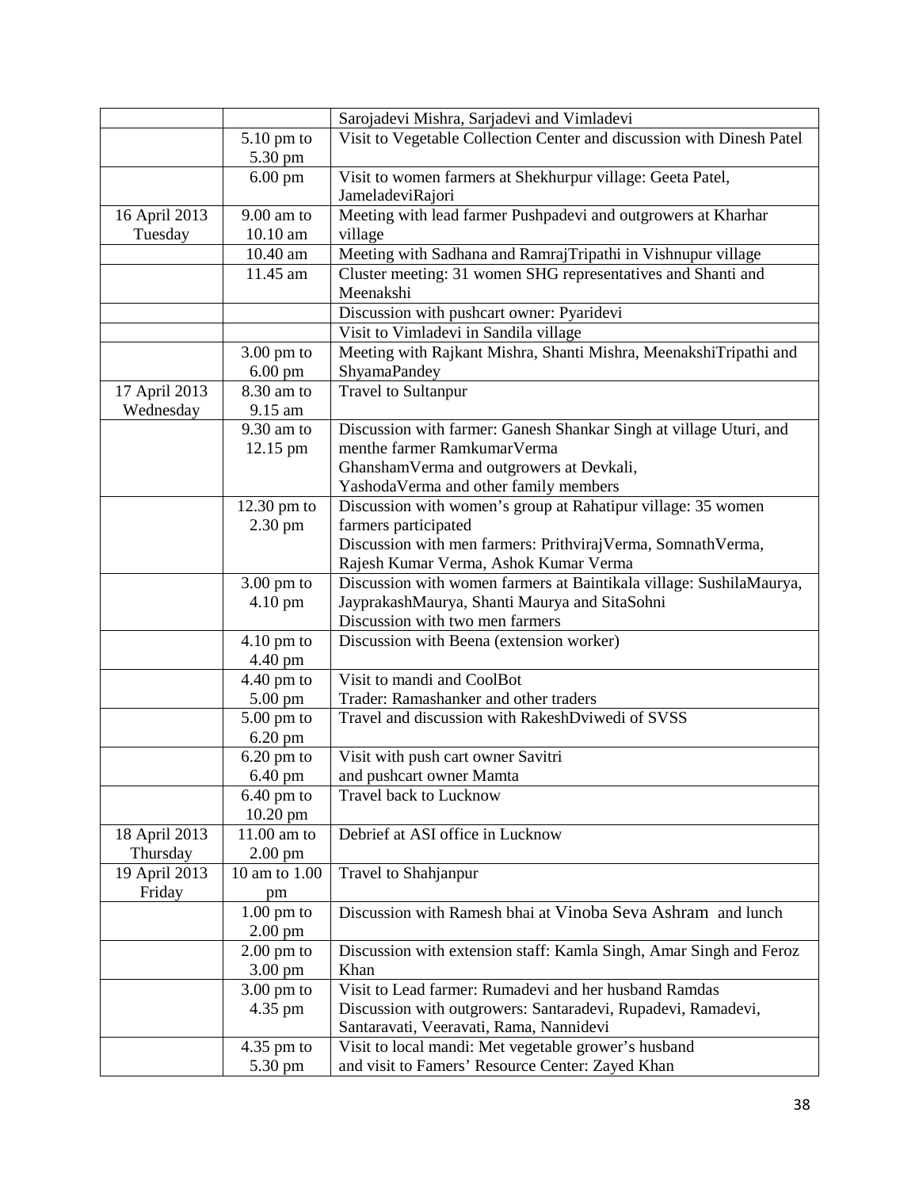| | | |
|---|---|---|
| | | Sarojadevi Mishra, Sarjadevi and Vimladevi |
| | 5.10 pm to 5.30 pm | Visit to Vegetable Collection Center and discussion with Dinesh Patel |
| | 6.00 pm | Visit to women farmers at Shekhurpur village: Geeta Patel, JameladeviRajori |
| 16 April 2013 Tuesday | 9.00 am to 10.10 am | Meeting with lead farmer Pushpadevi and outgrowers at Kharhar village |
| | 10.40 am | Meeting with Sadhana and RamrajTripathi in Vishnupur village |
| | 11.45 am | Cluster meeting: 31 women SHG representatives and Shanti and Meenakshi |
| | | Discussion with pushcart owner: Pyaridevi |
| | | Visit to Vimladevi in Sandila village |
| | 3.00 pm to 6.00 pm | Meeting with Rajkant Mishra, Shanti Mishra, MeenakshiTripathi and ShyamaPandey |
| 17 April 2013 Wednesday | 8.30 am to 9.15 am | Travel to Sultanpur |
| | 9.30 am to 12.15 pm | Discussion with farmer: Ganesh Shankar Singh at village Uturi, and menthe farmer RamkumarVerma<br>GhanshamVerma and outgrowers at Devkali,<br>YashodaVerma and other family members |
| | 12.30 pm to 2.30 pm | Discussion with women's group at Rahatipur village: 35 women farmers participated<br>Discussion with men farmers: PrithvirajVerma, SomnathVerma, Rajesh Kumar Verma, Ashok Kumar Verma |
| | 3.00 pm to 4.10 pm | Discussion with women farmers at Baintikala village: SushilaMaurya, JayprakashMaurya, Shanti Maurya and SitaSohni<br>Discussion with two men farmers |
| | 4.10 pm to 4.40 pm | Discussion with Beena (extension worker) |
| | 4.40 pm to 5.00 pm | Visit to mandi and CoolBot<br>Trader: Ramashanker and other traders |
| | 5.00 pm to 6.20 pm | Travel and discussion with RakeshDviwedi of SVSS |
| | 6.20 pm to 6.40 pm | Visit with push cart owner Savitri<br>and pushcart owner Mamta |
| | 6.40 pm to 10.20 pm | Travel back to Lucknow |
| 18 April 2013 Thursday | 11.00 am to 2.00 pm | Debrief at ASI office in Lucknow |
| 19 April 2013 Friday | 10 am to 1.00 pm | Travel to Shahjanpur |
| | 1.00 pm to 2.00 pm | Discussion with Ramesh bhai at Vinoba Seva Ashram and lunch |
| | 2.00 pm to 3.00 pm | Discussion with extension staff: Kamla Singh, Amar Singh and Feroz Khan |
| | 3.00 pm to 4.35 pm | Visit to Lead farmer: Rumadevi and her husband Ramdas<br>Discussion with outgrowers: Santaradevi, Rupadevi, Ramadevi, Santaravati, Veeravati, Rama, Nannidevi |
| | 4.35 pm to 5.30 pm | Visit to local mandi: Met vegetable grower's husband<br>and visit to Famers' Resource Center: Zayed Khan |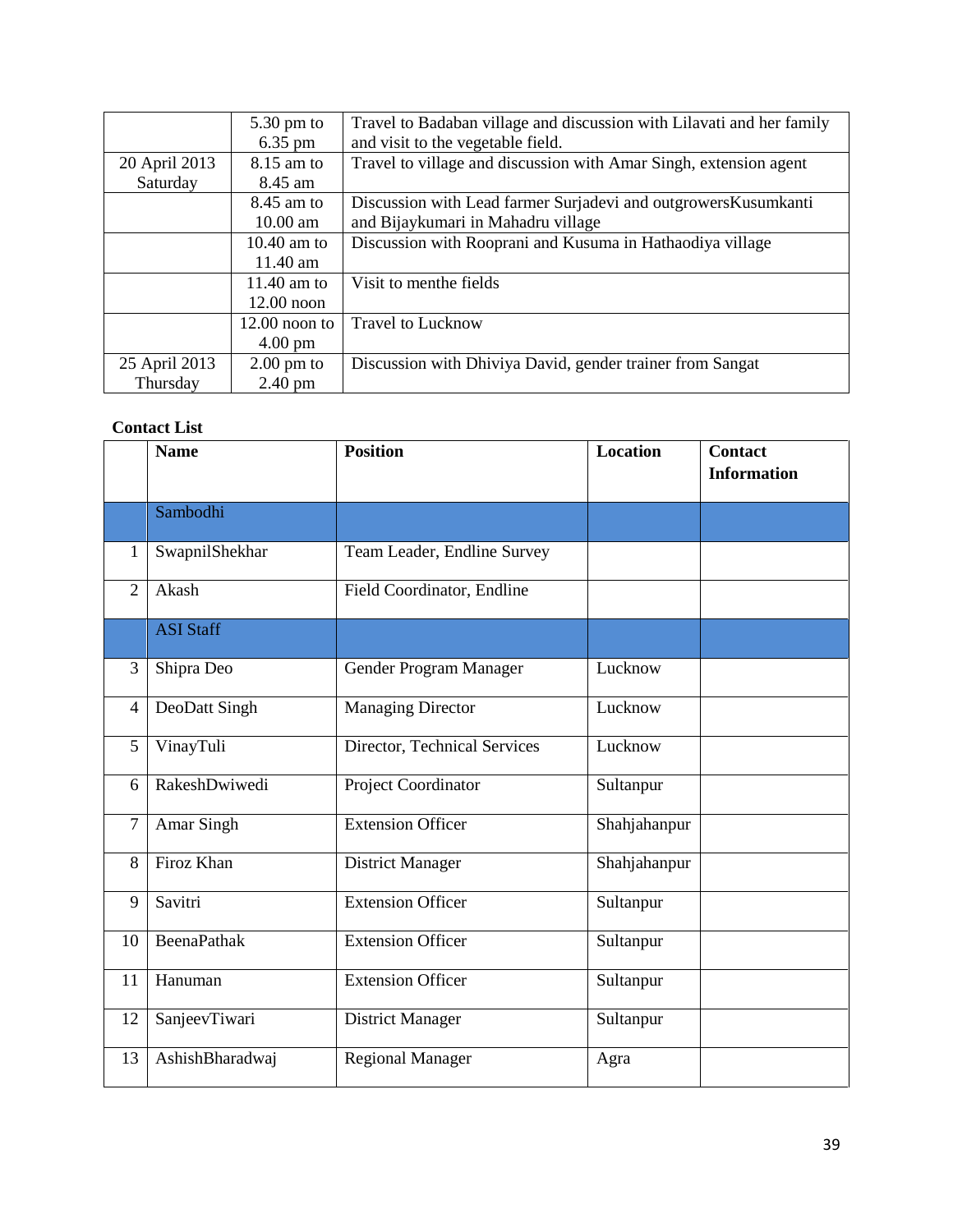|  |  |  |
|---|---|---|
|  | 5.30 pm to 6.35 pm | Travel to Badaban village and discussion with Lilavati and her family and visit to the vegetable field. |
| 20 April 2013 Saturday | 8.15 am to 8.45 am | Travel to village and discussion with Amar Singh, extension agent |
|  | 8.45 am to 10.00 am | Discussion with Lead farmer Surjadevi and outgrowersKusumkanti and Bijaykumari in Mahadru village |
|  | 10.40 am to 11.40 am | Discussion with Rooprani and Kusuma in Hathaodiya village |
|  | 11.40 am to 12.00 noon | Visit to menthe fields |
|  | 12.00 noon to 4.00 pm | Travel to Lucknow |
| 25 April 2013 Thursday | 2.00 pm to 2.40 pm | Discussion with Dhiviya David, gender trainer from Sangat |

**Contact List**

|  | **Name** | **Position** | **Location** | **Contact Information** |
|---|---|---|---|---|
|  | Sambodhi |  |  |  |
| 1 | SwapnilShekhar | Team Leader, Endline Survey |  |  |
| 2 | Akash | Field Coordinator, Endline |  |  |
|  | ASI Staff |  |  |  |
| 3 | Shipra Deo | Gender Program Manager | Lucknow |  |
| 4 | DeoDatt Singh | Managing Director | Lucknow |  |
| 5 | VinayTuli | Director, Technical Services | Lucknow |  |
| 6 | RakeshDwiwedi | Project Coordinator | Sultanpur |  |
| 7 | Amar Singh | Extension Officer | Shahjahanpur |  |
| 8 | Firoz Khan | District Manager | Shahjahanpur |  |
| 9 | Savitri | Extension Officer | Sultanpur |  |
| 10 | BeenaPathak | Extension Officer | Sultanpur |  |
| 11 | Hanuman | Extension Officer | Sultanpur |  |
| 12 | SanjeevTiwari | District Manager | Sultanpur |  |
| 13 | AshishBharadwaj | Regional Manager | Agra |  |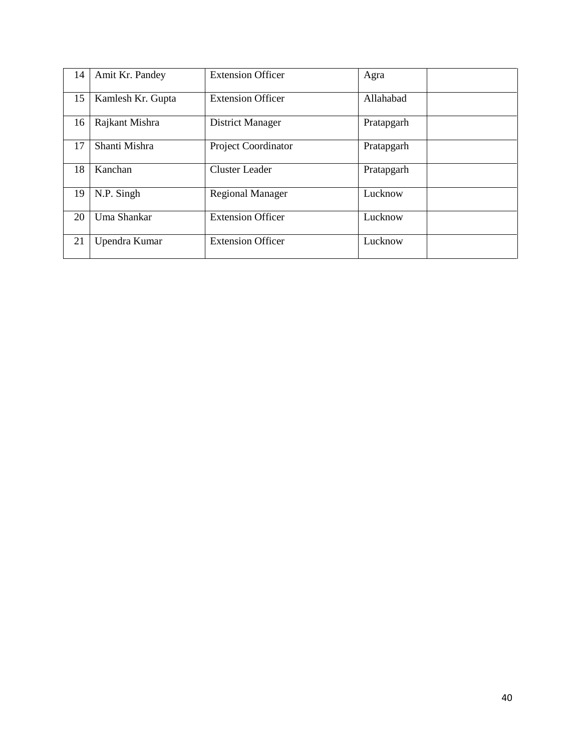| 14 | Amit Kr. Pandey | Extension Officer | Agra | |
|---|---|---|---|---|
| 15 | Kamlesh Kr. Gupta | Extension Officer | Allahabad | |
| 16 | Rajkant Mishra | District Manager | Pratapgarh | |
| 17 | Shanti Mishra | Project Coordinator | Pratapgarh | |
| 18 | Kanchan | Cluster Leader | Pratapgarh | |
| 19 | N.P. Singh | Regional Manager | Lucknow | |
| 20 | Uma Shankar | Extension Officer | Lucknow | |
| 21 | Upendra Kumar | Extension Officer | Lucknow | |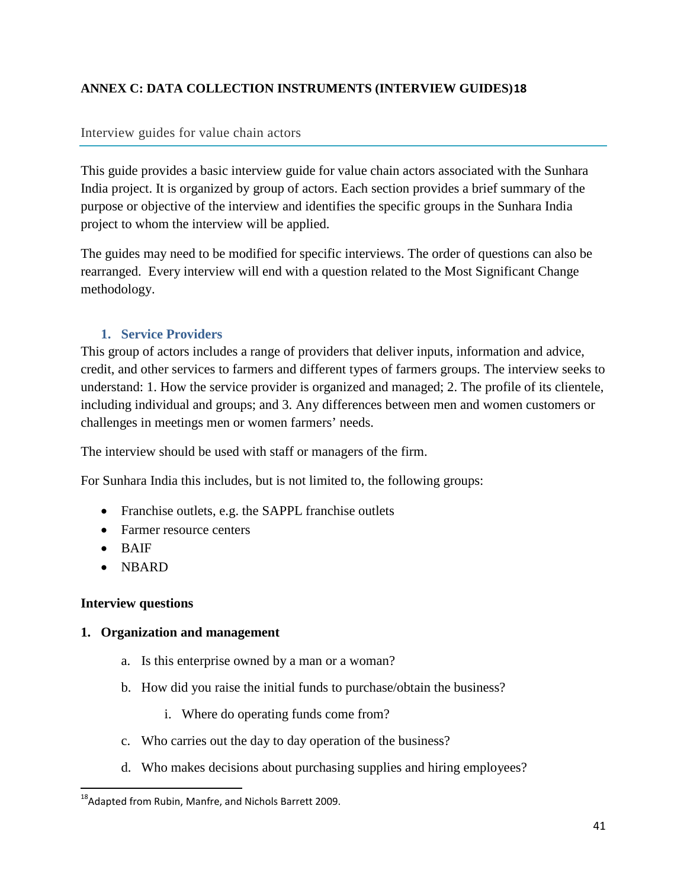## ANNEX C: DATA COLLECTION INSTRUMENTS (INTERVIEW GUIDES)[18]

### Interview guides for value chain actors

This guide provides a basic interview guide for value chain actors associated with the Sunhara India project. It is organized by group of actors. Each section provides a brief summary of the purpose or objective of the interview and identifies the specific groups in the Sunhara India project to whom the interview will be applied.

The guides may need to be modified for specific interviews. The order of questions can also be rearranged. Every interview will end with a question related to the Most Significant Change methodology.

#### 1. Service Providers

This group of actors includes a range of providers that deliver inputs, information and advice, credit, and other services to farmers and different types of farmers groups. The interview seeks to understand: 1. How the service provider is organized and managed; 2. The profile of its clientele, including individual and groups; and 3. Any differences between men and women customers or challenges in meetings men or women farmers' needs.

The interview should be used with staff or managers of the firm.

For Sunhara India this includes, but is not limited to, the following groups:

- Franchise outlets, e.g. the SAPPL franchise outlets
- Farmer resource centers
- BAIF
- NBARD

**Interview questions**

**1. Organization and management**

a. Is this enterprise owned by a man or a woman?

b. How did you raise the initial funds to purchase/obtain the business?

   i. Where do operating funds come from?

c. Who carries out the day to day operation of the business?

d. Who makes decisions about purchasing supplies and hiring employees?

---

[18] Adapted from Rubin, Manfre, and Nichols Barrett 2009.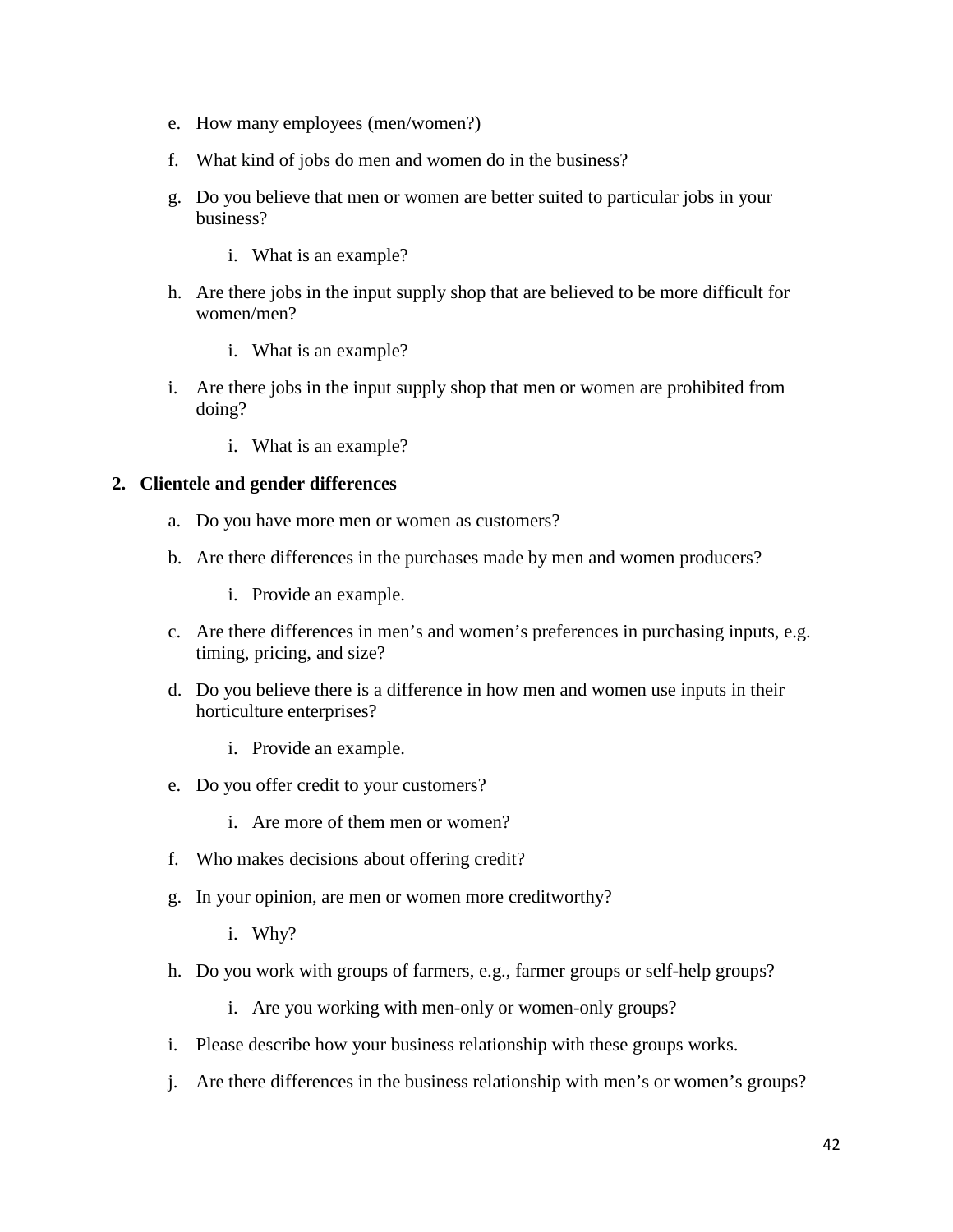e. How many employees (men/women?)

f. What kind of jobs do men and women do in the business?

g. Do you believe that men or women are better suited to particular jobs in your business?

    i. What is an example?

h. Are there jobs in the input supply shop that are believed to be more difficult for women/men?

    i. What is an example?

i. Are there jobs in the input supply shop that men or women are prohibited from doing?

    i. What is an example?

**2. Clientele and gender differences**

a. Do you have more men or women as customers?

b. Are there differences in the purchases made by men and women producers?

    i. Provide an example.

c. Are there differences in men's and women's preferences in purchasing inputs, e.g. timing, pricing, and size?

d. Do you believe there is a difference in how men and women use inputs in their horticulture enterprises?

    i. Provide an example.

e. Do you offer credit to your customers?

    i. Are more of them men or women?

f. Who makes decisions about offering credit?

g. In your opinion, are men or women more creditworthy?

    i. Why?

h. Do you work with groups of farmers, e.g., farmer groups or self-help groups?

    i. Are you working with men-only or women-only groups?

i. Please describe how your business relationship with these groups works.

j. Are there differences in the business relationship with men's or women's groups?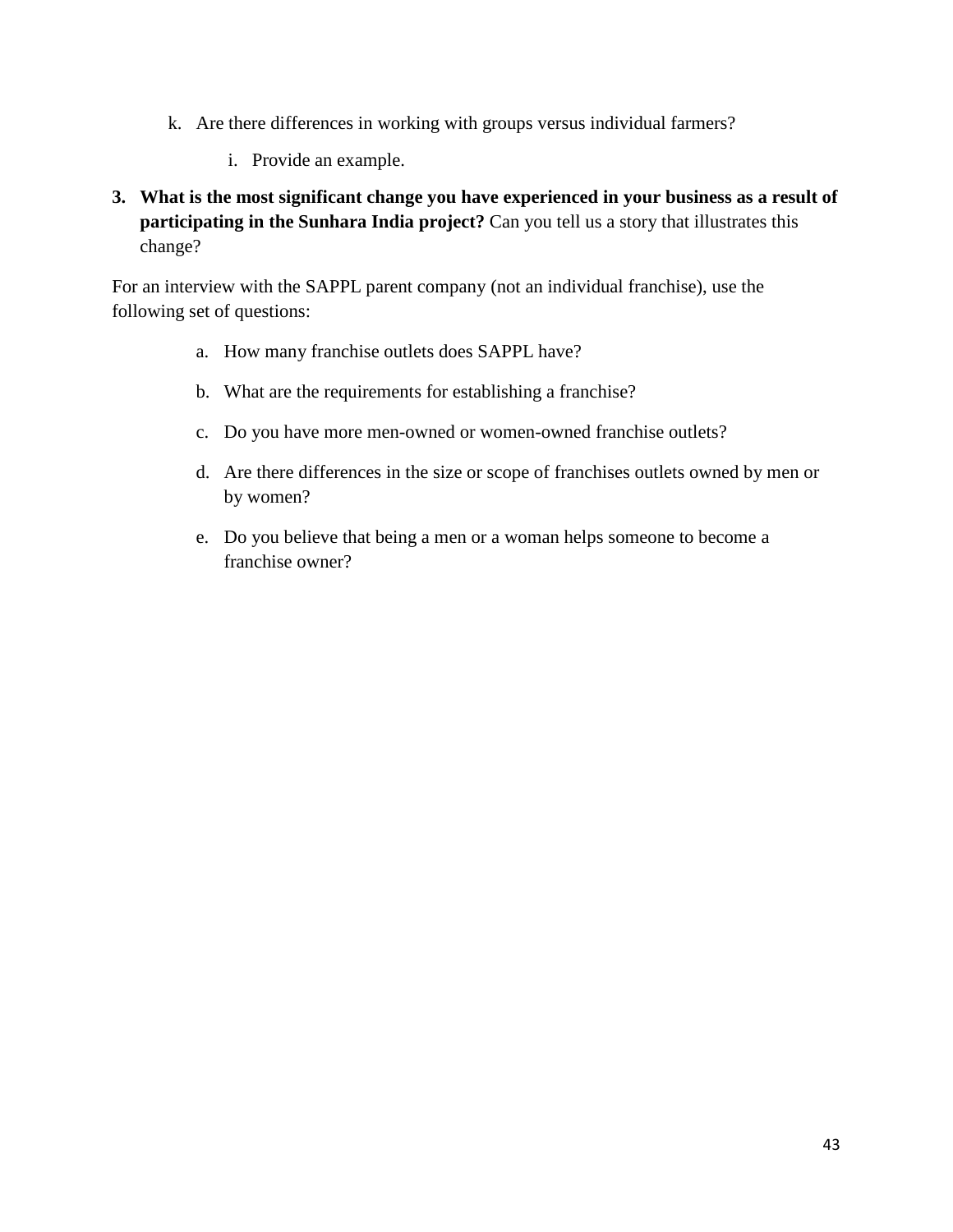k. Are there differences in working with groups versus individual farmers?

    i. Provide an example.

3. **What is the most significant change you have experienced in your business as a result of participating in the Sunhara India project?** Can you tell us a story that illustrates this change?

For an interview with the SAPPL parent company (not an individual franchise), use the following set of questions:

a. How many franchise outlets does SAPPL have?

b. What are the requirements for establishing a franchise?

c. Do you have more men-owned or women-owned franchise outlets?

d. Are there differences in the size or scope of franchises outlets owned by men or by women?

e. Do you believe that being a men or a woman helps someone to become a franchise owner?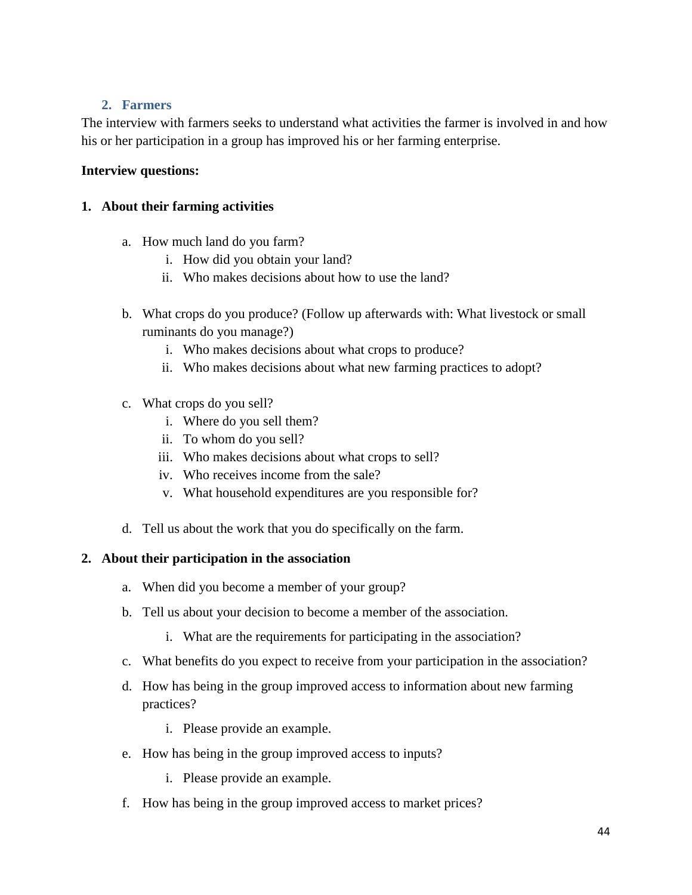## 2. Farmers

The interview with farmers seeks to understand what activities the farmer is involved in and how his or her participation in a group has improved his or her farming enterprise.

**Interview questions:**

**1. About their farming activities**

a. How much land do you farm?
   i. How did you obtain your land?
   ii. Who makes decisions about how to use the land?

b. What crops do you produce? (Follow up afterwards with: What livestock or small ruminants do you manage?)
   i. Who makes decisions about what crops to produce?
   ii. Who makes decisions about what new farming practices to adopt?

c. What crops do you sell?
   i. Where do you sell them?
   ii. To whom do you sell?
   iii. Who makes decisions about what crops to sell?
   iv. Who receives income from the sale?
   v. What household expenditures are you responsible for?

d. Tell us about the work that you do specifically on the farm.

**2. About their participation in the association**

a. When did you become a member of your group?

b. Tell us about your decision to become a member of the association.
   i. What are the requirements for participating in the association?

c. What benefits do you expect to receive from your participation in the association?

d. How has being in the group improved access to information about new farming practices?
   i. Please provide an example.

e. How has being in the group improved access to inputs?
   i. Please provide an example.

f. How has being in the group improved access to market prices?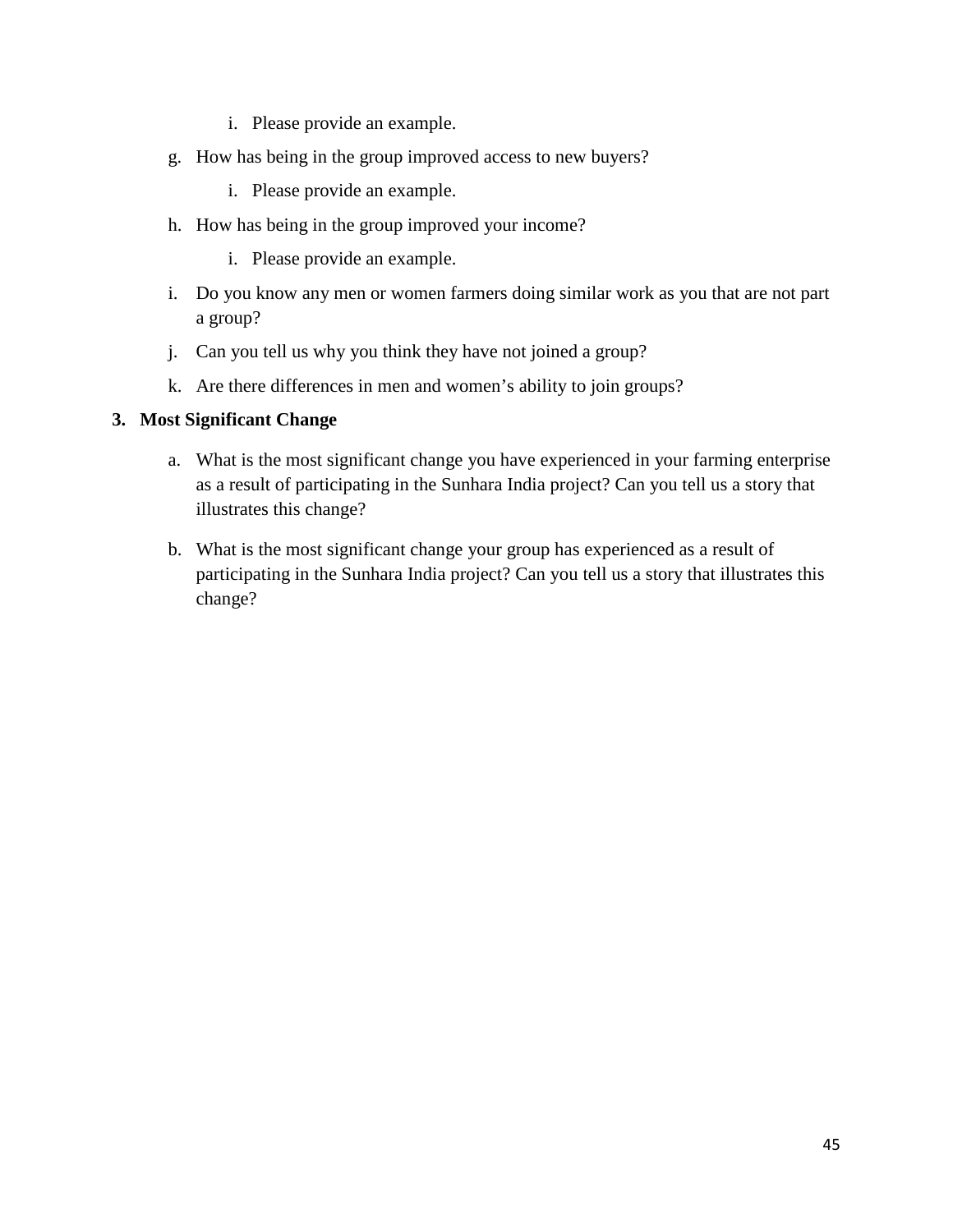i. Please provide an example.

g. How has being in the group improved access to new buyers?

   i. Please provide an example.

h. How has being in the group improved your income?

   i. Please provide an example.

i. Do you know any men or women farmers doing similar work as you that are not part a group?

j. Can you tell us why you think they have not joined a group?

k. Are there differences in men and women's ability to join groups?

**3. Most Significant Change**

a. What is the most significant change you have experienced in your farming enterprise as a result of participating in the Sunhara India project? Can you tell us a story that illustrates this change?

b. What is the most significant change your group has experienced as a result of participating in the Sunhara India project? Can you tell us a story that illustrates this change?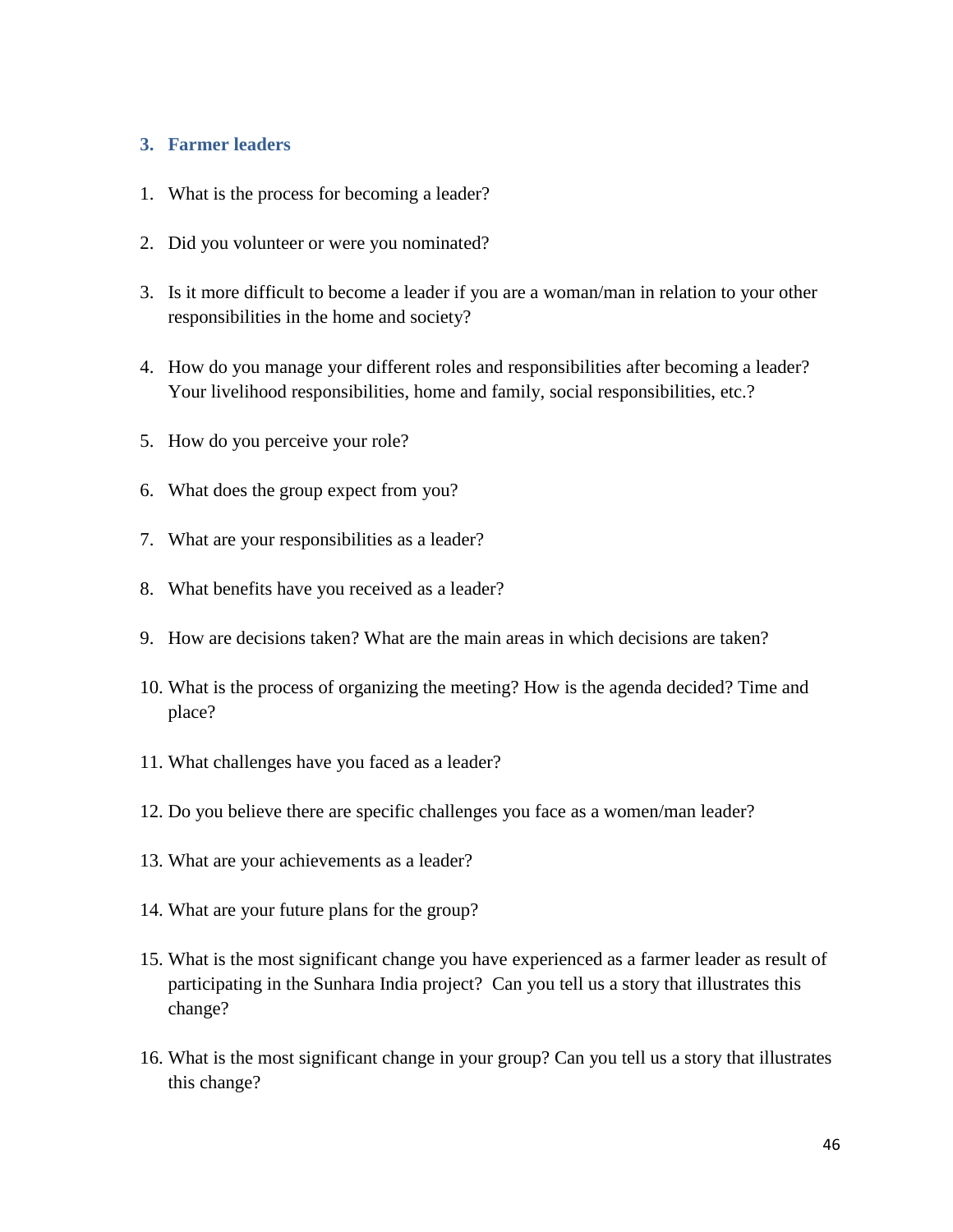### 3. Farmer leaders

1. What is the process for becoming a leader?

2. Did you volunteer or were you nominated?

3. Is it more difficult to become a leader if you are a woman/man in relation to your other responsibilities in the home and society?

4. How do you manage your different roles and responsibilities after becoming a leader? Your livelihood responsibilities, home and family, social responsibilities, etc.?

5. How do you perceive your role?

6. What does the group expect from you?

7. What are your responsibilities as a leader?

8. What benefits have you received as a leader?

9. How are decisions taken? What are the main areas in which decisions are taken?

10. What is the process of organizing the meeting? How is the agenda decided? Time and place?

11. What challenges have you faced as a leader?

12. Do you believe there are specific challenges you face as a women/man leader?

13. What are your achievements as a leader?

14. What are your future plans for the group?

15. What is the most significant change you have experienced as a farmer leader as result of participating in the Sunhara India project? Can you tell us a story that illustrates this change?

16. What is the most significant change in your group? Can you tell us a story that illustrates this change?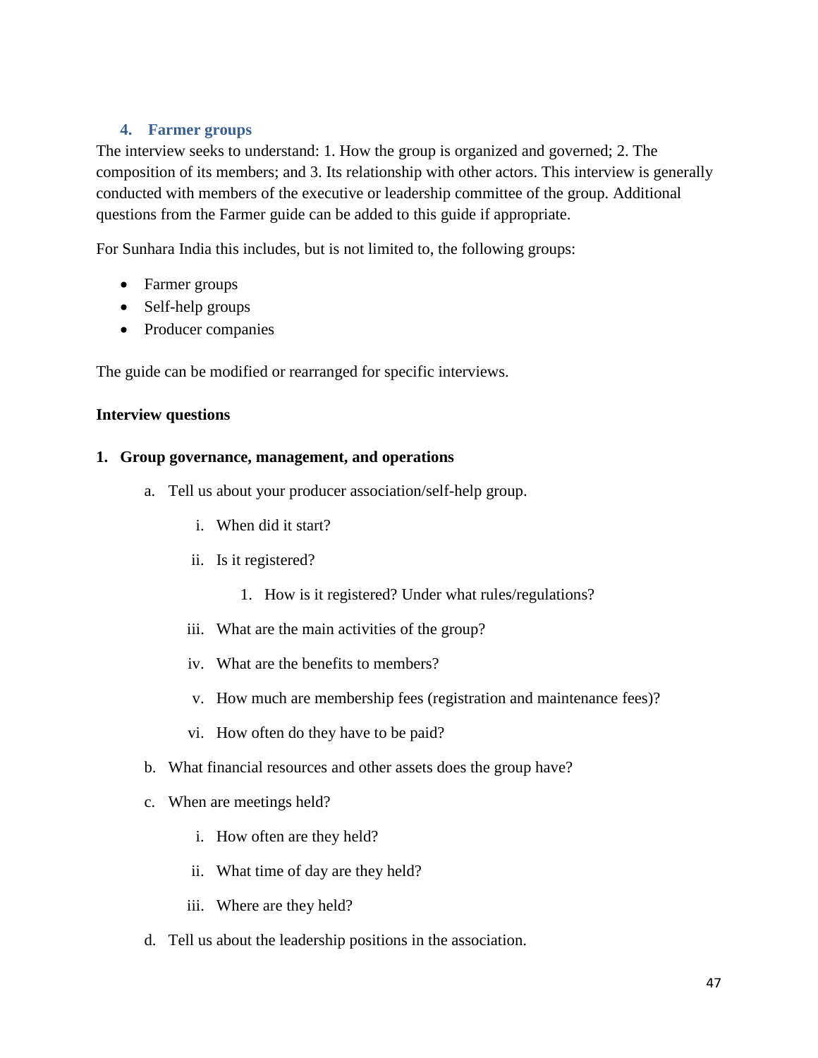### 4. Farmer groups

The interview seeks to understand: 1. How the group is organized and governed; 2. The composition of its members; and 3. Its relationship with other actors. This interview is generally conducted with members of the executive or leadership committee of the group. Additional questions from the Farmer guide can be added to this guide if appropriate.

For Sunhara India this includes, but is not limited to, the following groups:

- Farmer groups
- Self-help groups
- Producer companies

The guide can be modified or rearranged for specific interviews.

**Interview questions**

**1. Group governance, management, and operations**

a. Tell us about your producer association/self-help group.

  i. When did it start?

  ii. Is it registered?

    1. How is it registered? Under what rules/regulations?

  iii. What are the main activities of the group?

  iv. What are the benefits to members?

  v. How much are membership fees (registration and maintenance fees)?

  vi. How often do they have to be paid?

b. What financial resources and other assets does the group have?

c. When are meetings held?

  i. How often are they held?

  ii. What time of day are they held?

  iii. Where are they held?

d. Tell us about the leadership positions in the association.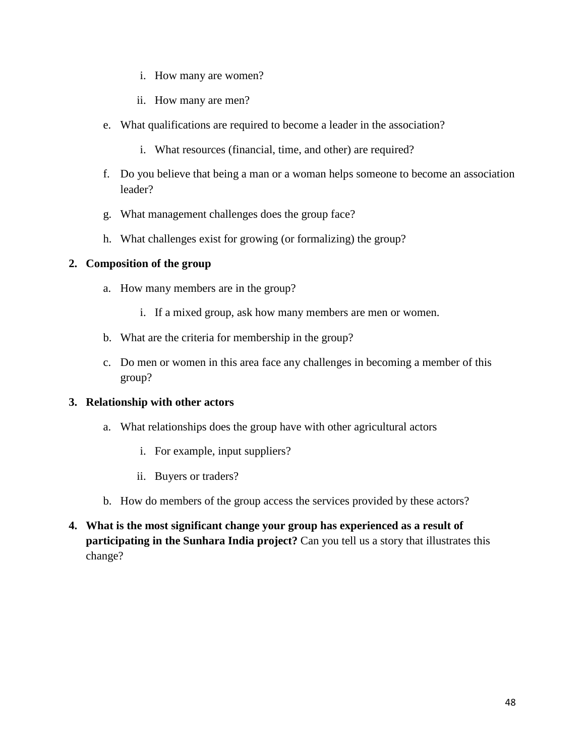i. How many are women?
        ii. How many are men?

   e. What qualifications are required to become a leader in the association?
        i. What resources (financial, time, and other) are required?
   f. Do you believe that being a man or a woman helps someone to become an association leader?
   g. What management challenges does the group face?
   h. What challenges exist for growing (or formalizing) the group?

2. **Composition of the group**
   a. How many members are in the group?
        i. If a mixed group, ask how many members are men or women.
   b. What are the criteria for membership in the group?
   c. Do men or women in this area face any challenges in becoming a member of this group?

3. **Relationship with other actors**
   a. What relationships does the group have with other agricultural actors
        i. For example, input suppliers?
        ii. Buyers or traders?
   b. How do members of the group access the services provided by these actors?

4. **What is the most significant change your group has experienced as a result of participating in the Sunhara India project?** Can you tell us a story that illustrates this change?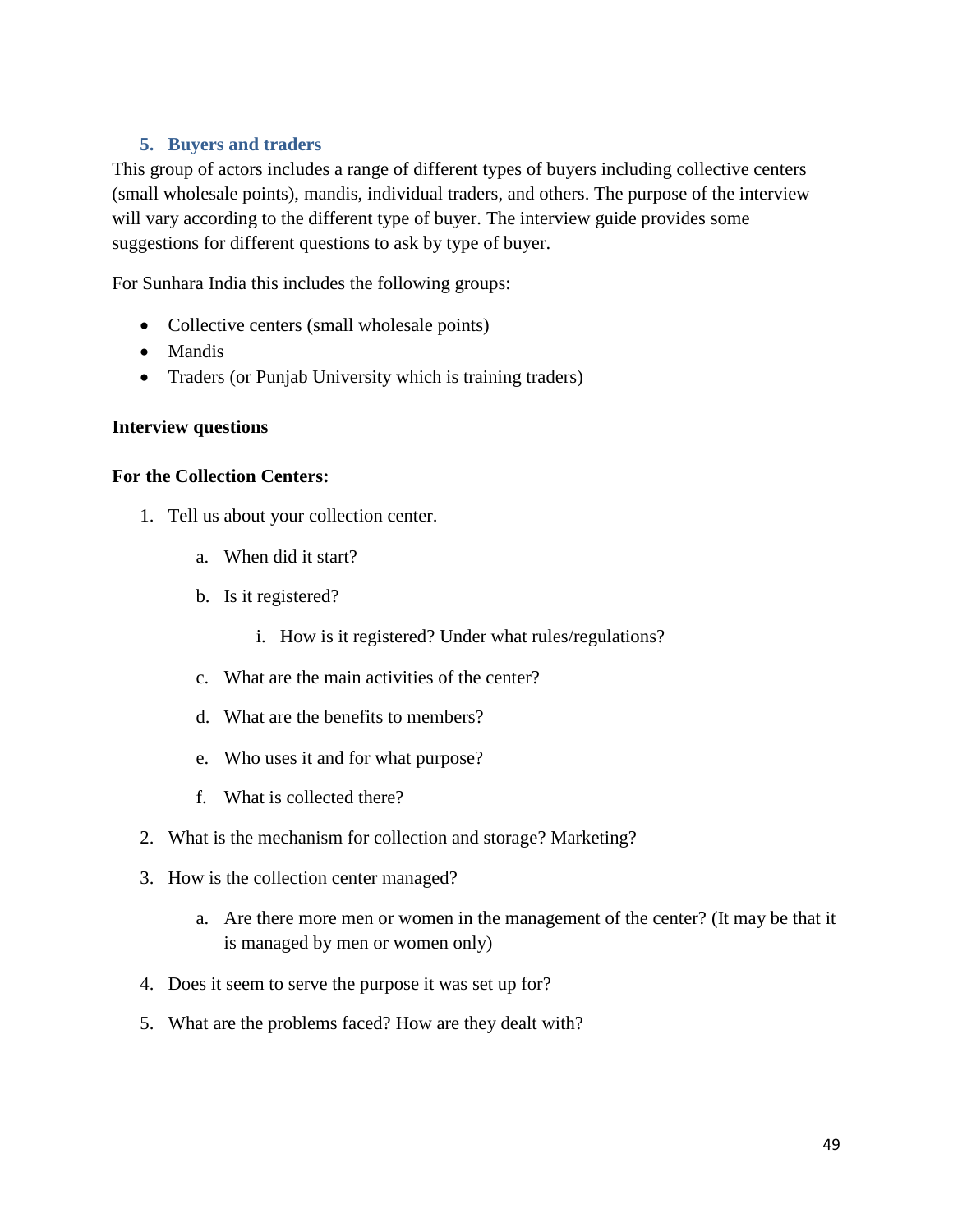## 5. Buyers and traders

This group of actors includes a range of different types of buyers including collective centers (small wholesale points), mandis, individual traders, and others. The purpose of the interview will vary according to the different type of buyer. The interview guide provides some suggestions for different questions to ask by type of buyer.

For Sunhara India this includes the following groups:

- Collective centers (small wholesale points)
- Mandis
- Traders (or Punjab University which is training traders)

**Interview questions**

**For the Collection Centers:**

1. Tell us about your collection center.
   a. When did it start?
   b. Is it registered?
      i. How is it registered? Under what rules/regulations?
   c. What are the main activities of the center?
   d. What are the benefits to members?
   e. Who uses it and for what purpose?
   f. What is collected there?
2. What is the mechanism for collection and storage? Marketing?
3. How is the collection center managed?
   a. Are there more men or women in the management of the center? (It may be that it is managed by men or women only)
4. Does it seem to serve the purpose it was set up for?
5. What are the problems faced? How are they dealt with?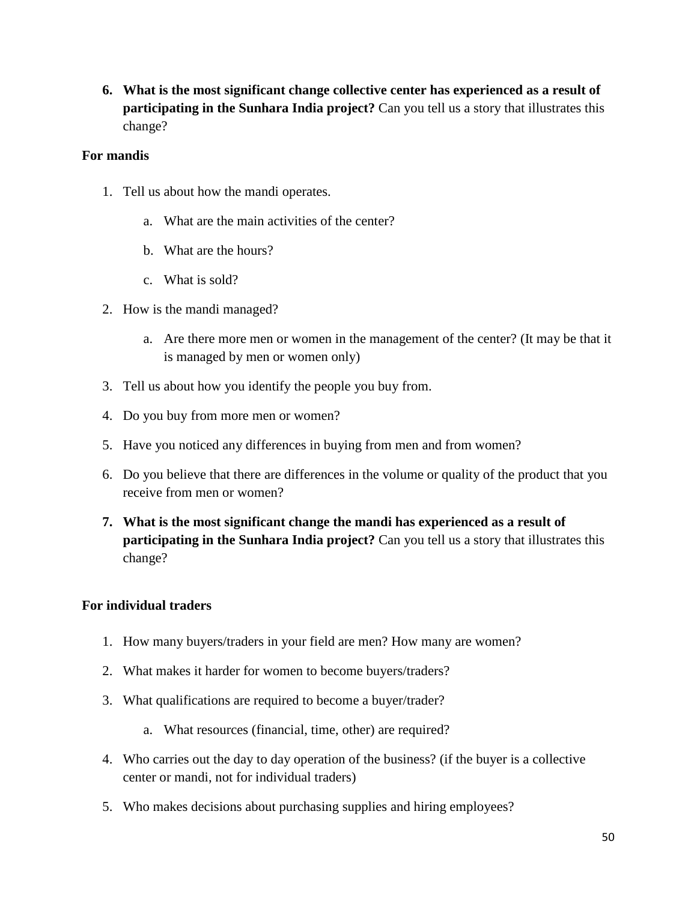6. **What is the most significant change collective center has experienced as a result of participating in the Sunhara India project?** Can you tell us a story that illustrates this change?

**For mandis**

1. Tell us about how the mandi operates.
    a. What are the main activities of the center?
    b. What are the hours?
    c. What is sold?
2. How is the mandi managed?
    a. Are there more men or women in the management of the center? (It may be that it is managed by men or women only)
3. Tell us about how you identify the people you buy from.
4. Do you buy from more men or women?
5. Have you noticed any differences in buying from men and from women?
6. Do you believe that there are differences in the volume or quality of the product that you receive from men or women?
7. **What is the most significant change the mandi has experienced as a result of participating in the Sunhara India project?** Can you tell us a story that illustrates this change?

**For individual traders**

1. How many buyers/traders in your field are men? How many are women?
2. What makes it harder for women to become buyers/traders?
3. What qualifications are required to become a buyer/trader?
    a. What resources (financial, time, other) are required?
4. Who carries out the day to day operation of the business? (if the buyer is a collective center or mandi, not for individual traders)
5. Who makes decisions about purchasing supplies and hiring employees?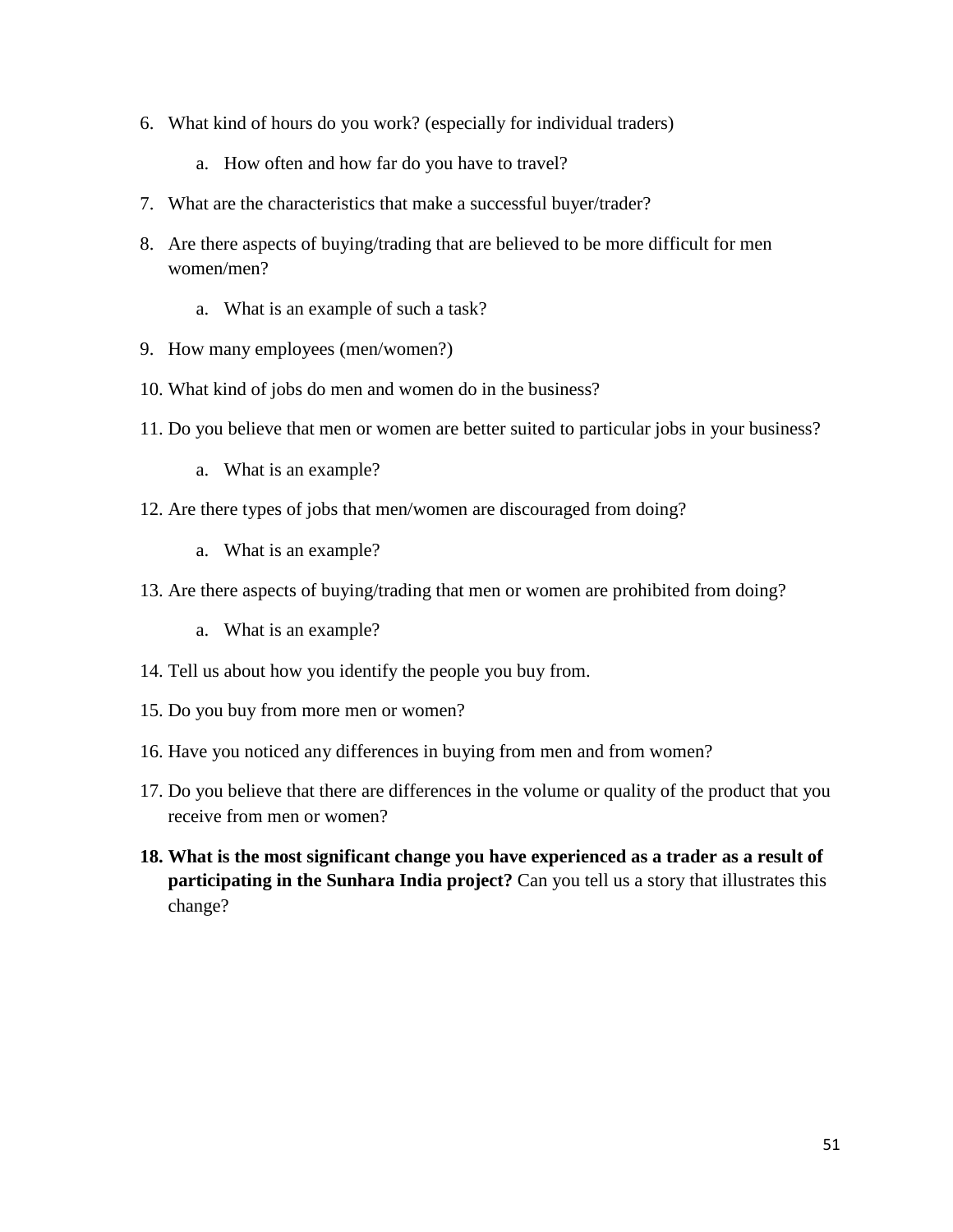6. What kind of hours do you work? (especially for individual traders)
    a. How often and how far do you have to travel?
7. What are the characteristics that make a successful buyer/trader?
8. Are there aspects of buying/trading that are believed to be more difficult for men women/men?
    a. What is an example of such a task?
9. How many employees (men/women?)
10. What kind of jobs do men and women do in the business?
11. Do you believe that men or women are better suited to particular jobs in your business?
    a. What is an example?
12. Are there types of jobs that men/women are discouraged from doing?
    a. What is an example?
13. Are there aspects of buying/trading that men or women are prohibited from doing?
    a. What is an example?
14. Tell us about how you identify the people you buy from.
15. Do you buy from more men or women?
16. Have you noticed any differences in buying from men and from women?
17. Do you believe that there are differences in the volume or quality of the product that you receive from men or women?
18. **What is the most significant change you have experienced as a trader as a result of participating in the Sunhara India project?** Can you tell us a story that illustrates this change?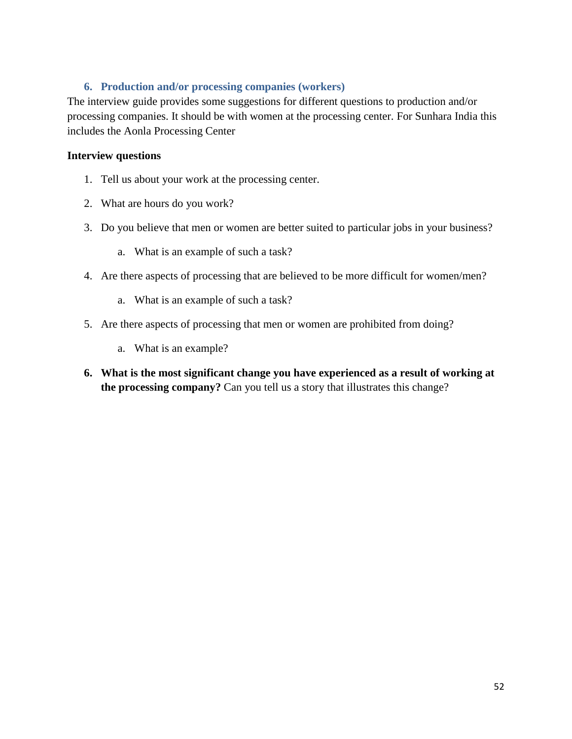## 6. Production and/or processing companies (workers)

The interview guide provides some suggestions for different questions to production and/or processing companies. It should be with women at the processing center. For Sunhara India this includes the Aonla Processing Center

**Interview questions**

1. Tell us about your work at the processing center.
2. What are hours do you work?
3. Do you believe that men or women are better suited to particular jobs in your business?
   a. What is an example of such a task?
4. Are there aspects of processing that are believed to be more difficult for women/men?
   a. What is an example of such a task?
5. Are there aspects of processing that men or women are prohibited from doing?
   a. What is an example?
6. **What is the most significant change you have experienced as a result of working at the processing company?** Can you tell us a story that illustrates this change?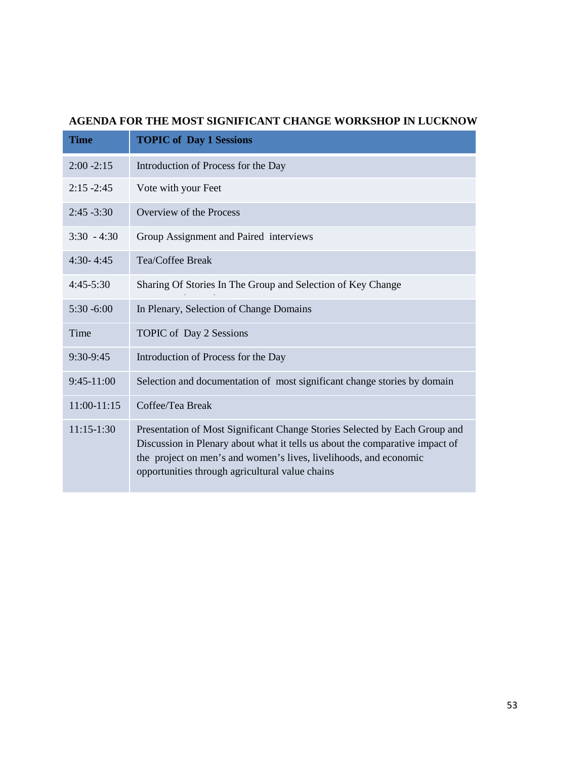**AGENDA FOR THE MOST SIGNIFICANT CHANGE WORKSHOP IN LUCKNOW**

| Time | TOPIC of Day 1 Sessions |
|---|---|
| 2:00 -2:15 | Introduction of Process for the Day |
| 2:15 -2:45 | Vote with your Feet |
| 2:45 -3:30 | Overview of the Process |
| 3:30 - 4:30 | Group Assignment and Paired interviews |
| 4:30- 4:45 | Tea/Coffee Break |
| 4:45-5:30 | Sharing Of Stories In The Group and Selection of Key Change |
| 5:30 -6:00 | In Plenary, Selection of Change Domains |
| Time | TOPIC of Day 2 Sessions |
| 9:30-9:45 | Introduction of Process for the Day |
| 9:45-11:00 | Selection and documentation of most significant change stories by domain |
| 11:00-11:15 | Coffee/Tea Break |
| 11:15-1:30 | Presentation of Most Significant Change Stories Selected by Each Group and Discussion in Plenary about what it tells us about the comparative impact of the project on men's and women's lives, livelihoods, and economic opportunities through agricultural value chains |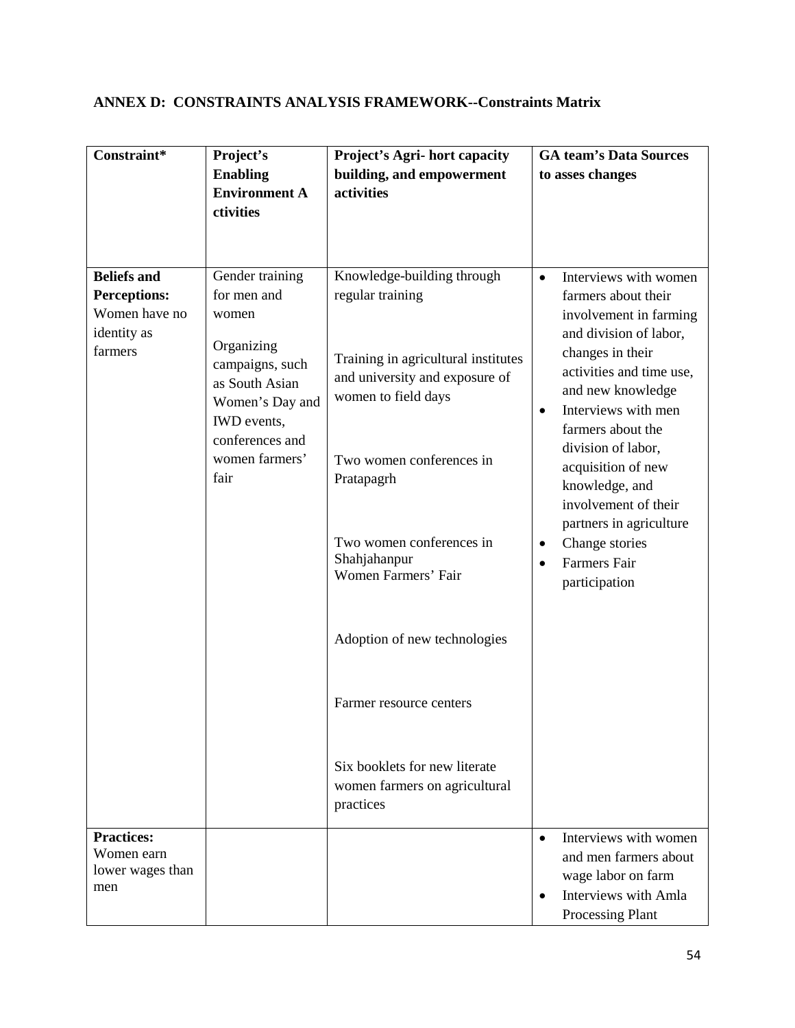**ANNEX D: CONSTRAINTS ANALYSIS FRAMEWORK--Constraints Matrix**

| Constraint* | Project's Enabling Environment A ctivities | Project's Agri- hort capacity building, and empowerment activities | GA team's Data Sources to asses changes |
|---|---|---|---|
| **Beliefs and Perceptions:** Women have no identity as farmers | Gender training for men and women<br><br>Organizing campaigns, such as South Asian Women's Day and IWD events, conferences and women farmers' fair | Knowledge-building through regular training<br><br>Training in agricultural institutes and university and exposure of women to field days<br><br>Two women conferences in Pratapagrh<br><br>Two women conferences in Shahjahanpur<br>Women Farmers' Fair<br><br>Adoption of new technologies<br><br>Farmer resource centers<br><br>Six booklets for new literate women farmers on agricultural practices | • Interviews with women farmers about their involvement in farming and division of labor, changes in their activities and time use, and new knowledge<br>• Interviews with men farmers about the division of labor, acquisition of new knowledge, and involvement of their partners in agriculture<br>• Change stories<br>• Farmers Fair participation |
| **Practices:** Women earn lower wages than men | | | • Interviews with women and men farmers about wage labor on farm<br>• Interviews with Amla Processing Plant |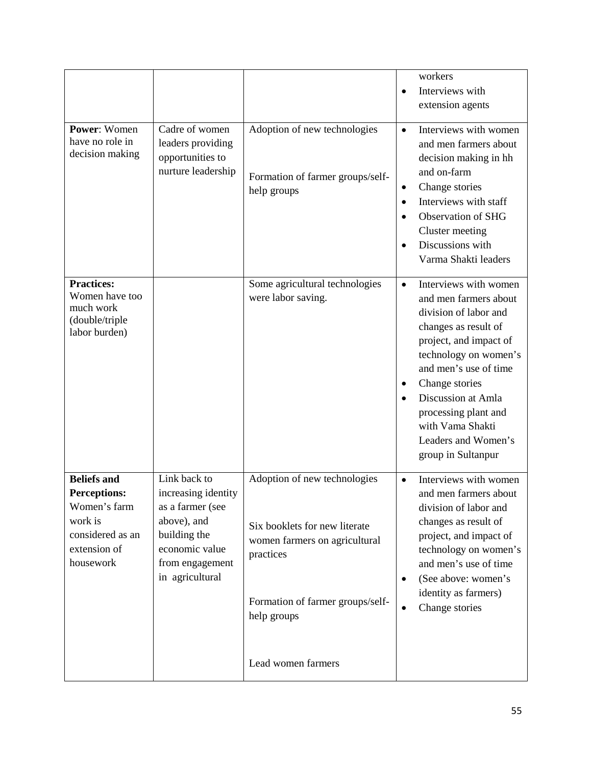| | | | • workers<br>• Interviews with extension agents |
|---|---|---|---|
| **Power**: Women have no role in decision making | Cadre of women leaders providing opportunities to nurture leadership | Adoption of new technologies<br><br>Formation of farmer groups/self-help groups | • Interviews with women and men farmers about decision making in hh and on-farm<br>• Change stories<br>• Interviews with staff<br>• Observation of SHG Cluster meeting<br>• Discussions with Varma Shakti leaders |
| **Practices:** Women have too much work (double/triple labor burden) | | Some agricultural technologies were labor saving. | • Interviews with women and men farmers about division of labor and changes as result of project, and impact of technology on women's and men's use of time<br>• Change stories<br>• Discussion at Amla processing plant and with Vama Shakti Leaders and Women's group in Sultanpur |
| **Beliefs and Perceptions:** Women's farm work is considered as an extension of housework | Link back to increasing identity as a farmer (see above), and building the economic value from engagement in agricultural | Adoption of new technologies<br><br>Six booklets for new literate women farmers on agricultural practices<br><br>Formation of farmer groups/self-help groups<br><br>Lead women farmers | • Interviews with women and men farmers about division of labor and changes as result of project, and impact of technology on women's and men's use of time<br>• (See above: women's identity as farmers)<br>• Change stories |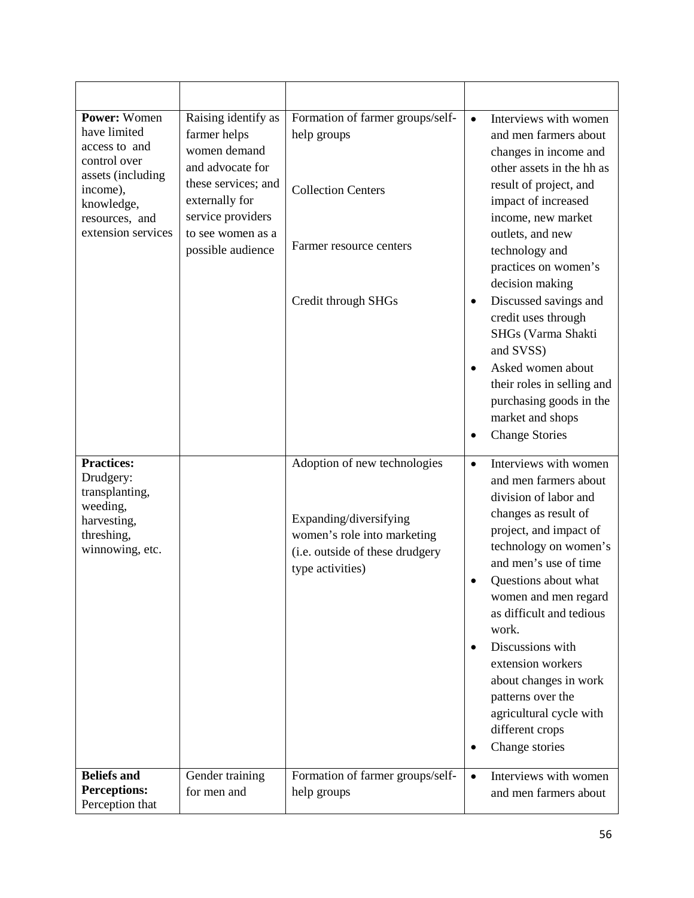| | | | |
|---|---|---|---|
| **Power:** Women have limited access to and control over assets (including income), knowledge, resources, and extension services | Raising identify as farmer helps women demand and advocate for these services; and externally for service providers to see women as a possible audience | Formation of farmer groups/self-help groups<br><br>Collection Centers<br><br>Farmer resource centers<br><br>Credit through SHGs | • Interviews with women and men farmers about changes in income and other assets in the hh as result of project, and impact of increased income, new market outlets, and new technology and practices on women's decision making<br>• Discussed savings and credit uses through SHGs (Varma Shakti and SVSS)<br>• Asked women about their roles in selling and purchasing goods in the market and shops<br>• Change Stories |
| **Practices:** Drudgery: transplanting, weeding, harvesting, threshing, winnowing, etc. | | Adoption of new technologies<br><br>Expanding/diversifying women's role into marketing (i.e. outside of these drudgery type activities) | • Interviews with women and men farmers about division of labor and changes as result of project, and impact of technology on women's and men's use of time<br>• Questions about what women and men regard as difficult and tedious work.<br>• Discussions with extension workers about changes in work patterns over the agricultural cycle with different crops<br>• Change stories |
| **Beliefs and Perceptions:** Perception that | Gender training for men and | Formation of farmer groups/self-help groups | • Interviews with women and men farmers about |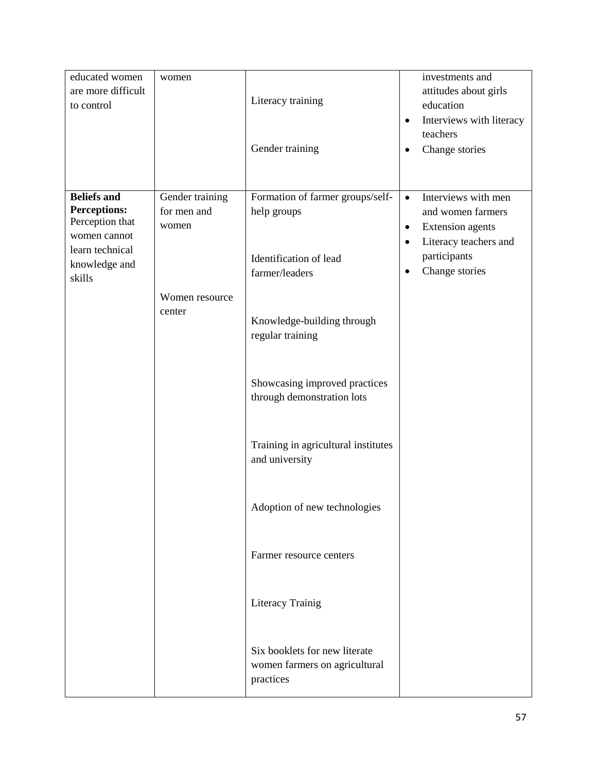| | | | |
|---|---|---|---|
| educated women are more difficult to control | women | Literacy training<br><br>Gender training | investments and attitudes about girls education<br>• Interviews with literacy teachers<br>• Change stories |
| **Beliefs and Perceptions:** Perception that women cannot learn technical knowledge and skills | Gender training for men and women<br><br>Women resource center | Formation of farmer groups/self-help groups<br><br>Identification of lead farmer/leaders<br><br>Knowledge-building through regular training<br><br>Showcasing improved practices through demonstration lots<br><br>Training in agricultural institutes and university<br><br>Adoption of new technologies<br><br>Farmer resource centers<br><br>Literacy Trainig<br><br>Six booklets for new literate women farmers on agricultural practices | • Interviews with men and women farmers<br>• Extension agents<br>• Literacy teachers and participants<br>• Change stories |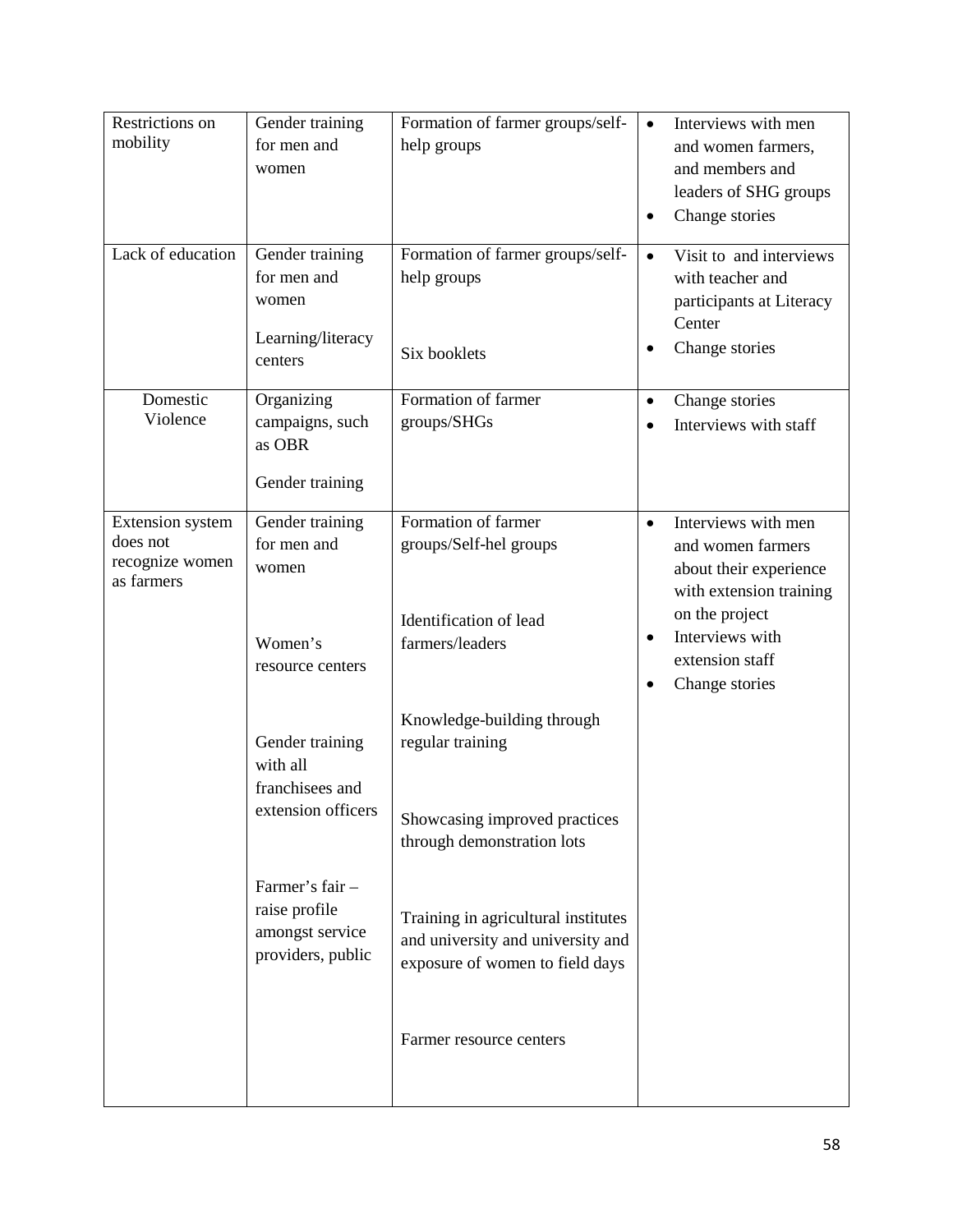| Restrictions on mobility | Gender training for men and women | Formation of farmer groups/self-help groups | • Interviews with men and women farmers, and members and leaders of SHG groups<br>• Change stories |
|---|---|---|---|
| Lack of education | Gender training for men and women<br><br>Learning/literacy centers | Formation of farmer groups/self-help groups<br><br>Six booklets | • Visit to and interviews with teacher and participants at Literacy Center<br>• Change stories |
| Domestic Violence | Organizing campaigns, such as OBR<br><br>Gender training | Formation of farmer groups/SHGs | • Change stories<br>• Interviews with staff |
| Extension system does not recognize women as farmers | Gender training for men and women<br><br>Women's resource centers<br><br>Gender training with all franchisees and extension officers<br><br>Farmer's fair – raise profile amongst service providers, public | Formation of farmer groups/Self-hel groups<br><br>Identification of lead farmers/leaders<br><br>Knowledge-building through regular training<br><br>Showcasing improved practices through demonstration lots<br><br>Training in agricultural institutes and university and university and exposure of women to field days<br><br>Farmer resource centers | • Interviews with men and women farmers about their experience with extension training on the project<br>• Interviews with extension staff<br>• Change stories |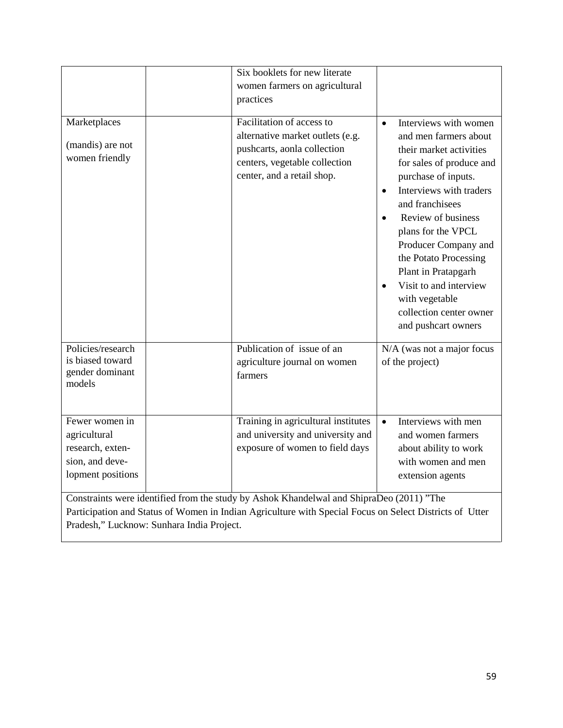| | | | |
|---|---|---|---|
| | | Six booklets for new literate women farmers on agricultural practices | |
| Marketplaces (mandis) are not women friendly | | Facilitation of access to alternative market outlets (e.g. pushcarts, aonla collection centers, vegetable collection center, and a retail shop. | • Interviews with women and men farmers about their market activities for sales of produce and purchase of inputs.<br>• Interviews with traders and franchisees<br>• Review of business plans for the VPCL Producer Company and the Potato Processing Plant in Pratapgarh<br>• Visit to and interview with vegetable collection center owner and pushcart owners |
| Policies/research is biased toward gender dominant models | | Publication of issue of an agriculture journal on women farmers | N/A (was not a major focus of the project) |
| Fewer women in agricultural research, extension, and development positions | | Training in agricultural institutes and university and university and exposure of women to field days | • Interviews with men and women farmers about ability to work with women and men extension agents |
| Constraints were identified from the study by Ashok Khandelwal and ShipraDeo (2011) "The Participation and Status of Women in Indian Agriculture with Special Focus on Select Districts of Utter Pradesh," Lucknow: Sunhara India Project. | | | |